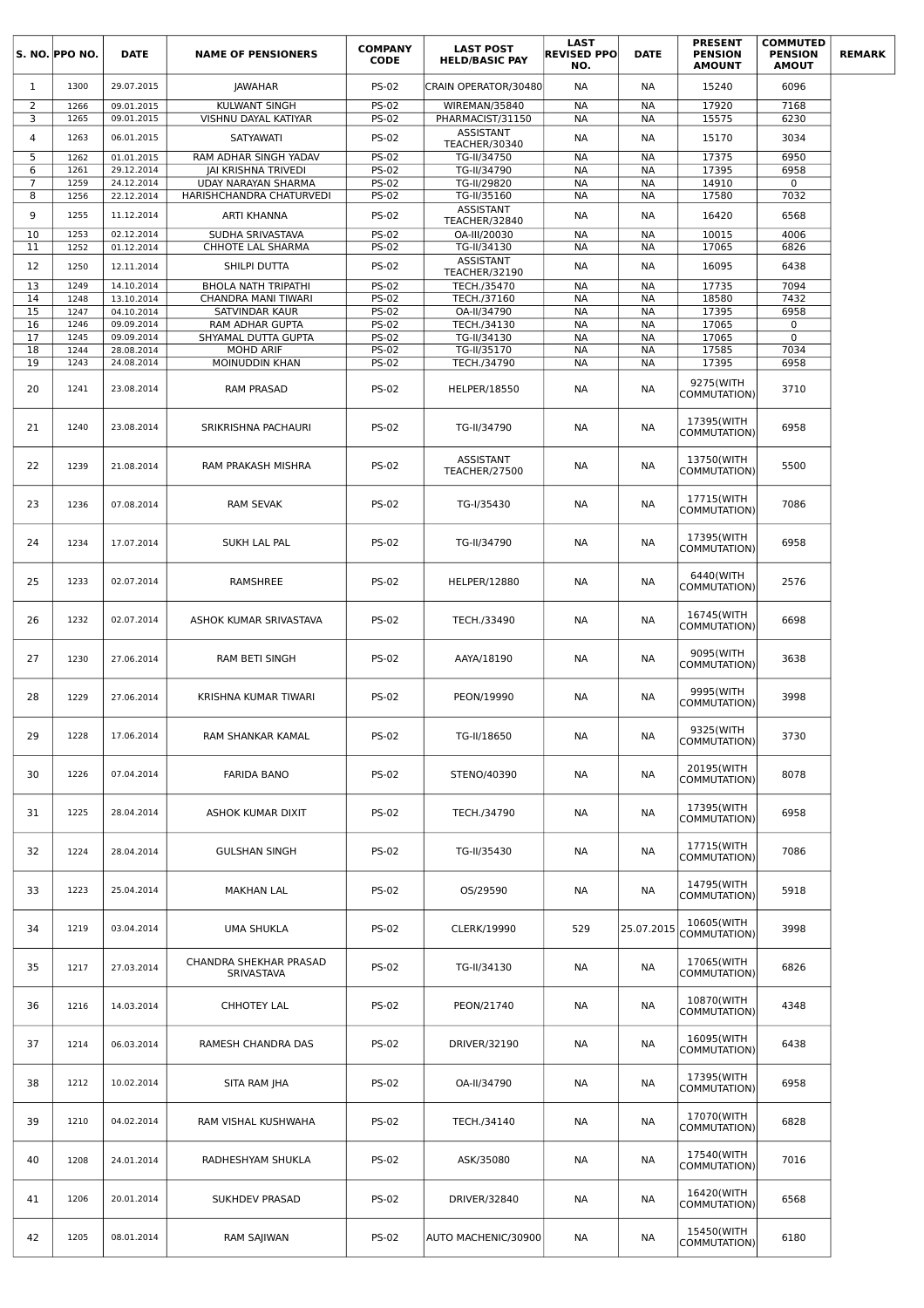| S. NO. | PPO NO. | DATE | NAME OF PENSIONERS | COMPANY CODE | LAST POST HELD/BASIC PAY | LAST REVISED PPO NO. | DATE | PRESENT PENSION AMOUNT | COMMUTED PENSION AMOUT | REMARK |
|---|---|---|---|---|---|---|---|---|---|---|
| 1 | 1300 | 29.07.2015 | JAWAHAR | PS-02 | CRAIN OPERATOR/30480 | NA | NA | 15240 | 6096 | |
| 2 | 1266 | 09.01.2015 | KULWANT SINGH | PS-02 | WIREMAN/35840 | NA | NA | 17920 | 7168 | |
| 3 | 1265 | 09.01.2015 | VISHNU DAYAL KATIYAR | PS-02 | PHARMACIST/31150 | NA | NA | 15575 | 6230 | |
| 4 | 1263 | 06.01.2015 | SATYAWATI | PS-02 | ASSISTANT TEACHER/30340 | NA | NA | 15170 | 3034 | |
| 5 | 1262 | 01.01.2015 | RAM ADHAR SINGH YADAV | PS-02 | TG-II/34750 | NA | NA | 17375 | 6950 | |
| 6 | 1261 | 29.12.2014 | JAI KRISHNA TRIVEDI | PS-02 | TG-II/34790 | NA | NA | 17395 | 6958 | |
| 7 | 1259 | 24.12.2014 | UDAY NARAYAN SHARMA | PS-02 | TG-II/29820 | NA | NA | 14910 | 0 | |
| 8 | 1256 | 22.12.2014 | HARISHCHANDRA CHATURVEDI | PS-02 | TG-II/35160 | NA | NA | 17580 | 7032 | |
| 9 | 1255 | 11.12.2014 | ARTI KHANNA | PS-02 | ASSISTANT TEACHER/32840 | NA | NA | 16420 | 6568 | |
| 10 | 1253 | 02.12.2014 | SUDHA SRIVASTAVA | PS-02 | OA-III/20030 | NA | NA | 10015 | 4006 | |
| 11 | 1252 | 01.12.2014 | CHHOTE LAL SHARMA | PS-02 | TG-II/34130 | NA | NA | 17065 | 6826 | |
| 12 | 1250 | 12.11.2014 | SHILPI DUTTA | PS-02 | ASSISTANT TEACHER/32190 | NA | NA | 16095 | 6438 | |
| 13 | 1249 | 14.10.2014 | BHOLA NATH TRIPATHI | PS-02 | TECH./35470 | NA | NA | 17735 | 7094 | |
| 14 | 1248 | 13.10.2014 | CHANDRA MANI TIWARI | PS-02 | TECH./37160 | NA | NA | 18580 | 7432 | |
| 15 | 1247 | 04.10.2014 | SATVINDAR KAUR | PS-02 | OA-II/34790 | NA | NA | 17395 | 6958 | |
| 16 | 1246 | 09.09.2014 | RAM ADHAR GUPTA | PS-02 | TECH./34130 | NA | NA | 17065 | 0 | |
| 17 | 1245 | 09.09.2014 | SHYAMAL DUTTA GUPTA | PS-02 | TG-II/34130 | NA | NA | 17065 | 0 | |
| 18 | 1244 | 28.08.2014 | MOHD ARIF | PS-02 | TG-II/35170 | NA | NA | 17585 | 7034 | |
| 19 | 1243 | 24.08.2014 | MOINUDDIN KHAN | PS-02 | TECH./34790 | NA | NA | 17395 | 6958 | |
| 20 | 1241 | 23.08.2014 | RAM PRASAD | PS-02 | HELPER/18550 | NA | NA | 9275(WITH COMMUTATION) | 3710 | |
| 21 | 1240 | 23.08.2014 | SRIKRISHNA PACHAURI | PS-02 | TG-II/34790 | NA | NA | 17395(WITH COMMUTATION) | 6958 | |
| 22 | 1239 | 21.08.2014 | RAM PRAKASH MISHRA | PS-02 | ASSISTANT TEACHER/27500 | NA | NA | 13750(WITH COMMUTATION) | 5500 | |
| 23 | 1236 | 07.08.2014 | RAM SEVAK | PS-02 | TG-I/35430 | NA | NA | 17715(WITH COMMUTATION) | 7086 | |
| 24 | 1234 | 17.07.2014 | SUKH LAL PAL | PS-02 | TG-II/34790 | NA | NA | 17395(WITH COMMUTATION) | 6958 | |
| 25 | 1233 | 02.07.2014 | RAMSHREE | PS-02 | HELPER/12880 | NA | NA | 6440(WITH COMMUTATION) | 2576 | |
| 26 | 1232 | 02.07.2014 | ASHOK KUMAR SRIVASTAVA | PS-02 | TECH./33490 | NA | NA | 16745(WITH COMMUTATION) | 6698 | |
| 27 | 1230 | 27.06.2014 | RAM BETI SINGH | PS-02 | AAYA/18190 | NA | NA | 9095(WITH COMMUTATION) | 3638 | |
| 28 | 1229 | 27.06.2014 | KRISHNA KUMAR TIWARI | PS-02 | PEON/19990 | NA | NA | 9995(WITH COMMUTATION) | 3998 | |
| 29 | 1228 | 17.06.2014 | RAM SHANKAR KAMAL | PS-02 | TG-II/18650 | NA | NA | 9325(WITH COMMUTATION) | 3730 | |
| 30 | 1226 | 07.04.2014 | FARIDA BANO | PS-02 | STENO/40390 | NA | NA | 20195(WITH COMMUTATION) | 8078 | |
| 31 | 1225 | 28.04.2014 | ASHOK KUMAR DIXIT | PS-02 | TECH./34790 | NA | NA | 17395(WITH COMMUTATION) | 6958 | |
| 32 | 1224 | 28.04.2014 | GULSHAN SINGH | PS-02 | TG-II/35430 | NA | NA | 17715(WITH COMMUTATION) | 7086 | |
| 33 | 1223 | 25.04.2014 | MAKHAN LAL | PS-02 | OS/29590 | NA | NA | 14795(WITH COMMUTATION) | 5918 | |
| 34 | 1219 | 03.04.2014 | UMA SHUKLA | PS-02 | CLERK/19990 | 529 | 25.07.2015 | 10605(WITH COMMUTATION) | 3998 | |
| 35 | 1217 | 27.03.2014 | CHANDRA SHEKHAR PRASAD SRIVASTAVA | PS-02 | TG-II/34130 | NA | NA | 17065(WITH COMMUTATION) | 6826 | |
| 36 | 1216 | 14.03.2014 | CHHOTEY LAL | PS-02 | PEON/21740 | NA | NA | 10870(WITH COMMUTATION) | 4348 | |
| 37 | 1214 | 06.03.2014 | RAMESH CHANDRA DAS | PS-02 | DRIVER/32190 | NA | NA | 16095(WITH COMMUTATION) | 6438 | |
| 38 | 1212 | 10.02.2014 | SITA RAM JHA | PS-02 | OA-II/34790 | NA | NA | 17395(WITH COMMUTATION) | 6958 | |
| 39 | 1210 | 04.02.2014 | RAM VISHAL KUSHWAHA | PS-02 | TECH./34140 | NA | NA | 17070(WITH COMMUTATION) | 6828 | |
| 40 | 1208 | 24.01.2014 | RADHESHYAM SHUKLA | PS-02 | ASK/35080 | NA | NA | 17540(WITH COMMUTATION) | 7016 | |
| 41 | 1206 | 20.01.2014 | SUKHDEV PRASAD | PS-02 | DRIVER/32840 | NA | NA | 16420(WITH COMMUTATION) | 6568 | |
| 42 | 1205 | 08.01.2014 | RAM SAJIWAN | PS-02 | AUTO MACHENIC/30900 | NA | NA | 15450(WITH COMMUTATION) | 6180 | |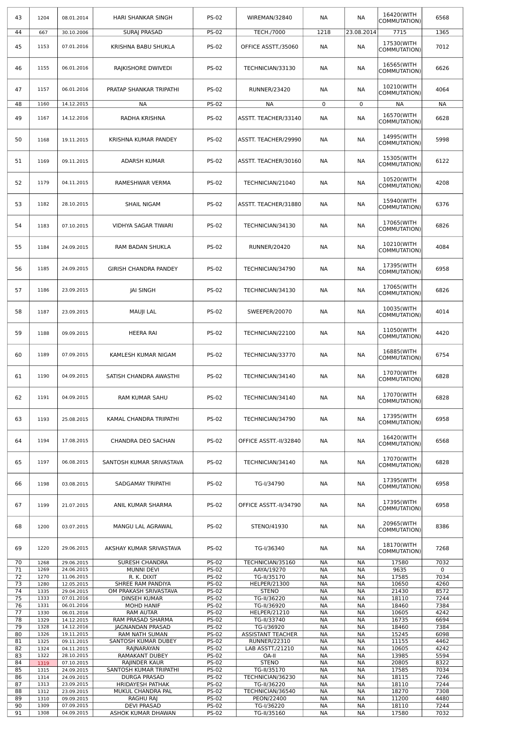| 43 | 1204 | 08.01.2014 | HARI SHANKAR SINGH | PS-02 | WIREMAN/32840 | NA | NA | 16420(WITH COMMUTATION) | 6568 |
|---|---|---|---|---|---|---|---|---|---|
| 44 | 667 | 30.10.2006 | SURAJ PRASAD | PS-02 | TECH./7000 | 1218 | 23.08.2014 | 7715 | 1365 |
| 45 | 1153 | 07.01.2016 | KRISHNA BABU SHUKLA | PS-02 | OFFICE ASSTT./35060 | NA | NA | 17530(WITH COMMUTATION) | 7012 |
| 46 | 1155 | 06.01.2016 | RAJKISHORE DWIVEDI | PS-02 | TECHNICIAN/33130 | NA | NA | 16565(WITH COMMUTATION) | 6626 |
| 47 | 1157 | 06.01.2016 | PRATAP SHANKAR TRIPATHI | PS-02 | RUNNER/23420 | NA | NA | 10210(WITH COMMUTATION) | 4064 |
| 48 | 1160 | 14.12.2015 | NA | PS-02 | NA | 0 | 0 | NA | NA |
| 49 | 1167 | 14.12.2016 | RADHA KRISHNA | PS-02 | ASSTT. TEACHER/33140 | NA | NA | 16570(WITH COMMUTATION) | 6628 |
| 50 | 1168 | 19.11.2015 | KRISHNA KUMAR PANDEY | PS-02 | ASSTT. TEACHER/29990 | NA | NA | 14995(WITH COMMUTATION) | 5998 |
| 51 | 1169 | 09.11.2015 | ADARSH KUMAR | PS-02 | ASSTT. TEACHER/30160 | NA | NA | 15305(WITH COMMUTATION) | 6122 |
| 52 | 1179 | 04.11.2015 | RAMESHWAR VERMA | PS-02 | TECHNICIAN/21040 | NA | NA | 10520(WITH COMMUTATION) | 4208 |
| 53 | 1182 | 28.10.2015 | SHAIL NIGAM | PS-02 | ASSTT. TEACHER/31880 | NA | NA | 15940(WITH COMMUTATION) | 6376 |
| 54 | 1183 | 07.10.2015 | VIDHYA SAGAR TIWARI | PS-02 | TECHNICIAN/34130 | NA | NA | 17065(WITH COMMUTATION) | 6826 |
| 55 | 1184 | 24.09.2015 | RAM BADAN SHUKLA | PS-02 | RUNNER/20420 | NA | NA | 10210(WITH COMMUTATION) | 4084 |
| 56 | 1185 | 24.09.2015 | GIRISH CHANDRA PANDEY | PS-02 | TECHNICIAN/34790 | NA | NA | 17395(WITH COMMUTATION) | 6958 |
| 57 | 1186 | 23.09.2015 | JAI SINGH | PS-02 | TECHNICIAN/34130 | NA | NA | 17065(WITH COMMUTATION) | 6826 |
| 58 | 1187 | 23.09.2015 | MAUJI LAL | PS-02 | SWEEPER/20070 | NA | NA | 10035(WITH COMMUTATION) | 4014 |
| 59 | 1188 | 09.09.2015 | HEERA RAI | PS-02 | TECHNICIAN/22100 | NA | NA | 11050(WITH COMMUTATION) | 4420 |
| 60 | 1189 | 07.09.2015 | KAMLESH KUMAR NIGAM | PS-02 | TECHNICIAN/33770 | NA | NA | 16885(WITH COMMUTATION) | 6754 |
| 61 | 1190 | 04.09.2015 | SATISH CHANDRA AWASTHI | PS-02 | TECHNICIAN/34140 | NA | NA | 17070(WITH COMMUTATION) | 6828 |
| 62 | 1191 | 04.09.2015 | RAM KUMAR SAHU | PS-02 | TECHNICIAN/34140 | NA | NA | 17070(WITH COMMUTATION) | 6828 |
| 63 | 1193 | 25.08.2015 | KAMAL CHANDRA TRIPATHI | PS-02 | TECHNICIAN/34790 | NA | NA | 17395(WITH COMMUTATION) | 6958 |
| 64 | 1194 | 17.08.2015 | CHANDRA DEO SACHAN | PS-02 | OFFICE ASSTT.-II/32840 | NA | NA | 16420(WITH COMMUTATION) | 6568 |
| 65 | 1197 | 06.08.2015 | SANTOSH KUMAR SRIVASTAVA | PS-02 | TECHNICIAN/34140 | NA | NA | 17070(WITH COMMUTATION) | 6828 |
| 66 | 1198 | 03.08.2015 | SADGAMAY TRIPATHI | PS-02 | TG-I/34790 | NA | NA | 17395(WITH COMMUTATION) | 6958 |
| 67 | 1199 | 21.07.2015 | ANIL KUMAR SHARMA | PS-02 | OFFICE ASSTT.-II/34790 | NA | NA | 17395(WITH COMMUTATION) | 6958 |
| 68 | 1200 | 03.07.2015 | MANGU LAL AGRAWAL | PS-02 | STENO/41930 | NA | NA | 20965(WITH COMMUTATION) | 8386 |
| 69 | 1220 | 29.06.2015 | AKSHAY KUMAR SRIVASTAVA | PS-02 | TG-I/36340 | NA | NA | 18170(WITH COMMUTATION) | 7268 |
| 70 | 1268 | 29.06.2015 | SURESH CHANDRA | PS-02 | TECHNICIAN/35160 | NA | NA | 17580 | 7032 |
| 71 | 1269 | 24.06.2015 | MUNNI DEVI | PS-02 | AAYA/19270 | NA | NA | 9635 | 0 |
| 72 | 1270 | 11.06.2015 | R. K. DIXIT | PS-02 | TG-II/35170 | NA | NA | 17585 | 7034 |
| 73 | 1280 | 12.05.2015 | SHREE RAM PANDIYA | PS-02 | HELPER/21300 | NA | NA | 10650 | 4260 |
| 74 | 1335 | 29.04.2015 | OM PRAKASH SRIVASTAVA | PS-02 | STENO | NA | NA | 21430 | 8572 |
| 75 | 1333 | 07.01.2016 | DINSEH KUMAR | PS-02 | TG-II/36220 | NA | NA | 18110 | 7244 |
| 76 | 1331 | 06.01.2016 | MOHD HANIF | PS-02 | TG-II/36920 | NA | NA | 18460 | 7384 |
| 77 | 1330 | 06.01.2016 | RAM AUTAR | PS-02 | HELPER/21210 | NA | NA | 10605 | 4242 |
| 78 | 1329 | 14.12.2015 | RAM PRASAD SHARMA | PS-02 | TG-II/33740 | NA | NA | 16735 | 6694 |
| 79 | 1328 | 14.12.2016 | JAGNANDAN PRASAD | PS-02 | TG-I/36920 | NA | NA | 18460 | 7384 |
| 80 | 1326 | 19.11.2015 | RAM NATH SUMAN | PS-02 | ASSISTANT TEACHER | NA | NA | 15245 | 6098 |
| 81 | 1325 | 09.11.2015 | SANTOSH KUMAR DUBEY | PS-02 | RUNNER/22310 | NA | NA | 11155 | 4462 |
| 82 | 1324 | 04.11.2015 | RAJNARAYAN | PS-02 | LAB ASSTT./21210 | NA | NA | 10605 | 4242 |
| 83 | 1322 | 28.10.2015 | RAMAKANT DUBEY | PS-02 | OA-II | NA | NA | 13985 | 5594 |
| 84 | 1319 | 07.10.2015 | RAJINDER KAUR | PS-02 | STENO | NA | NA | 20805 | 8322 |
| 85 | 1315 | 24.09.2015 | SANTOSH KUMAR TRIPATHI | PS-02 | TG-II/35170 | NA | NA | 17585 | 7034 |
| 86 | 1314 | 24.09.2015 | DURGA PRASAD | PS-02 | TECHNICIAN/36230 | NA | NA | 18115 | 7246 |
| 87 | 1313 | 23.09.2015 | HRIDAYESH PATHAK | PS-02 | TG-II/36220 | NA | NA | 18110 | 7244 |
| 88 | 1312 | 23.09.2015 | MUKUL CHANDRA PAL | PS-02 | TECHNICIAN/36540 | NA | NA | 18270 | 7308 |
| 89 | 1310 | 09.09.2015 | RAGHU RAJ | PS-02 | PEON/22400 | NA | NA | 11200 | 4480 |
| 90 | 1309 | 07.09.2015 | DEVI PRASAD | PS-02 | TG-I/36220 | NA | NA | 18110 | 7244 |
| 91 | 1308 | 04.09.2015 | ASHOK KUMAR DHAWAN | PS-02 | TG-II/35160 | NA | NA | 17580 | 7032 |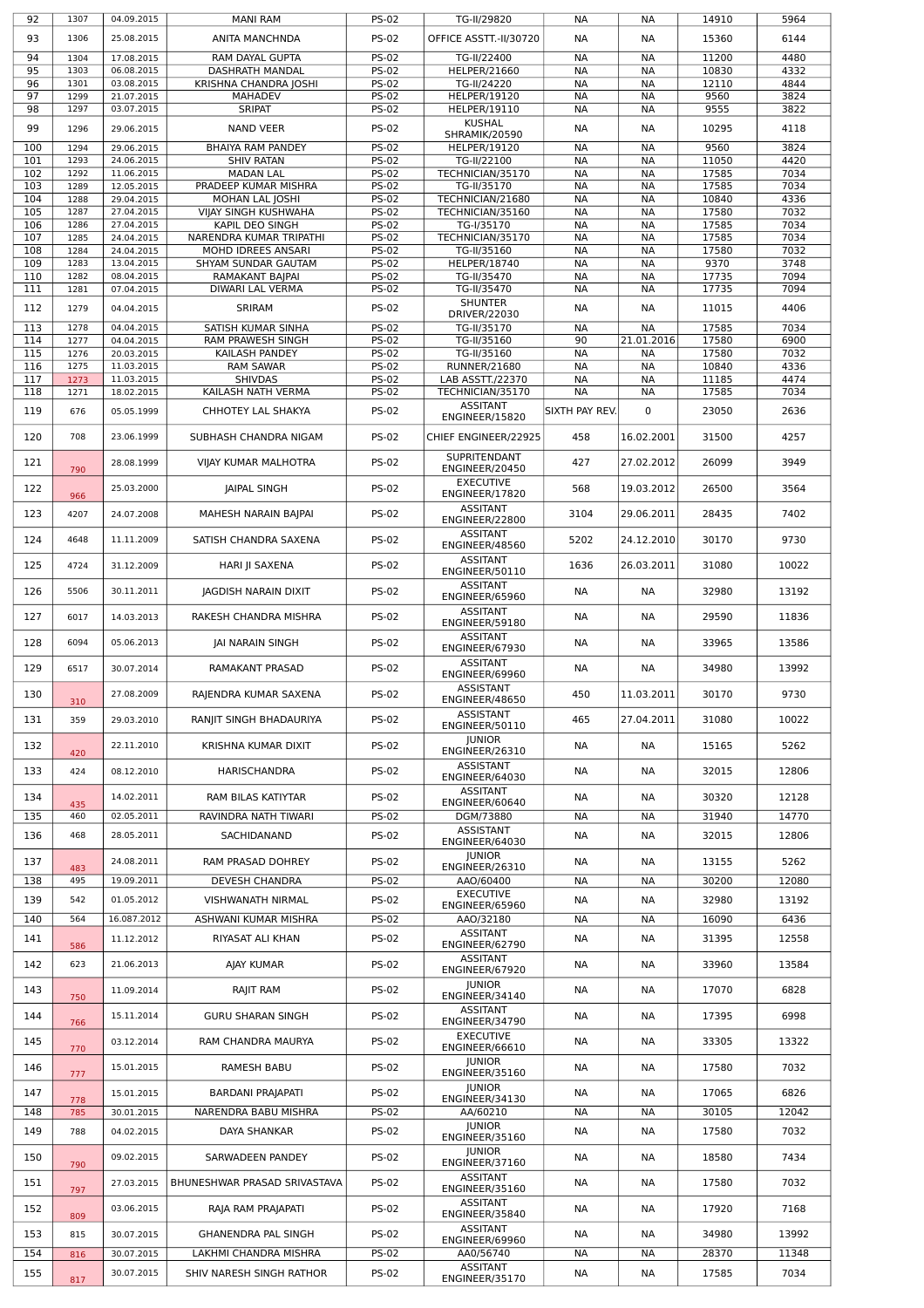| | | | | | | | | | |
|---|---|---|---|---|---|---|---|---|---|
| 92 | 1307 | 04.09.2015 | MANI RAM | PS-02 | TG-II/29820 | NA | NA | 14910 | 5964 |
| 93 | 1306 | 25.08.2015 | ANITA MANCHNDA | PS-02 | OFFICE ASSTT.-II/30720 | NA | NA | 15360 | 6144 |
| 94 | 1304 | 17.08.2015 | RAM DAYAL GUPTA | PS-02 | TG-II/22400 | NA | NA | 11200 | 4480 |
| 95 | 1303 | 06.08.2015 | DASHRATH MANDAL | PS-02 | HELPER/21660 | NA | NA | 10830 | 4332 |
| 96 | 1301 | 03.08.2015 | KRISHNA CHANDRA JOSHI | PS-02 | TG-II/24220 | NA | NA | 12110 | 4844 |
| 97 | 1299 | 21.07.2015 | MAHADEV | PS-02 | HELPER/19120 | NA | NA | 9560 | 3824 |
| 98 | 1297 | 03.07.2015 | SRIPAT | PS-02 | HELPER/19110 | NA | NA | 9555 | 3822 |
| 99 | 1296 | 29.06.2015 | NAND VEER | PS-02 | KUSHAL SHRAMIK/20590 | NA | NA | 10295 | 4118 |
| 100 | 1294 | 29.06.2015 | BHAIYA RAM PANDEY | PS-02 | HELPER/19120 | NA | NA | 9560 | 3824 |
| 101 | 1293 | 24.06.2015 | SHIV RATAN | PS-02 | TG-II/22100 | NA | NA | 11050 | 4420 |
| 102 | 1292 | 11.06.2015 | MADAN LAL | PS-02 | TECHNICIAN/35170 | NA | NA | 17585 | 7034 |
| 103 | 1289 | 12.05.2015 | PRADEEP KUMAR MISHRA | PS-02 | TG-II/35170 | NA | NA | 17585 | 7034 |
| 104 | 1288 | 29.04.2015 | MOHAN LAL JOSHI | PS-02 | TECHNICIAN/21680 | NA | NA | 10840 | 4336 |
| 105 | 1287 | 27.04.2015 | VIJAY SINGH KUSHWAHA | PS-02 | TECHNICIAN/35160 | NA | NA | 17580 | 7032 |
| 106 | 1286 | 27.04.2015 | KAPIL DEO SINGH | PS-02 | TG-I/35170 | NA | NA | 17585 | 7034 |
| 107 | 1285 | 24.04.2015 | NARENDRA KUMAR TRIPATHI | PS-02 | TECHNICIAN/35170 | NA | NA | 17585 | 7034 |
| 108 | 1284 | 24.04.2015 | MOHD IDREES ANSARI | PS-02 | TG-II/35160 | NA | NA | 17580 | 7032 |
| 109 | 1283 | 13.04.2015 | SHYAM SUNDAR GAUTAM | PS-02 | HELPER/18740 | NA | NA | 9370 | 3748 |
| 110 | 1282 | 08.04.2015 | RAMAKANT BAJPAI | PS-02 | TG-II/35470 | NA | NA | 17735 | 7094 |
| 111 | 1281 | 07.04.2015 | DIWARI LAL VERMA | PS-02 | TG-II/35470 | NA | NA | 17735 | 7094 |
| 112 | 1279 | 04.04.2015 | SRIRAM | PS-02 | SHUNTER DRIVER/22030 | NA | NA | 11015 | 4406 |
| 113 | 1278 | 04.04.2015 | SATISH KUMAR SINHA | PS-02 | TG-II/35170 | NA | NA | 17585 | 7034 |
| 114 | 1277 | 04.04.2015 | RAM PRAWESH SINGH | PS-02 | TG-II/35160 | 90 | 21.01.2016 | 17580 | 6900 |
| 115 | 1276 | 20.03.2015 | KAILASH PANDEY | PS-02 | TG-II/35160 | NA | NA | 17580 | 7032 |
| 116 | 1275 | 11.03.2015 | RAM SAWAR | PS-02 | RUNNER/21680 | NA | NA | 10840 | 4336 |
| 117 | 1273 | 11.03.2015 | SHIVDAS | PS-02 | LAB ASSTT./22370 | NA | NA | 11185 | 4474 |
| 118 | 1271 | 18.02.2015 | KAILASH NATH VERMA | PS-02 | TECHNICIAN/35170 | NA | NA | 17585 | 7034 |
| 119 | 676 | 05.05.1999 | CHHOTEY LAL SHAKYA | PS-02 | ASSITANT ENGINEER/15820 | SIXTH PAY REV. | 0 | 23050 | 2636 |
| 120 | 708 | 23.06.1999 | SUBHASH CHANDRA NIGAM | PS-02 | CHIEF ENGINEER/22925 | 458 | 16.02.2001 | 31500 | 4257 |
| 121 | 790 | 28.08.1999 | VIJAY KUMAR MALHOTRA | PS-02 | SUPRITENDANT ENGINEER/20450 | 427 | 27.02.2012 | 26099 | 3949 |
| 122 | 966 | 25.03.2000 | JAIPAL SINGH | PS-02 | EXECUTIVE ENGINEER/17820 | 568 | 19.03.2012 | 26500 | 3564 |
| 123 | 4207 | 24.07.2008 | MAHESH NARAIN BAJPAI | PS-02 | ASSITANT ENGINEER/22800 | 3104 | 29.06.2011 | 28435 | 7402 |
| 124 | 4648 | 11.11.2009 | SATISH CHANDRA SAXENA | PS-02 | ASSITANT ENGINEER/48560 | 5202 | 24.12.2010 | 30170 | 9730 |
| 125 | 4724 | 31.12.2009 | HARI JI SAXENA | PS-02 | ASSITANT ENGINEER/50110 | 1636 | 26.03.2011 | 31080 | 10022 |
| 126 | 5506 | 30.11.2011 | JAGDISH NARAIN DIXIT | PS-02 | ASSITANT ENGINEER/65960 | NA | NA | 32980 | 13192 |
| 127 | 6017 | 14.03.2013 | RAKESH CHANDRA MISHRA | PS-02 | ASSITANT ENGINEER/59180 | NA | NA | 29590 | 11836 |
| 128 | 6094 | 05.06.2013 | JAI NARAIN SINGH | PS-02 | ASSITANT ENGINEER/67930 | NA | NA | 33965 | 13586 |
| 129 | 6517 | 30.07.2014 | RAMAKANT PRASAD | PS-02 | ASSITANT ENGINEER/69960 | NA | NA | 34980 | 13992 |
| 130 | 310 | 27.08.2009 | RAJENDRA KUMAR SAXENA | PS-02 | ASSISTANT ENGINEER/48650 | 450 | 11.03.2011 | 30170 | 9730 |
| 131 | 359 | 29.03.2010 | RANJIT SINGH BHADAURIYA | PS-02 | ASSISTANT ENGINEER/50110 | 465 | 27.04.2011 | 31080 | 10022 |
| 132 | 420 | 22.11.2010 | KRISHNA KUMAR DIXIT | PS-02 | JUNIOR ENGINEER/26310 | NA | NA | 15165 | 5262 |
| 133 | 424 | 08.12.2010 | HARISCHANDRA | PS-02 | ASSISTANT ENGINEER/64030 | NA | NA | 32015 | 12806 |
| 134 | 435 | 14.02.2011 | RAM BILAS KATIYTAR | PS-02 | ASSITANT ENGINEER/60640 | NA | NA | 30320 | 12128 |
| 135 | 460 | 02.05.2011 | RAVINDRA NATH TIWARI | PS-02 | DGM/73880 | NA | NA | 31940 | 14770 |
| 136 | 468 | 28.05.2011 | SACHIDANAND | PS-02 | ASSISTANT ENGINEER/64030 | NA | NA | 32015 | 12806 |
| 137 | 483 | 24.08.2011 | RAM PRASAD DOHREY | PS-02 | JUNIOR ENGINEER/26310 | NA | NA | 13155 | 5262 |
| 138 | 495 | 19.09.2011 | DEVESH CHANDRA | PS-02 | AAO/60400 | NA | NA | 30200 | 12080 |
| 139 | 542 | 01.05.2012 | VISHWANATH NIRMAL | PS-02 | EXECUTIVE ENGINEER/65960 | NA | NA | 32980 | 13192 |
| 140 | 564 | 16.087.2012 | ASHWANI KUMAR MISHRA | PS-02 | AAO/32180 | NA | NA | 16090 | 6436 |
| 141 | 586 | 11.12.2012 | RIYASAT ALI KHAN | PS-02 | ASSITANT ENGINEER/62790 | NA | NA | 31395 | 12558 |
| 142 | 623 | 21.06.2013 | AJAY KUMAR | PS-02 | ASSITANT ENGINEER/67920 | NA | NA | 33960 | 13584 |
| 143 | 750 | 11.09.2014 | RAJIT RAM | PS-02 | JUNIOR ENGINEER/34140 | NA | NA | 17070 | 6828 |
| 144 | 766 | 15.11.2014 | GURU SHARAN SINGH | PS-02 | ASSITANT ENGINEER/34790 | NA | NA | 17395 | 6998 |
| 145 | 770 | 03.12.2014 | RAM CHANDRA MAURYA | PS-02 | EXECUTIVE ENGINEER/66610 | NA | NA | 33305 | 13322 |
| 146 | 777 | 15.01.2015 | RAMESH BABU | PS-02 | JUNIOR ENGINEER/35160 | NA | NA | 17580 | 7032 |
| 147 | 778 | 15.01.2015 | BARDANI PRAJAPATI | PS-02 | JUNIOR ENGINEER/34130 | NA | NA | 17065 | 6826 |
| 148 | 785 | 30.01.2015 | NARENDRA BABU MISHRA | PS-02 | AA/60210 | NA | NA | 30105 | 12042 |
| 149 | 788 | 04.02.2015 | DAYA SHANKAR | PS-02 | JUNIOR ENGINEER/35160 | NA | NA | 17580 | 7032 |
| 150 | 790 | 09.02.2015 | SARWADEEN PANDEY | PS-02 | JUNIOR ENGINEER/37160 | NA | NA | 18580 | 7434 |
| 151 | 797 | 27.03.2015 | BHUNESHWAR PRASAD SRIVASTAVA | PS-02 | ASSITANT ENGINEER/35160 | NA | NA | 17580 | 7032 |
| 152 | 809 | 03.06.2015 | RAJA RAM PRAJAPATI | PS-02 | ASSITANT ENGINEER/35840 | NA | NA | 17920 | 7168 |
| 153 | 815 | 30.07.2015 | GHANENDRA PAL SINGH | PS-02 | ASSITANT ENGINEER/69960 | NA | NA | 34980 | 13992 |
| 154 | 816 | 30.07.2015 | LAKHMI CHANDRA MISHRA | PS-02 | AA0/56740 | NA | NA | 28370 | 11348 |
| 155 | 817 | 30.07.2015 | SHIV NARESH SINGH RATHOR | PS-02 | ASSITANT ENGINEER/35170 | NA | NA | 17585 | 7034 |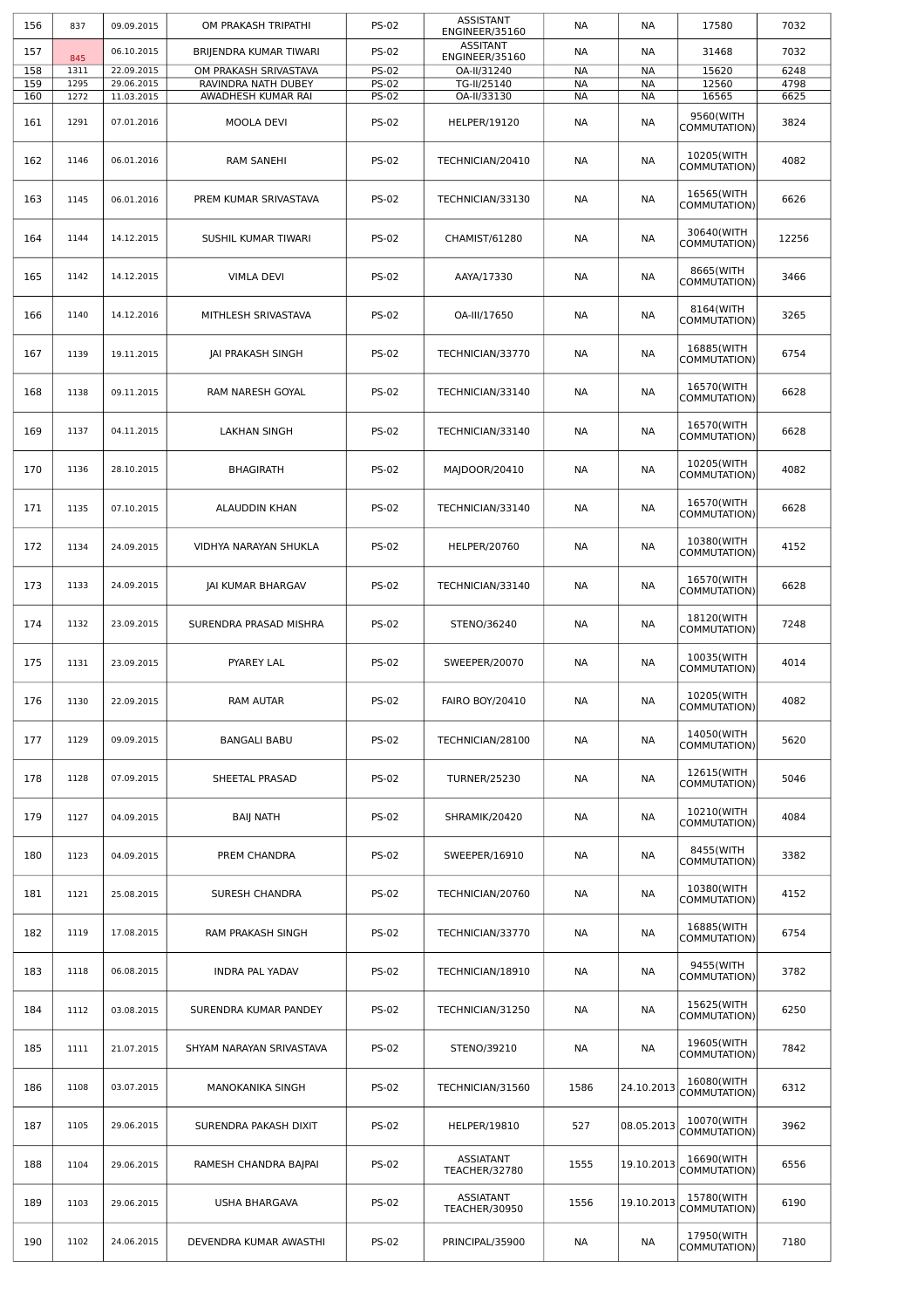| 156 | 837 | 09.09.2015 | OM PRAKASH TRIPATHI | PS-02 | ASSISTANT ENGINEER/35160 | NA | NA | 17580 | 7032 |
|---|---|---|---|---|---|---|---|---|---|
| 157 | 845 | 06.10.2015 | BRIJENDRA KUMAR TIWARI | PS-02 | ASSITANT ENGINEER/35160 | NA | NA | 31468 | 7032 |
| 158 | 1311 | 22.09.2015 | OM PRAKASH SRIVASTAVA | PS-02 | OA-II/31240 | NA | NA | 15620 | 6248 |
| 159 | 1295 | 29.06.2015 | RAVINDRA NATH DUBEY | PS-02 | TG-II/25140 | NA | NA | 12560 | 4798 |
| 160 | 1272 | 11.03.2015 | AWADHESH KUMAR RAI | PS-02 | OA-II/33130 | NA | NA | 16565 | 6625 |
| 161 | 1291 | 07.01.2016 | MOOLA DEVI | PS-02 | HELPER/19120 | NA | NA | 9560(WITH COMMUTATION) | 3824 |
| 162 | 1146 | 06.01.2016 | RAM SANEHI | PS-02 | TECHNICIAN/20410 | NA | NA | 10205(WITH COMMUTATION) | 4082 |
| 163 | 1145 | 06.01.2016 | PREM KUMAR SRIVASTAVA | PS-02 | TECHNICIAN/33130 | NA | NA | 16565(WITH COMMUTATION) | 6626 |
| 164 | 1144 | 14.12.2015 | SUSHIL KUMAR TIWARI | PS-02 | CHAMIST/61280 | NA | NA | 30640(WITH COMMUTATION) | 12256 |
| 165 | 1142 | 14.12.2015 | VIMLA DEVI | PS-02 | AAYA/17330 | NA | NA | 8665(WITH COMMUTATION) | 3466 |
| 166 | 1140 | 14.12.2016 | MITHLESH SRIVASTAVA | PS-02 | OA-III/17650 | NA | NA | 8164(WITH COMMUTATION) | 3265 |
| 167 | 1139 | 19.11.2015 | JAI PRAKASH SINGH | PS-02 | TECHNICIAN/33770 | NA | NA | 16885(WITH COMMUTATION) | 6754 |
| 168 | 1138 | 09.11.2015 | RAM NARESH GOYAL | PS-02 | TECHNICIAN/33140 | NA | NA | 16570(WITH COMMUTATION) | 6628 |
| 169 | 1137 | 04.11.2015 | LAKHAN SINGH | PS-02 | TECHNICIAN/33140 | NA | NA | 16570(WITH COMMUTATION) | 6628 |
| 170 | 1136 | 28.10.2015 | BHAGIRATH | PS-02 | MAJDOOR/20410 | NA | NA | 10205(WITH COMMUTATION) | 4082 |
| 171 | 1135 | 07.10.2015 | ALAUDDIN KHAN | PS-02 | TECHNICIAN/33140 | NA | NA | 16570(WITH COMMUTATION) | 6628 |
| 172 | 1134 | 24.09.2015 | VIDHYA NARAYAN SHUKLA | PS-02 | HELPER/20760 | NA | NA | 10380(WITH COMMUTATION) | 4152 |
| 173 | 1133 | 24.09.2015 | JAI KUMAR BHARGAV | PS-02 | TECHNICIAN/33140 | NA | NA | 16570(WITH COMMUTATION) | 6628 |
| 174 | 1132 | 23.09.2015 | SURENDRA PRASAD MISHRA | PS-02 | STENO/36240 | NA | NA | 18120(WITH COMMUTATION) | 7248 |
| 175 | 1131 | 23.09.2015 | PYAREY LAL | PS-02 | SWEEPER/20070 | NA | NA | 10035(WITH COMMUTATION) | 4014 |
| 176 | 1130 | 22.09.2015 | RAM AUTAR | PS-02 | FAIRO BOY/20410 | NA | NA | 10205(WITH COMMUTATION) | 4082 |
| 177 | 1129 | 09.09.2015 | BANGALI BABU | PS-02 | TECHNICIAN/28100 | NA | NA | 14050(WITH COMMUTATION) | 5620 |
| 178 | 1128 | 07.09.2015 | SHEETAL PRASAD | PS-02 | TURNER/25230 | NA | NA | 12615(WITH COMMUTATION) | 5046 |
| 179 | 1127 | 04.09.2015 | BAIJ NATH | PS-02 | SHRAMIK/20420 | NA | NA | 10210(WITH COMMUTATION) | 4084 |
| 180 | 1123 | 04.09.2015 | PREM CHANDRA | PS-02 | SWEEPER/16910 | NA | NA | 8455(WITH COMMUTATION) | 3382 |
| 181 | 1121 | 25.08.2015 | SURESH CHANDRA | PS-02 | TECHNICIAN/20760 | NA | NA | 10380(WITH COMMUTATION) | 4152 |
| 182 | 1119 | 17.08.2015 | RAM PRAKASH SINGH | PS-02 | TECHNICIAN/33770 | NA | NA | 16885(WITH COMMUTATION) | 6754 |
| 183 | 1118 | 06.08.2015 | INDRA PAL YADAV | PS-02 | TECHNICIAN/18910 | NA | NA | 9455(WITH COMMUTATION) | 3782 |
| 184 | 1112 | 03.08.2015 | SURENDRA KUMAR PANDEY | PS-02 | TECHNICIAN/31250 | NA | NA | 15625(WITH COMMUTATION) | 6250 |
| 185 | 1111 | 21.07.2015 | SHYAM NARAYAN SRIVASTAVA | PS-02 | STENO/39210 | NA | NA | 19605(WITH COMMUTATION) | 7842 |
| 186 | 1108 | 03.07.2015 | MANOKANIKA SINGH | PS-02 | TECHNICIAN/31560 | 1586 | 24.10.2013 | 16080(WITH COMMUTATION) | 6312 |
| 187 | 1105 | 29.06.2015 | SURENDRA PAKASH DIXIT | PS-02 | HELPER/19810 | 527 | 08.05.2013 | 10070(WITH COMMUTATION) | 3962 |
| 188 | 1104 | 29.06.2015 | RAMESH CHANDRA BAJPAI | PS-02 | ASSIATANT TEACHER/32780 | 1555 | 19.10.2013 | 16690(WITH COMMUTATION) | 6556 |
| 189 | 1103 | 29.06.2015 | USHA BHARGAVA | PS-02 | ASSIATANT TEACHER/30950 | 1556 | 19.10.2013 | 15780(WITH COMMUTATION) | 6190 |
| 190 | 1102 | 24.06.2015 | DEVENDRA KUMAR AWASTHI | PS-02 | PRINCIPAL/35900 | NA | NA | 17950(WITH COMMUTATION) | 7180 |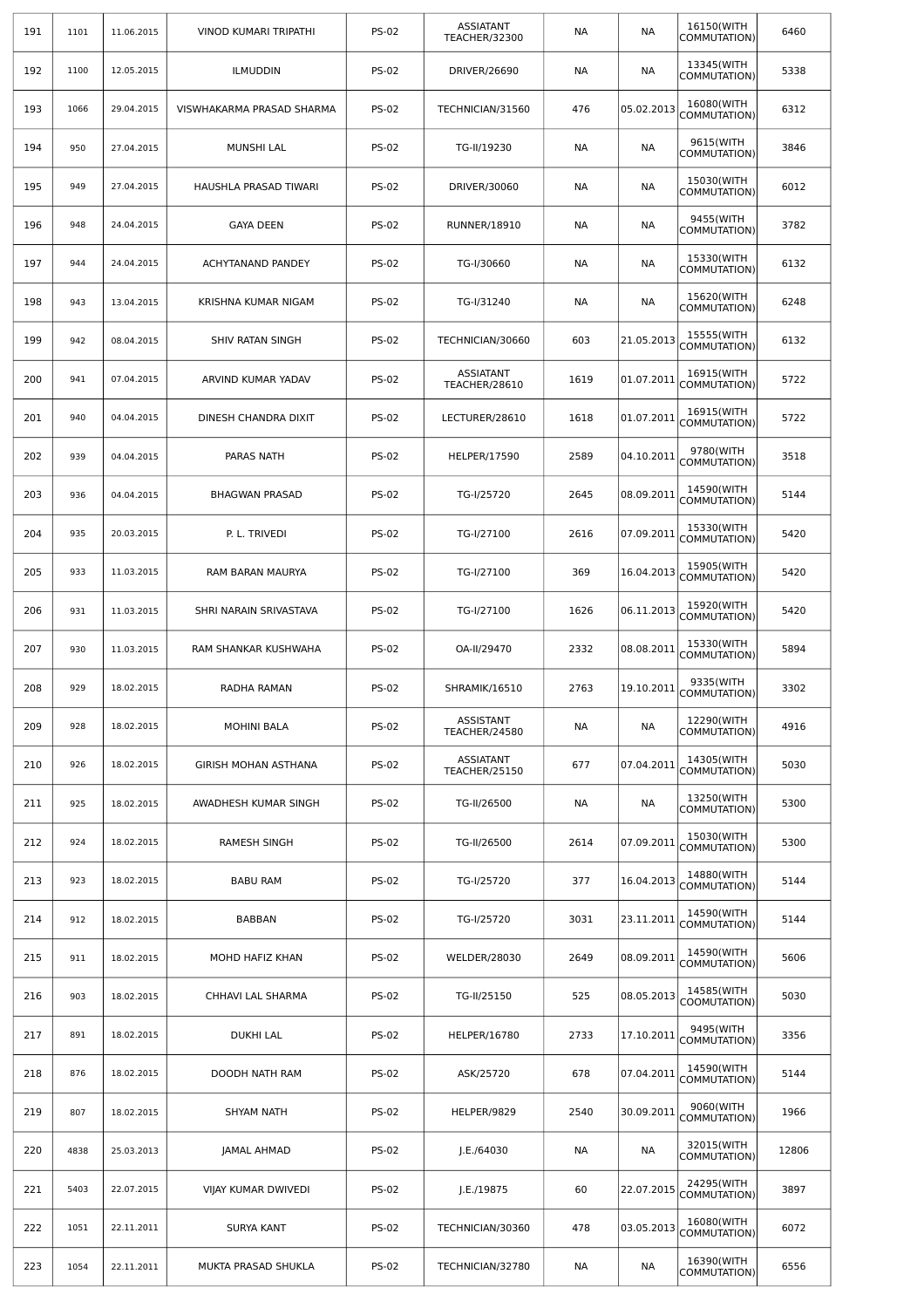| | | | | | | | | | |
|---|---|---|---|---|---|---|---|---|---|
| 191 | 1101 | 11.06.2015 | VINOD KUMARI TRIPATHI | PS-02 | ASSIATANT TEACHER/32300 | NA | NA | 16150(WITH COMMUTATION) | 6460 |
| 192 | 1100 | 12.05.2015 | ILMUDDIN | PS-02 | DRIVER/26690 | NA | NA | 13345(WITH COMMUTATION) | 5338 |
| 193 | 1066 | 29.04.2015 | VISWHAKARMA PRASAD SHARMA | PS-02 | TECHNICIAN/31560 | 476 | 05.02.2013 | 16080(WITH COMMUTATION) | 6312 |
| 194 | 950 | 27.04.2015 | MUNSHI LAL | PS-02 | TG-II/19230 | NA | NA | 9615(WITH COMMUTATION) | 3846 |
| 195 | 949 | 27.04.2015 | HAUSHLA PRASAD TIWARI | PS-02 | DRIVER/30060 | NA | NA | 15030(WITH COMMUTATION) | 6012 |
| 196 | 948 | 24.04.2015 | GAYA DEEN | PS-02 | RUNNER/18910 | NA | NA | 9455(WITH COMMUTATION) | 3782 |
| 197 | 944 | 24.04.2015 | ACHYTANAND PANDEY | PS-02 | TG-I/30660 | NA | NA | 15330(WITH COMMUTATION) | 6132 |
| 198 | 943 | 13.04.2015 | KRISHNA KUMAR NIGAM | PS-02 | TG-I/31240 | NA | NA | 15620(WITH COMMUTATION) | 6248 |
| 199 | 942 | 08.04.2015 | SHIV RATAN SINGH | PS-02 | TECHNICIAN/30660 | 603 | 21.05.2013 | 15555(WITH COMMUTATION) | 6132 |
| 200 | 941 | 07.04.2015 | ARVIND KUMAR YADAV | PS-02 | ASSIATANT TEACHER/28610 | 1619 | 01.07.2011 | 16915(WITH COMMUTATION) | 5722 |
| 201 | 940 | 04.04.2015 | DINESH CHANDRA DIXIT | PS-02 | LECTURER/28610 | 1618 | 01.07.2011 | 16915(WITH COMMUTATION) | 5722 |
| 202 | 939 | 04.04.2015 | PARAS NATH | PS-02 | HELPER/17590 | 2589 | 04.10.2011 | 9780(WITH COMMUTATION) | 3518 |
| 203 | 936 | 04.04.2015 | BHAGWAN PRASAD | PS-02 | TG-I/25720 | 2645 | 08.09.2011 | 14590(WITH COMMUTATION) | 5144 |
| 204 | 935 | 20.03.2015 | P. L. TRIVEDI | PS-02 | TG-I/27100 | 2616 | 07.09.2011 | 15330(WITH COMMUTATION) | 5420 |
| 205 | 933 | 11.03.2015 | RAM BARAN MAURYA | PS-02 | TG-I/27100 | 369 | 16.04.2013 | 15905(WITH COMMUTATION) | 5420 |
| 206 | 931 | 11.03.2015 | SHRI NARAIN SRIVASTAVA | PS-02 | TG-I/27100 | 1626 | 06.11.2013 | 15920(WITH COMMUTATION) | 5420 |
| 207 | 930 | 11.03.2015 | RAM SHANKAR KUSHWAHA | PS-02 | OA-II/29470 | 2332 | 08.08.2011 | 15330(WITH COMMUTATION) | 5894 |
| 208 | 929 | 18.02.2015 | RADHA RAMAN | PS-02 | SHRAMIK/16510 | 2763 | 19.10.2011 | 9335(WITH COMMUTATION) | 3302 |
| 209 | 928 | 18.02.2015 | MOHINI BALA | PS-02 | ASSISTANT TEACHER/24580 | NA | NA | 12290(WITH COMMUTATION) | 4916 |
| 210 | 926 | 18.02.2015 | GIRISH MOHAN ASTHANA | PS-02 | ASSIATANT TEACHER/25150 | 677 | 07.04.2011 | 14305(WITH COMMUTATION) | 5030 |
| 211 | 925 | 18.02.2015 | AWADHESH KUMAR SINGH | PS-02 | TG-II/26500 | NA | NA | 13250(WITH COMMUTATION) | 5300 |
| 212 | 924 | 18.02.2015 | RAMESH SINGH | PS-02 | TG-II/26500 | 2614 | 07.09.2011 | 15030(WITH COMMUTATION) | 5300 |
| 213 | 923 | 18.02.2015 | BABU RAM | PS-02 | TG-I/25720 | 377 | 16.04.2013 | 14880(WITH COMMUTATION) | 5144 |
| 214 | 912 | 18.02.2015 | BABBAN | PS-02 | TG-I/25720 | 3031 | 23.11.2011 | 14590(WITH COMMUTATION) | 5144 |
| 215 | 911 | 18.02.2015 | MOHD HAFIZ KHAN | PS-02 | WELDER/28030 | 2649 | 08.09.2011 | 14590(WITH COMMUTATION) | 5606 |
| 216 | 903 | 18.02.2015 | CHHAVI LAL SHARMA | PS-02 | TG-II/25150 | 525 | 08.05.2013 | 14585(WITH COOMUTATION) | 5030 |
| 217 | 891 | 18.02.2015 | DUKHI LAL | PS-02 | HELPER/16780 | 2733 | 17.10.2011 | 9495(WITH COMMUTATION) | 3356 |
| 218 | 876 | 18.02.2015 | DOODH NATH RAM | PS-02 | ASK/25720 | 678 | 07.04.2011 | 14590(WITH COMMUTATION) | 5144 |
| 219 | 807 | 18.02.2015 | SHYAM NATH | PS-02 | HELPER/9829 | 2540 | 30.09.2011 | 9060(WITH COMMUTATION) | 1966 |
| 220 | 4838 | 25.03.2013 | JAMAL AHMAD | PS-02 | J.E./64030 | NA | NA | 32015(WITH COMMUTATION) | 12806 |
| 221 | 5403 | 22.07.2015 | VIJAY KUMAR DWIVEDI | PS-02 | J.E./19875 | 60 | 22.07.2015 | 24295(WITH COMMUTATION) | 3897 |
| 222 | 1051 | 22.11.2011 | SURYA KANT | PS-02 | TECHNICIAN/30360 | 478 | 03.05.2013 | 16080(WITH COMMUTATION) | 6072 |
| 223 | 1054 | 22.11.2011 | MUKTA PRASAD SHUKLA | PS-02 | TECHNICIAN/32780 | NA | NA | 16390(WITH COMMUTATION) | 6556 |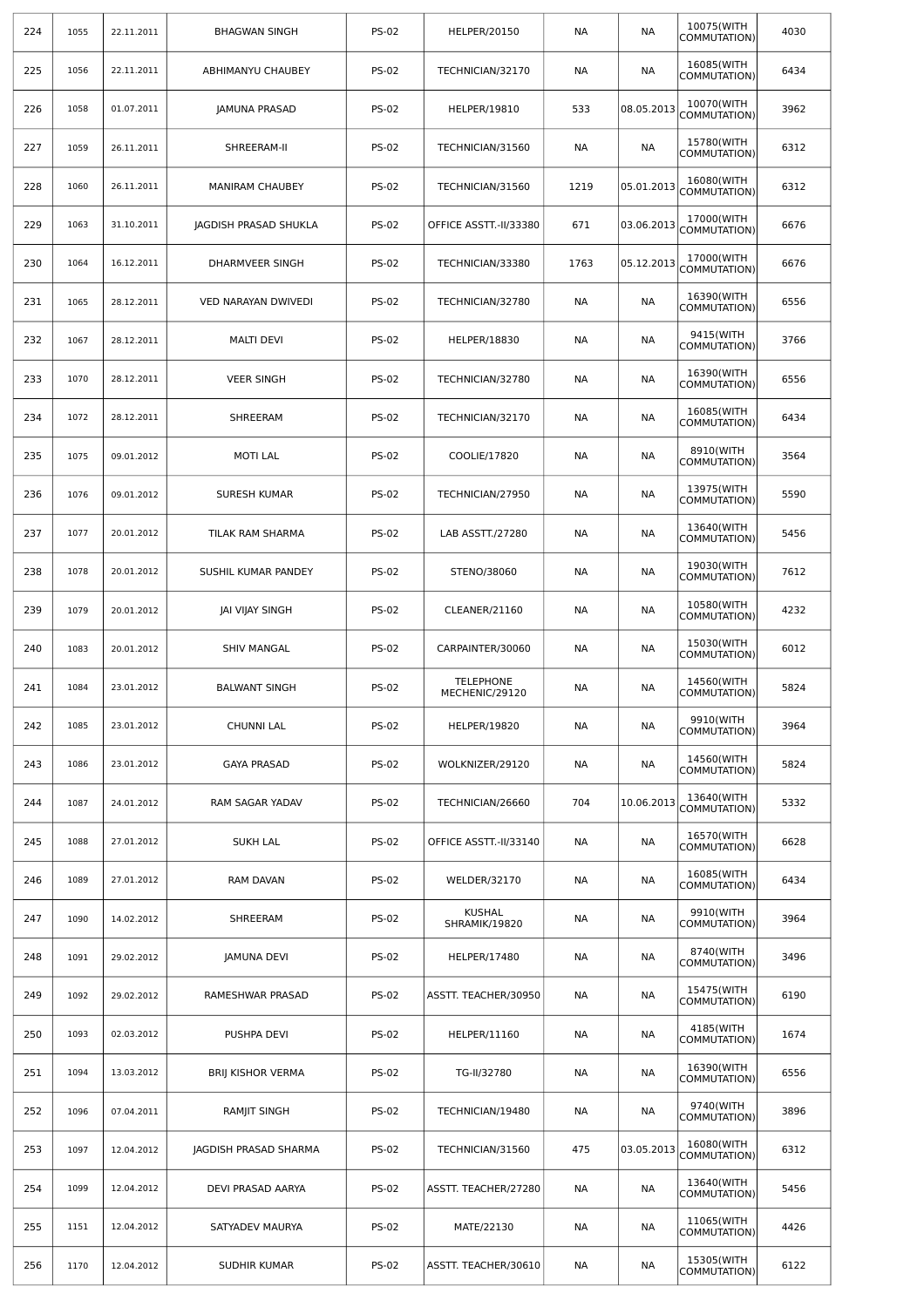| | | | | | | | | | |
|---|---|---|---|---|---|---|---|---|---|
| 224 | 1055 | 22.11.2011 | BHAGWAN SINGH | PS-02 | HELPER/20150 | NA | NA | 10075(WITH COMMUTATION) | 4030 |
| 225 | 1056 | 22.11.2011 | ABHIMANYU CHAUBEY | PS-02 | TECHNICIAN/32170 | NA | NA | 16085(WITH COMMUTATION) | 6434 |
| 226 | 1058 | 01.07.2011 | JAMUNA PRASAD | PS-02 | HELPER/19810 | 533 | 08.05.2013 | 10070(WITH COMMUTATION) | 3962 |
| 227 | 1059 | 26.11.2011 | SHREERAM-II | PS-02 | TECHNICIAN/31560 | NA | NA | 15780(WITH COMMUTATION) | 6312 |
| 228 | 1060 | 26.11.2011 | MANIRAM CHAUBEY | PS-02 | TECHNICIAN/31560 | 1219 | 05.01.2013 | 16080(WITH COMMUTATION) | 6312 |
| 229 | 1063 | 31.10.2011 | JAGDISH PRASAD SHUKLA | PS-02 | OFFICE ASSTT.-II/33380 | 671 | 03.06.2013 | 17000(WITH COMMUTATION) | 6676 |
| 230 | 1064 | 16.12.2011 | DHARMVEER SINGH | PS-02 | TECHNICIAN/33380 | 1763 | 05.12.2013 | 17000(WITH COMMUTATION) | 6676 |
| 231 | 1065 | 28.12.2011 | VED NARAYAN DWIVEDI | PS-02 | TECHNICIAN/32780 | NA | NA | 16390(WITH COMMUTATION) | 6556 |
| 232 | 1067 | 28.12.2011 | MALTI DEVI | PS-02 | HELPER/18830 | NA | NA | 9415(WITH COMMUTATION) | 3766 |
| 233 | 1070 | 28.12.2011 | VEER SINGH | PS-02 | TECHNICIAN/32780 | NA | NA | 16390(WITH COMMUTATION) | 6556 |
| 234 | 1072 | 28.12.2011 | SHREERAM | PS-02 | TECHNICIAN/32170 | NA | NA | 16085(WITH COMMUTATION) | 6434 |
| 235 | 1075 | 09.01.2012 | MOTI LAL | PS-02 | COOLIE/17820 | NA | NA | 8910(WITH COMMUTATION) | 3564 |
| 236 | 1076 | 09.01.2012 | SURESH KUMAR | PS-02 | TECHNICIAN/27950 | NA | NA | 13975(WITH COMMUTATION) | 5590 |
| 237 | 1077 | 20.01.2012 | TILAK RAM SHARMA | PS-02 | LAB ASSTT./27280 | NA | NA | 13640(WITH COMMUTATION) | 5456 |
| 238 | 1078 | 20.01.2012 | SUSHIL KUMAR PANDEY | PS-02 | STENO/38060 | NA | NA | 19030(WITH COMMUTATION) | 7612 |
| 239 | 1079 | 20.01.2012 | JAI VIJAY SINGH | PS-02 | CLEANER/21160 | NA | NA | 10580(WITH COMMUTATION) | 4232 |
| 240 | 1083 | 20.01.2012 | SHIV MANGAL | PS-02 | CARPAINTER/30060 | NA | NA | 15030(WITH COMMUTATION) | 6012 |
| 241 | 1084 | 23.01.2012 | BALWANT SINGH | PS-02 | TELEPHONE MECHENIC/29120 | NA | NA | 14560(WITH COMMUTATION) | 5824 |
| 242 | 1085 | 23.01.2012 | CHUNNI LAL | PS-02 | HELPER/19820 | NA | NA | 9910(WITH COMMUTATION) | 3964 |
| 243 | 1086 | 23.01.2012 | GAYA PRASAD | PS-02 | WOLKNIZER/29120 | NA | NA | 14560(WITH COMMUTATION) | 5824 |
| 244 | 1087 | 24.01.2012 | RAM SAGAR YADAV | PS-02 | TECHNICIAN/26660 | 704 | 10.06.2013 | 13640(WITH COMMUTATION) | 5332 |
| 245 | 1088 | 27.01.2012 | SUKH LAL | PS-02 | OFFICE ASSTT.-II/33140 | NA | NA | 16570(WITH COMMUTATION) | 6628 |
| 246 | 1089 | 27.01.2012 | RAM DAVAN | PS-02 | WELDER/32170 | NA | NA | 16085(WITH COMMUTATION) | 6434 |
| 247 | 1090 | 14.02.2012 | SHREERAM | PS-02 | KUSHAL SHRAMIK/19820 | NA | NA | 9910(WITH COMMUTATION) | 3964 |
| 248 | 1091 | 29.02.2012 | JAMUNA DEVI | PS-02 | HELPER/17480 | NA | NA | 8740(WITH COMMUTATION) | 3496 |
| 249 | 1092 | 29.02.2012 | RAMESHWAR PRASAD | PS-02 | ASSTT. TEACHER/30950 | NA | NA | 15475(WITH COMMUTATION) | 6190 |
| 250 | 1093 | 02.03.2012 | PUSHPA DEVI | PS-02 | HELPER/11160 | NA | NA | 4185(WITH COMMUTATION) | 1674 |
| 251 | 1094 | 13.03.2012 | BRIJ KISHOR VERMA | PS-02 | TG-II/32780 | NA | NA | 16390(WITH COMMUTATION) | 6556 |
| 252 | 1096 | 07.04.2011 | RAMJIT SINGH | PS-02 | TECHNICIAN/19480 | NA | NA | 9740(WITH COMMUTATION) | 3896 |
| 253 | 1097 | 12.04.2012 | JAGDISH PRASAD SHARMA | PS-02 | TECHNICIAN/31560 | 475 | 03.05.2013 | 16080(WITH COMMUTATION) | 6312 |
| 254 | 1099 | 12.04.2012 | DEVI PRASAD AARYA | PS-02 | ASSTT. TEACHER/27280 | NA | NA | 13640(WITH COMMUTATION) | 5456 |
| 255 | 1151 | 12.04.2012 | SATYADEV MAURYA | PS-02 | MATE/22130 | NA | NA | 11065(WITH COMMUTATION) | 4426 |
| 256 | 1170 | 12.04.2012 | SUDHIR KUMAR | PS-02 | ASSTT. TEACHER/30610 | NA | NA | 15305(WITH COMMUTATION) | 6122 |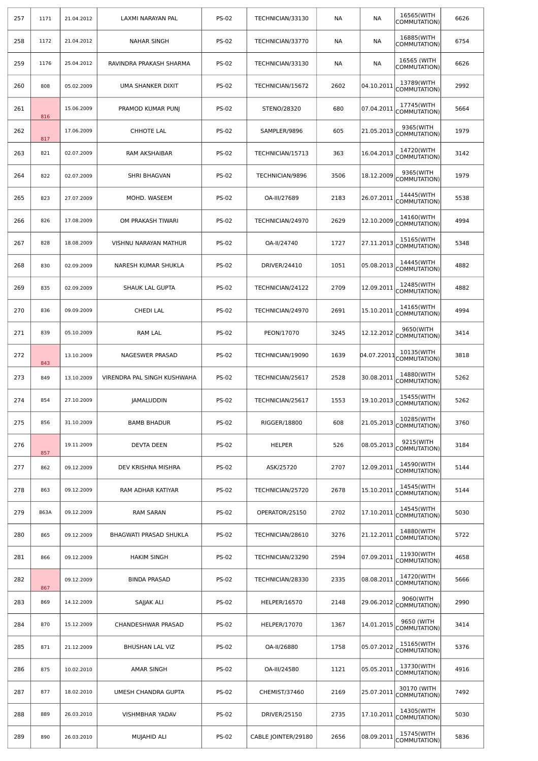| 257 | 1171 | 21.04.2012 | LAXMI NARAYAN PAL | PS-02 | TECHNICIAN/33130 | NA | NA | 16565(WITH COMMUTATION) | 6626 |
|---|---|---|---|---|---|---|---|---|---|
| 258 | 1172 | 21.04.2012 | NAHAR SINGH | PS-02 | TECHNICIAN/33770 | NA | NA | 16885(WITH COMMUTATION) | 6754 |
| 259 | 1176 | 25.04.2012 | RAVINDRA PRAKASH SHARMA | PS-02 | TECHNICIAN/33130 | NA | NA | 16565 (WITH COMMUTATION) | 6626 |
| 260 | 808 | 05.02.2009 | UMA SHANKER DIXIT | PS-02 | TECHNICIAN/15672 | 2602 | 04.10.2011 | 13789(WITH COMMUTATION) | 2992 |
| 261 | 816 | 15.06.2009 | PRAMOD KUMAR PUNJ | PS-02 | STENO/28320 | 680 | 07.04.2011 | 17745(WITH COMMUTATION) | 5664 |
| 262 | 817 | 17.06.2009 | CHHOTE LAL | PS-02 | SAMPLER/9896 | 605 | 21.05.2013 | 9365(WITH COMMUTATION) | 1979 |
| 263 | 821 | 02.07.2009 | RAM AKSHAIBAR | PS-02 | TECHNICIAN/15713 | 363 | 16.04.2013 | 14720(WITH COMMUTATION) | 3142 |
| 264 | 822 | 02.07.2009 | SHRI BHAGVAN | PS-02 | TECHNICIAN/9896 | 3506 | 18.12.2009 | 9365(WITH COMMUTATION) | 1979 |
| 265 | 823 | 27.07.2009 | MOHD. WASEEM | PS-02 | OA-III/27689 | 2183 | 26.07.2011 | 14445(WITH COMMUTATION) | 5538 |
| 266 | 826 | 17.08.2009 | OM PRAKASH TIWARI | PS-02 | TECHNICIAN/24970 | 2629 | 12.10.2009 | 14160(WITH COMMUTATION) | 4994 |
| 267 | 828 | 18.08.2009 | VISHNU NARAYAN MATHUR | PS-02 | OA-II/24740 | 1727 | 27.11.2013 | 15165(WITH COMMUTATION) | 5348 |
| 268 | 830 | 02.09.2009 | NARESH KUMAR SHUKLA | PS-02 | DRIVER/24410 | 1051 | 05.08.2013 | 14445(WITH COMMUTATION) | 4882 |
| 269 | 835 | 02.09.2009 | SHAUK LAL GUPTA | PS-02 | TECHNICIAN/24122 | 2709 | 12.09.2011 | 12485(WITH COMMUTATION) | 4882 |
| 270 | 836 | 09.09.2009 | CHEDI LAL | PS-02 | TECHNICIAN/24970 | 2691 | 15.10.2011 | 14165(WITH COMMUTATION) | 4994 |
| 271 | 839 | 05.10.2009 | RAM LAL | PS-02 | PEON/17070 | 3245 | 12.12.2012 | 9650(WITH COMMUTATION) | 3414 |
| 272 | 843 | 13.10.2009 | NAGESWER PRASAD | PS-02 | TECHNICIAN/19090 | 1639 | 04.07.22011 | 10135(WITH COMMUTATION) | 3818 |
| 273 | 849 | 13.10.2009 | VIRENDRA PAL SINGH KUSHWAHA | PS-02 | TECHNICIAN/25617 | 2528 | 30.08.2011 | 14880(WITH COMMUTATION) | 5262 |
| 274 | 854 | 27.10.2009 | JAMALUDDIN | PS-02 | TECHNICIAN/25617 | 1553 | 19.10.2013 | 15455(WITH COMMUTATION) | 5262 |
| 275 | 856 | 31.10.2009 | BAMB BHADUR | PS-02 | RIGGER/18800 | 608 | 21.05.2013 | 10285(WITH COMMUTATION) | 3760 |
| 276 | 857 | 19.11.2009 | DEVTA DEEN | PS-02 | HELPER | 526 | 08.05.2013 | 9215(WITH COMMUTATION) | 3184 |
| 277 | 862 | 09.12.2009 | DEV KRISHNA MISHRA | PS-02 | ASK/25720 | 2707 | 12.09.2011 | 14590(WITH COMMUTATION) | 5144 |
| 278 | 863 | 09.12.2009 | RAM ADHAR KATIYAR | PS-02 | TECHNICIAN/25720 | 2678 | 15.10.2011 | 14545(WITH COMMUTATION) | 5144 |
| 279 | 863A | 09.12.2009 | RAM SARAN | PS-02 | OPERATOR/25150 | 2702 | 17.10.2011 | 14545(WITH COMMUTATION) | 5030 |
| 280 | 865 | 09.12.2009 | BHAGWATI PRASAD SHUKLA | PS-02 | TECHNICIAN/28610 | 3276 | 21.12.2011 | 14880(WITH COMMUTATION) | 5722 |
| 281 | 866 | 09.12.2009 | HAKIM SINGH | PS-02 | TECHNICIAN/23290 | 2594 | 07.09.2011 | 11930(WITH COMMUTATION) | 4658 |
| 282 | 867 | 09.12.2009 | BINDA PRASAD | PS-02 | TECHNICIAN/28330 | 2335 | 08.08.2011 | 14720(WITH COMMUTATION) | 5666 |
| 283 | 869 | 14.12.2009 | SAJJAK ALI | PS-02 | HELPER/16570 | 2148 | 29.06.2012 | 9060(WITH COMMUTATION) | 2990 |
| 284 | 870 | 15.12.2009 | CHANDESHWAR PRASAD | PS-02 | HELPER/17070 | 1367 | 14.01.2015 | 9650 (WITH COMMUTATION) | 3414 |
| 285 | 871 | 21.12.2009 | BHUSHAN LAL VIZ | PS-02 | OA-II/26880 | 1758 | 05.07.2012 | 15165(WITH COMMUTATION) | 5376 |
| 286 | 875 | 10.02.2010 | AMAR SINGH | PS-02 | OA-III/24580 | 1121 | 05.05.2011 | 13730(WITH COMMUTATION) | 4916 |
| 287 | 877 | 18.02.2010 | UMESH CHANDRA GUPTA | PS-02 | CHEMIST/37460 | 2169 | 25.07.2011 | 30170 (WITH COMMUTATION) | 7492 |
| 288 | 889 | 26.03.2010 | VISHMBHAR YADAV | PS-02 | DRIVER/25150 | 2735 | 17.10.2011 | 14305(WITH COMMUTATION) | 5030 |
| 289 | 890 | 26.03.2010 | MUJAHID ALI | PS-02 | CABLE JOINTER/29180 | 2656 | 08.09.2011 | 15745(WITH COMMUTATION) | 5836 |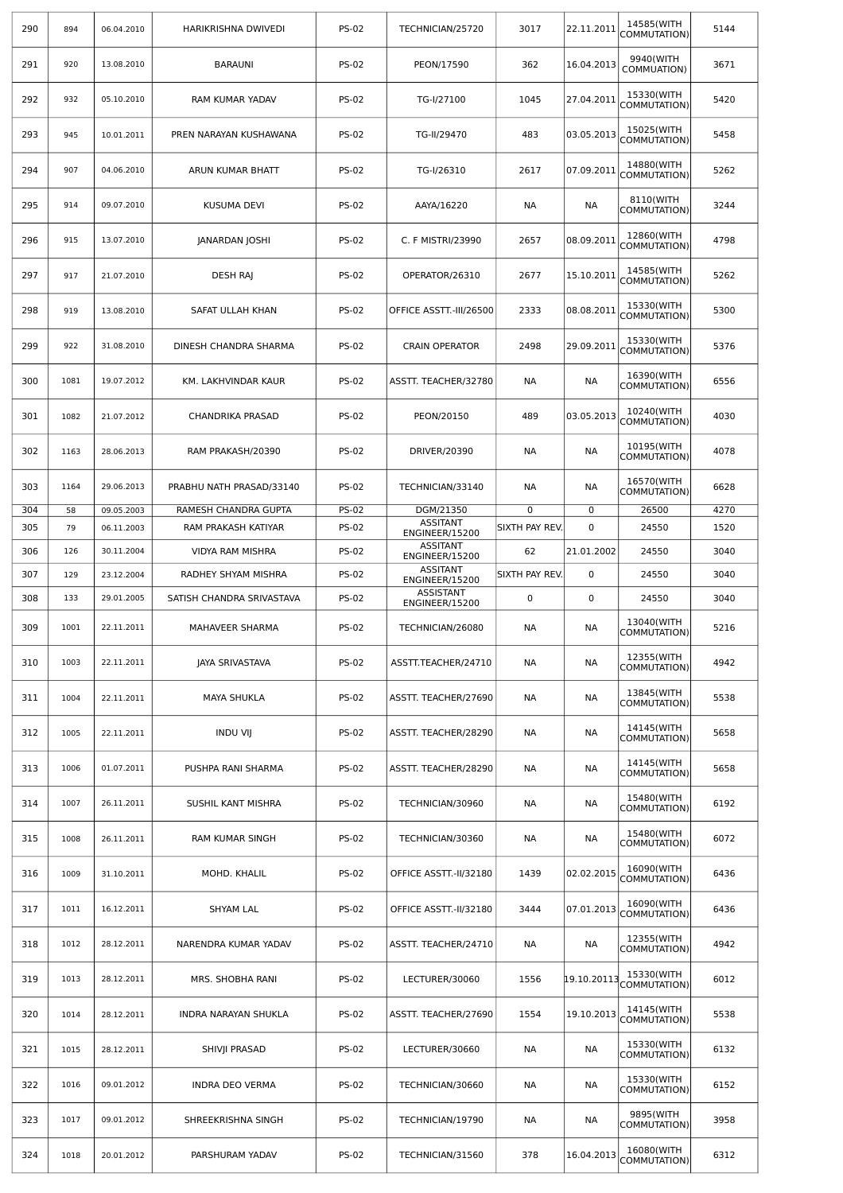| | | | | | | | | | |
|---|---|---|---|---|---|---|---|---|---|
| 290 | 894 | 06.04.2010 | HARIKRISHNA DWIVEDI | PS-02 | TECHNICIAN/25720 | 3017 | 22.11.2011 | 14585(WITH COMMUTATION) | 5144 |
| 291 | 920 | 13.08.2010 | BARAUNI | PS-02 | PEON/17590 | 362 | 16.04.2013 | 9940(WITH COMMUATION) | 3671 |
| 292 | 932 | 05.10.2010 | RAM KUMAR YADAV | PS-02 | TG-I/27100 | 1045 | 27.04.2011 | 15330(WITH COMMUTATION) | 5420 |
| 293 | 945 | 10.01.2011 | PREN NARAYAN KUSHAWANA | PS-02 | TG-II/29470 | 483 | 03.05.2013 | 15025(WITH COMMUTATION) | 5458 |
| 294 | 907 | 04.06.2010 | ARUN KUMAR BHATT | PS-02 | TG-I/26310 | 2617 | 07.09.2011 | 14880(WITH COMMUTATION) | 5262 |
| 295 | 914 | 09.07.2010 | KUSUMA DEVI | PS-02 | AAYA/16220 | NA | NA | 8110(WITH COMMUTATION) | 3244 |
| 296 | 915 | 13.07.2010 | JANARDAN JOSHI | PS-02 | C. F MISTRI/23990 | 2657 | 08.09.2011 | 12860(WITH COMMUTATION) | 4798 |
| 297 | 917 | 21.07.2010 | DESH RAJ | PS-02 | OPERATOR/26310 | 2677 | 15.10.2011 | 14585(WITH COMMUTATION) | 5262 |
| 298 | 919 | 13.08.2010 | SAFAT ULLAH KHAN | PS-02 | OFFICE ASSTT.-III/26500 | 2333 | 08.08.2011 | 15330(WITH COMMUTATION) | 5300 |
| 299 | 922 | 31.08.2010 | DINESH CHANDRA SHARMA | PS-02 | CRAIN OPERATOR | 2498 | 29.09.2011 | 15330(WITH COMMUTATION) | 5376 |
| 300 | 1081 | 19.07.2012 | KM. LAKHVINDAR KAUR | PS-02 | ASSTT. TEACHER/32780 | NA | NA | 16390(WITH COMMUTATION) | 6556 |
| 301 | 1082 | 21.07.2012 | CHANDRIKA PRASAD | PS-02 | PEON/20150 | 489 | 03.05.2013 | 10240(WITH COMMUTATION) | 4030 |
| 302 | 1163 | 28.06.2013 | RAM PRAKASH/20390 | PS-02 | DRIVER/20390 | NA | NA | 10195(WITH COMMUTATION) | 4078 |
| 303 | 1164 | 29.06.2013 | PRABHU NATH PRASAD/33140 | PS-02 | TECHNICIAN/33140 | NA | NA | 16570(WITH COMMUTATION) | 6628 |
| 304 | 58 | 09.05.2003 | RAMESH CHANDRA GUPTA | PS-02 | DGM/21350 | 0 | 0 | 26500 | 4270 |
| 305 | 79 | 06.11.2003 | RAM PRAKASH KATIYAR | PS-02 | ASSITANT ENGINEER/15200 | SIXTH PAY REV. | 0 | 24550 | 1520 |
| 306 | 126 | 30.11.2004 | VIDYA RAM MISHRA | PS-02 | ASSITANT ENGINEER/15200 | 62 | 21.01.2002 | 24550 | 3040 |
| 307 | 129 | 23.12.2004 | RADHEY SHYAM MISHRA | PS-02 | ASSITANT ENGINEER/15200 | SIXTH PAY REV. | 0 | 24550 | 3040 |
| 308 | 133 | 29.01.2005 | SATISH CHANDRA SRIVASTAVA | PS-02 | ASSISTANT ENGINEER/15200 | 0 | 0 | 24550 | 3040 |
| 309 | 1001 | 22.11.2011 | MAHAVEER SHARMA | PS-02 | TECHNICIAN/26080 | NA | NA | 13040(WITH COMMUTATION) | 5216 |
| 310 | 1003 | 22.11.2011 | JAYA SRIVASTAVA | PS-02 | ASSTT.TEACHER/24710 | NA | NA | 12355(WITH COMMUTATION) | 4942 |
| 311 | 1004 | 22.11.2011 | MAYA SHUKLA | PS-02 | ASSTT. TEACHER/27690 | NA | NA | 13845(WITH COMMUTATION) | 5538 |
| 312 | 1005 | 22.11.2011 | INDU VIJ | PS-02 | ASSTT. TEACHER/28290 | NA | NA | 14145(WITH COMMUTATION) | 5658 |
| 313 | 1006 | 01.07.2011 | PUSHPA RANI SHARMA | PS-02 | ASSTT. TEACHER/28290 | NA | NA | 14145(WITH COMMUTATION) | 5658 |
| 314 | 1007 | 26.11.2011 | SUSHIL KANT MISHRA | PS-02 | TECHNICIAN/30960 | NA | NA | 15480(WITH COMMUTATION) | 6192 |
| 315 | 1008 | 26.11.2011 | RAM KUMAR SINGH | PS-02 | TECHNICIAN/30360 | NA | NA | 15480(WITH COMMUTATION) | 6072 |
| 316 | 1009 | 31.10.2011 | MOHD. KHALIL | PS-02 | OFFICE ASSTT.-II/32180 | 1439 | 02.02.2015 | 16090(WITH COMMUTATION) | 6436 |
| 317 | 1011 | 16.12.2011 | SHYAM LAL | PS-02 | OFFICE ASSTT.-II/32180 | 3444 | 07.01.2013 | 16090(WITH COMMUTATION) | 6436 |
| 318 | 1012 | 28.12.2011 | NARENDRA KUMAR YADAV | PS-02 | ASSTT. TEACHER/24710 | NA | NA | 12355(WITH COMMUTATION) | 4942 |
| 319 | 1013 | 28.12.2011 | MRS. SHOBHA RANI | PS-02 | LECTURER/30060 | 1556 | 19.10.20113 | 15330(WITH COMMUTATION) | 6012 |
| 320 | 1014 | 28.12.2011 | INDRA NARAYAN SHUKLA | PS-02 | ASSTT. TEACHER/27690 | 1554 | 19.10.2013 | 14145(WITH COMMUTATION) | 5538 |
| 321 | 1015 | 28.12.2011 | SHIVJI PRASAD | PS-02 | LECTURER/30660 | NA | NA | 15330(WITH COMMUTATION) | 6132 |
| 322 | 1016 | 09.01.2012 | INDRA DEO VERMA | PS-02 | TECHNICIAN/30660 | NA | NA | 15330(WITH COMMUTATION) | 6152 |
| 323 | 1017 | 09.01.2012 | SHREEKRISHNA SINGH | PS-02 | TECHNICIAN/19790 | NA | NA | 9895(WITH COMMUTATION) | 3958 |
| 324 | 1018 | 20.01.2012 | PARSHURAM YADAV | PS-02 | TECHNICIAN/31560 | 378 | 16.04.2013 | 16080(WITH COMMUTATION) | 6312 |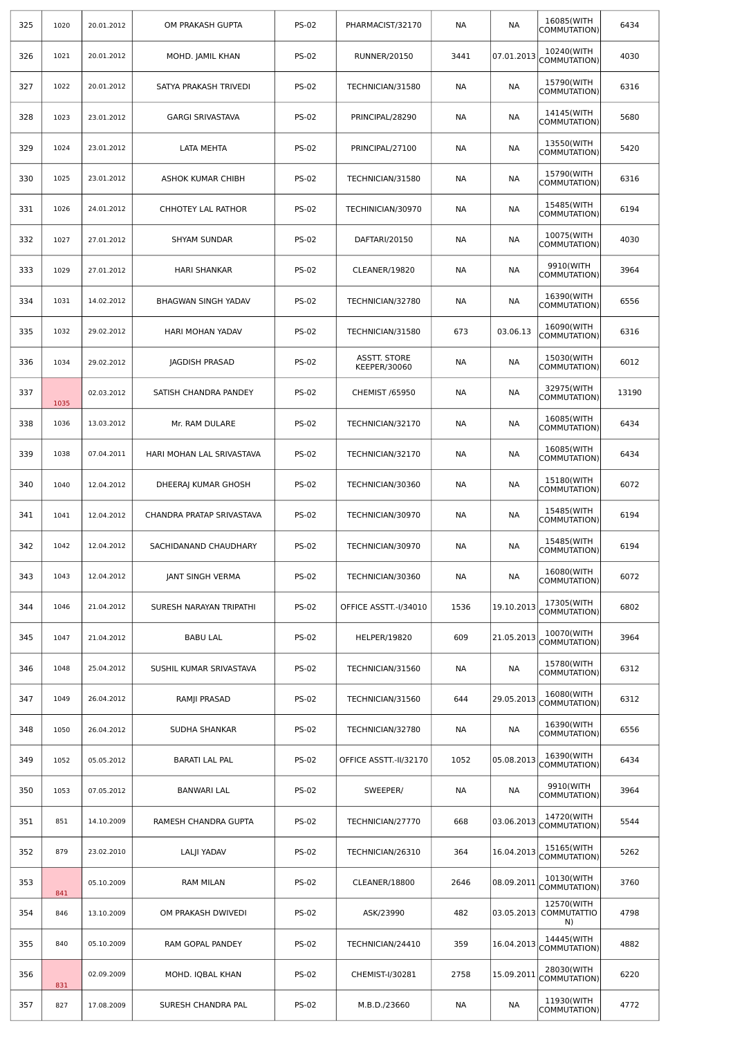| 325 | 1020 | 20.01.2012 | OM PRAKASH GUPTA | PS-02 | PHARMACIST/32170 | NA | NA | 16085(WITH COMMUTATION) | 6434 |
|---|---|---|---|---|---|---|---|---|---|
| 326 | 1021 | 20.01.2012 | MOHD. JAMIL KHAN | PS-02 | RUNNER/20150 | 3441 | 07.01.2013 | 10240(WITH COMMUTATION) | 4030 |
| 327 | 1022 | 20.01.2012 | SATYA PRAKASH TRIVEDI | PS-02 | TECHNICIAN/31580 | NA | NA | 15790(WITH COMMUTATION) | 6316 |
| 328 | 1023 | 23.01.2012 | GARGI SRIVASTAVA | PS-02 | PRINCIPAL/28290 | NA | NA | 14145(WITH COMMUTATION) | 5680 |
| 329 | 1024 | 23.01.2012 | LATA MEHTA | PS-02 | PRINCIPAL/27100 | NA | NA | 13550(WITH COMMUTATION) | 5420 |
| 330 | 1025 | 23.01.2012 | ASHOK KUMAR CHIBH | PS-02 | TECHNICIAN/31580 | NA | NA | 15790(WITH COMMUTATION) | 6316 |
| 331 | 1026 | 24.01.2012 | CHHOTEY LAL RATHOR | PS-02 | TECHINICIAN/30970 | NA | NA | 15485(WITH COMMUTATION) | 6194 |
| 332 | 1027 | 27.01.2012 | SHYAM SUNDAR | PS-02 | DAFTARI/20150 | NA | NA | 10075(WITH COMMUTATION) | 4030 |
| 333 | 1029 | 27.01.2012 | HARI SHANKAR | PS-02 | CLEANER/19820 | NA | NA | 9910(WITH COMMUTATION) | 3964 |
| 334 | 1031 | 14.02.2012 | BHAGWAN SINGH YADAV | PS-02 | TECHNICIAN/32780 | NA | NA | 16390(WITH COMMUTATION) | 6556 |
| 335 | 1032 | 29.02.2012 | HARI MOHAN YADAV | PS-02 | TECHNICIAN/31580 | 673 | 03.06.13 | 16090(WITH COMMUTATION) | 6316 |
| 336 | 1034 | 29.02.2012 | JAGDISH PRASAD | PS-02 | ASSTT. STORE KEEPER/30060 | NA | NA | 15030(WITH COMMUTATION) | 6012 |
| 337 | 1035 | 02.03.2012 | SATISH CHANDRA PANDEY | PS-02 | CHEMIST /65950 | NA | NA | 32975(WITH COMMUTATION) | 13190 |
| 338 | 1036 | 13.03.2012 | Mr. RAM DULARE | PS-02 | TECHNICIAN/32170 | NA | NA | 16085(WITH COMMUTATION) | 6434 |
| 339 | 1038 | 07.04.2011 | HARI MOHAN LAL SRIVASTAVA | PS-02 | TECHNICIAN/32170 | NA | NA | 16085(WITH COMMUTATION) | 6434 |
| 340 | 1040 | 12.04.2012 | DHEERAJ KUMAR GHOSH | PS-02 | TECHNICIAN/30360 | NA | NA | 15180(WITH COMMUTATION) | 6072 |
| 341 | 1041 | 12.04.2012 | CHANDRA PRATAP SRIVASTAVA | PS-02 | TECHNICIAN/30970 | NA | NA | 15485(WITH COMMUTATION) | 6194 |
| 342 | 1042 | 12.04.2012 | SACHIDANAND CHAUDHARY | PS-02 | TECHNICIAN/30970 | NA | NA | 15485(WITH COMMUTATION) | 6194 |
| 343 | 1043 | 12.04.2012 | JANT SINGH VERMA | PS-02 | TECHNICIAN/30360 | NA | NA | 16080(WITH COMMUTATION) | 6072 |
| 344 | 1046 | 21.04.2012 | SURESH NARAYAN TRIPATHI | PS-02 | OFFICE ASSTT.-I/34010 | 1536 | 19.10.2013 | 17305(WITH COMMUTATION) | 6802 |
| 345 | 1047 | 21.04.2012 | BABU LAL | PS-02 | HELPER/19820 | 609 | 21.05.2013 | 10070(WITH COMMUTATION) | 3964 |
| 346 | 1048 | 25.04.2012 | SUSHIL KUMAR SRIVASTAVA | PS-02 | TECHNICIAN/31560 | NA | NA | 15780(WITH COMMUTATION) | 6312 |
| 347 | 1049 | 26.04.2012 | RAMJI PRASAD | PS-02 | TECHNICIAN/31560 | 644 | 29.05.2013 | 16080(WITH COMMUTATION) | 6312 |
| 348 | 1050 | 26.04.2012 | SUDHA SHANKAR | PS-02 | TECHNICIAN/32780 | NA | NA | 16390(WITH COMMUTATION) | 6556 |
| 349 | 1052 | 05.05.2012 | BARATI LAL PAL | PS-02 | OFFICE ASSTT.-II/32170 | 1052 | 05.08.2013 | 16390(WITH COMMUTATION) | 6434 |
| 350 | 1053 | 07.05.2012 | BANWARI LAL | PS-02 | SWEEPER/ | NA | NA | 9910(WITH COMMUTATION) | 3964 |
| 351 | 851 | 14.10.2009 | RAMESH CHANDRA GUPTA | PS-02 | TECHNICIAN/27770 | 668 | 03.06.2013 | 14720(WITH COMMUTATION) | 5544 |
| 352 | 879 | 23.02.2010 | LALJI YADAV | PS-02 | TECHNICIAN/26310 | 364 | 16.04.2013 | 15165(WITH COMMUTATION) | 5262 |
| 353 | 841 | 05.10.2009 | RAM MILAN | PS-02 | CLEANER/18800 | 2646 | 08.09.2011 | 10130(WITH COMMUTATION) | 3760 |
| 354 | 846 | 13.10.2009 | OM PRAKASH DWIVEDI | PS-02 | ASK/23990 | 482 | 03.05.2013 | 12570(WITH COMMUTATTION) | 4798 |
| 355 | 840 | 05.10.2009 | RAM GOPAL PANDEY | PS-02 | TECHNICIAN/24410 | 359 | 16.04.2013 | 14445(WITH COMMUTATION) | 4882 |
| 356 | 831 | 02.09.2009 | MOHD. IQBAL KHAN | PS-02 | CHEMIST-I/30281 | 2758 | 15.09.2011 | 28030(WITH COMMUTATION) | 6220 |
| 357 | 827 | 17.08.2009 | SURESH CHANDRA PAL | PS-02 | M.B.D./23660 | NA | NA | 11930(WITH COMMUTATION) | 4772 |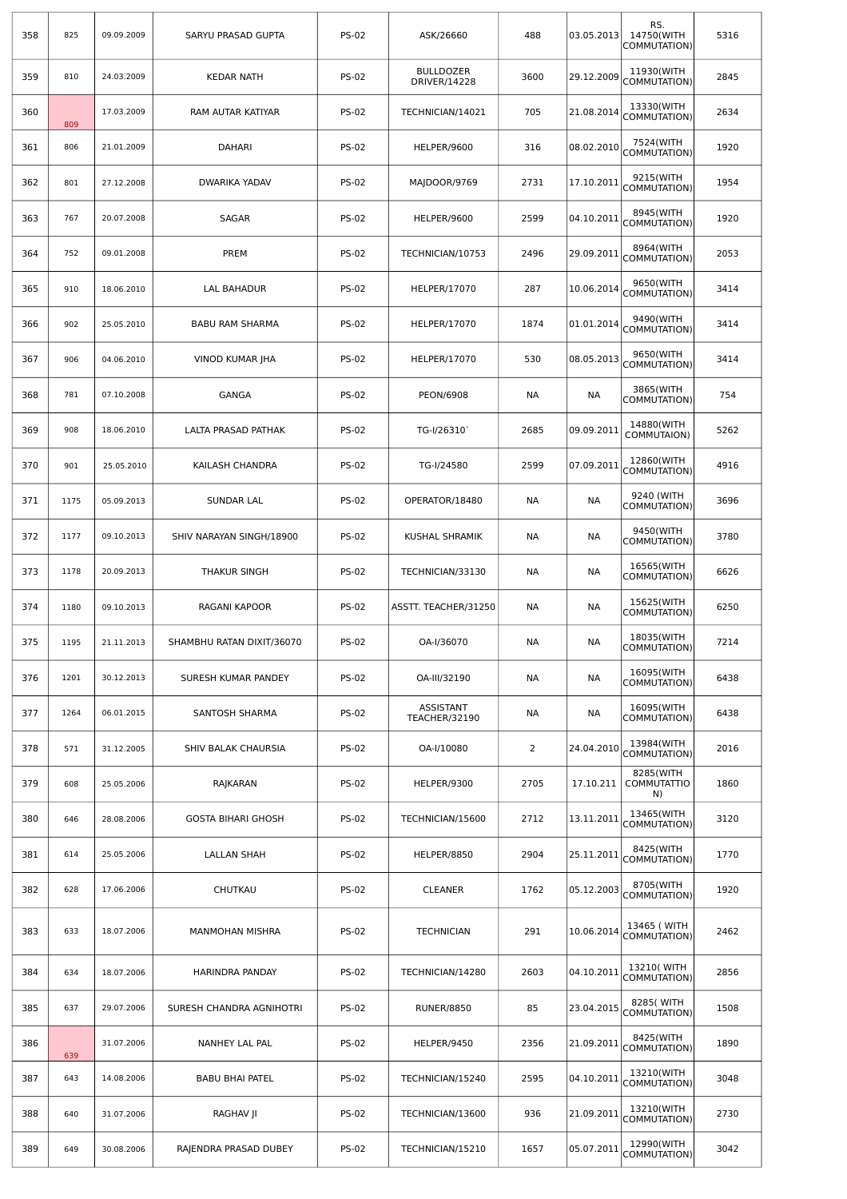| 358 | 825 | 09.09.2009 | SARYU PRASAD GUPTA | PS-02 | ASK/26660 | 488 | 03.05.2013 | RS. 14750(WITH COMMUTATION) | 5316 |
|---|---|---|---|---|---|---|---|---|---|
| 359 | 810 | 24.03.2009 | KEDAR NATH | PS-02 | BULLDOZER DRIVER/14228 | 3600 | 29.12.2009 | 11930(WITH COMMUTATION) | 2845 |
| 360 | 809 | 17.03.2009 | RAM AUTAR KATIYAR | PS-02 | TECHNICIAN/14021 | 705 | 21.08.2014 | 13330(WITH COMMUTATION) | 2634 |
| 361 | 806 | 21.01.2009 | DAHARI | PS-02 | HELPER/9600 | 316 | 08.02.2010 | 7524(WITH COMMUTATION) | 1920 |
| 362 | 801 | 27.12.2008 | DWARIKA YADAV | PS-02 | MAJDOOR/9769 | 2731 | 17.10.2011 | 9215(WITH COMMUTATION) | 1954 |
| 363 | 767 | 20.07.2008 | SAGAR | PS-02 | HELPER/9600 | 2599 | 04.10.2011 | 8945(WITH COMMUTATION) | 1920 |
| 364 | 752 | 09.01.2008 | PREM | PS-02 | TECHNICIAN/10753 | 2496 | 29.09.2011 | 8964(WITH COMMUTATION) | 2053 |
| 365 | 910 | 18.06.2010 | LAL BAHADUR | PS-02 | HELPER/17070 | 287 | 10.06.2014 | 9650(WITH COMMUTATION) | 3414 |
| 366 | 902 | 25.05.2010 | BABU RAM SHARMA | PS-02 | HELPER/17070 | 1874 | 01.01.2014 | 9490(WITH COMMUTATION) | 3414 |
| 367 | 906 | 04.06.2010 | VINOD KUMAR JHA | PS-02 | HELPER/17070 | 530 | 08.05.2013 | 9650(WITH COMMUTATION) | 3414 |
| 368 | 781 | 07.10.2008 | GANGA | PS-02 | PEON/6908 | NA | NA | 3865(WITH COMMUTATION) | 754 |
| 369 | 908 | 18.06.2010 | LALTA PRASAD PATHAK | PS-02 | TG-I/26310` | 2685 | 09.09.2011 | 14880(WITH COMMUTAION) | 5262 |
| 370 | 901 | 25.05.2010 | KAILASH CHANDRA | PS-02 | TG-I/24580 | 2599 | 07.09.2011 | 12860(WITH COMMUTATION) | 4916 |
| 371 | 1175 | 05.09.2013 | SUNDAR LAL | PS-02 | OPERATOR/18480 | NA | NA | 9240 (WITH COMMUTATION) | 3696 |
| 372 | 1177 | 09.10.2013 | SHIV NARAYAN SINGH/18900 | PS-02 | KUSHAL SHRAMIK | NA | NA | 9450(WITH COMMUTATION) | 3780 |
| 373 | 1178 | 20.09.2013 | THAKUR SINGH | PS-02 | TECHNICIAN/33130 | NA | NA | 16565(WITH COMMUTATION) | 6626 |
| 374 | 1180 | 09.10.2013 | RAGANI KAPOOR | PS-02 | ASSTT. TEACHER/31250 | NA | NA | 15625(WITH COMMUTATION) | 6250 |
| 375 | 1195 | 21.11.2013 | SHAMBHU RATAN DIXIT/36070 | PS-02 | OA-I/36070 | NA | NA | 18035(WITH COMMUTATION) | 7214 |
| 376 | 1201 | 30.12.2013 | SURESH KUMAR PANDEY | PS-02 | OA-III/32190 | NA | NA | 16095(WITH COMMUTATION) | 6438 |
| 377 | 1264 | 06.01.2015 | SANTOSH SHARMA | PS-02 | ASSISTANT TEACHER/32190 | NA | NA | 16095(WITH COMMUTATION) | 6438 |
| 378 | 571 | 31.12.2005 | SHIV BALAK CHAURSIA | PS-02 | OA-I/10080 | 2 | 24.04.2010 | 13984(WITH COMMUTATION) | 2016 |
| 379 | 608 | 25.05.2006 | RAJKARAN | PS-02 | HELPER/9300 | 2705 | 17.10.211 | 8285(WITH COMMUTATTIO N) | 1860 |
| 380 | 646 | 28.08.2006 | GOSTA BIHARI GHOSH | PS-02 | TECHNICIAN/15600 | 2712 | 13.11.2011 | 13465(WITH COMMUTATION) | 3120 |
| 381 | 614 | 25.05.2006 | LALLAN SHAH | PS-02 | HELPER/8850 | 2904 | 25.11.2011 | 8425(WITH COMMUTATION) | 1770 |
| 382 | 628 | 17.06.2006 | CHUTKAU | PS-02 | CLEANER | 1762 | 05.12.2003 | 8705(WITH COMMUTATION) | 1920 |
| 383 | 633 | 18.07.2006 | MANMOHAN MISHRA | PS-02 | TECHNICIAN | 291 | 10.06.2014 | 13465 ( WITH COMMUTATION) | 2462 |
| 384 | 634 | 18.07.2006 | HARINDRA PANDAY | PS-02 | TECHNICIAN/14280 | 2603 | 04.10.2011 | 13210( WITH COMMUTATION) | 2856 |
| 385 | 637 | 29.07.2006 | SURESH CHANDRA AGNIHOTRI | PS-02 | RUNER/8850 | 85 | 23.04.2015 | 8285( WITH COMMUTATION) | 1508 |
| 386 | 639 | 31.07.2006 | NANHEY LAL PAL | PS-02 | HELPER/9450 | 2356 | 21.09.2011 | 8425(WITH COMMUTATION) | 1890 |
| 387 | 643 | 14.08.2006 | BABU BHAI PATEL | PS-02 | TECHNICIAN/15240 | 2595 | 04.10.2011 | 13210(WITH COMMUTATION) | 3048 |
| 388 | 640 | 31.07.2006 | RAGHAV JI | PS-02 | TECHNICIAN/13600 | 936 | 21.09.2011 | 13210(WITH COMMUTATION) | 2730 |
| 389 | 649 | 30.08.2006 | RAJENDRA PRASAD DUBEY | PS-02 | TECHNICIAN/15210 | 1657 | 05.07.2011 | 12990(WITH COMMUTATION) | 3042 |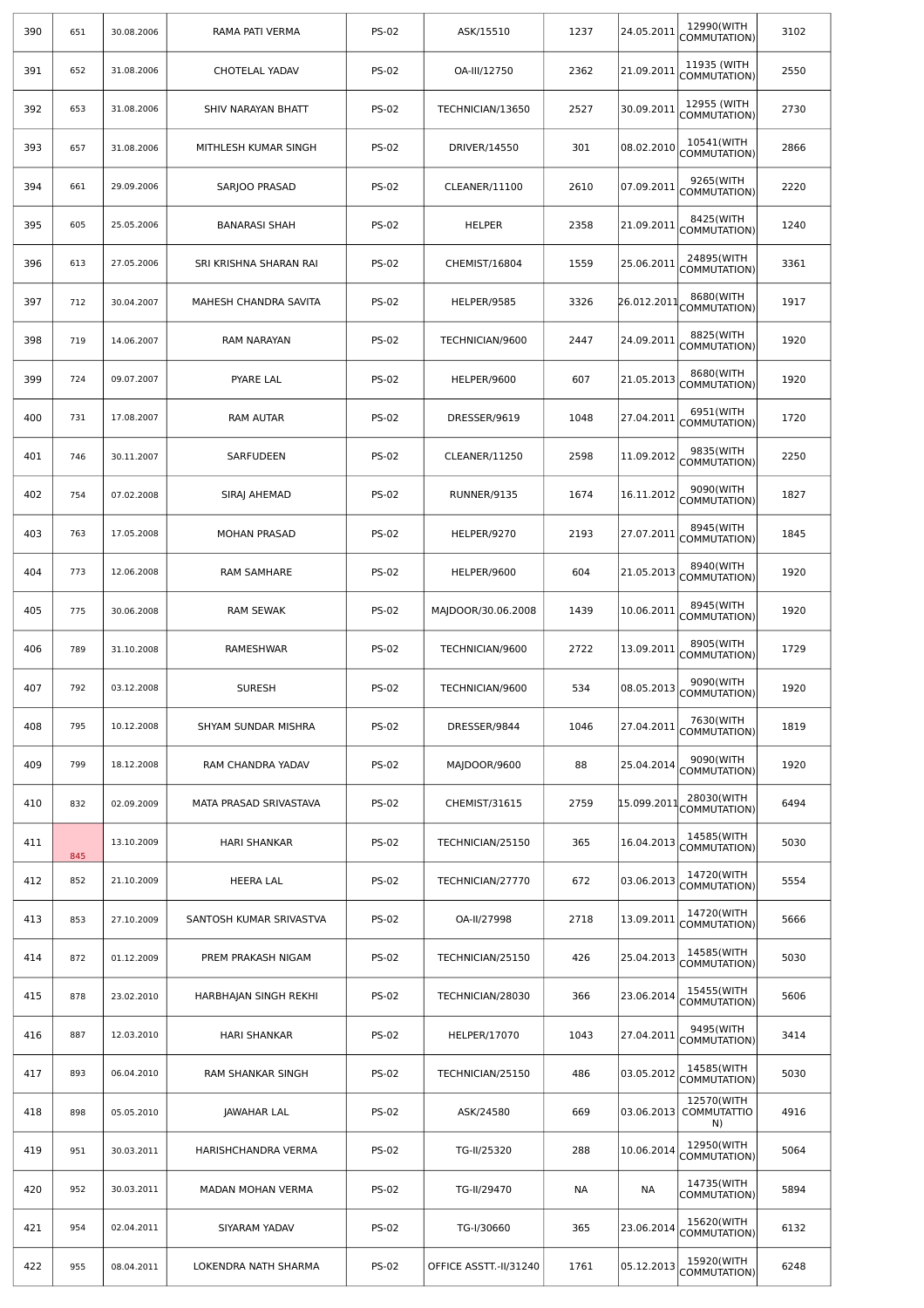| | | | | | | | | | |
|---|---|---|---|---|---|---|---|---|---|
| 390 | 651 | 30.08.2006 | RAMA PATI VERMA | PS-02 | ASK/15510 | 1237 | 24.05.2011 | 12990(WITH COMMUTATION) | 3102 |
| 391 | 652 | 31.08.2006 | CHOTELAL YADAV | PS-02 | OA-III/12750 | 2362 | 21.09.2011 | 11935 (WITH COMMUTATION) | 2550 |
| 392 | 653 | 31.08.2006 | SHIV NARAYAN BHATT | PS-02 | TECHNICIAN/13650 | 2527 | 30.09.2011 | 12955 (WITH COMMUTATION) | 2730 |
| 393 | 657 | 31.08.2006 | MITHLESH KUMAR SINGH | PS-02 | DRIVER/14550 | 301 | 08.02.2010 | 10541(WITH COMMUTATION) | 2866 |
| 394 | 661 | 29.09.2006 | SARJOO PRASAD | PS-02 | CLEANER/11100 | 2610 | 07.09.2011 | 9265(WITH COMMUTATION) | 2220 |
| 395 | 605 | 25.05.2006 | BANARASI SHAH | PS-02 | HELPER | 2358 | 21.09.2011 | 8425(WITH COMMUTATION) | 1240 |
| 396 | 613 | 27.05.2006 | SRI KRISHNA SHARAN RAI | PS-02 | CHEMIST/16804 | 1559 | 25.06.2011 | 24895(WITH COMMUTATION) | 3361 |
| 397 | 712 | 30.04.2007 | MAHESH CHANDRA SAVITA | PS-02 | HELPER/9585 | 3326 | 26.012.2011 | 8680(WITH COMMUTATION) | 1917 |
| 398 | 719 | 14.06.2007 | RAM NARAYAN | PS-02 | TECHNICIAN/9600 | 2447 | 24.09.2011 | 8825(WITH COMMUTATION) | 1920 |
| 399 | 724 | 09.07.2007 | PYARE LAL | PS-02 | HELPER/9600 | 607 | 21.05.2013 | 8680(WITH COMMUTATION) | 1920 |
| 400 | 731 | 17.08.2007 | RAM AUTAR | PS-02 | DRESSER/9619 | 1048 | 27.04.2011 | 6951(WITH COMMUTATION) | 1720 |
| 401 | 746 | 30.11.2007 | SARFUDEEN | PS-02 | CLEANER/11250 | 2598 | 11.09.2012 | 9835(WITH COMMUTATION) | 2250 |
| 402 | 754 | 07.02.2008 | SIRAJ AHEMAD | PS-02 | RUNNER/9135 | 1674 | 16.11.2012 | 9090(WITH COMMUTATION) | 1827 |
| 403 | 763 | 17.05.2008 | MOHAN PRASAD | PS-02 | HELPER/9270 | 2193 | 27.07.2011 | 8945(WITH COMMUTATION) | 1845 |
| 404 | 773 | 12.06.2008 | RAM SAMHARE | PS-02 | HELPER/9600 | 604 | 21.05.2013 | 8940(WITH COMMUTATION) | 1920 |
| 405 | 775 | 30.06.2008 | RAM SEWAK | PS-02 | MAJDOOR/30.06.2008 | 1439 | 10.06.2011 | 8945(WITH COMMUTATION) | 1920 |
| 406 | 789 | 31.10.2008 | RAMESHWAR | PS-02 | TECHNICIAN/9600 | 2722 | 13.09.2011 | 8905(WITH COMMUTATION) | 1729 |
| 407 | 792 | 03.12.2008 | SURESH | PS-02 | TECHNICIAN/9600 | 534 | 08.05.2013 | 9090(WITH COMMUTATION) | 1920 |
| 408 | 795 | 10.12.2008 | SHYAM SUNDAR MISHRA | PS-02 | DRESSER/9844 | 1046 | 27.04.2011 | 7630(WITH COMMUTATION) | 1819 |
| 409 | 799 | 18.12.2008 | RAM CHANDRA YADAV | PS-02 | MAJDOOR/9600 | 88 | 25.04.2014 | 9090(WITH COMMUTATION) | 1920 |
| 410 | 832 | 02.09.2009 | MATA PRASAD SRIVASTAVA | PS-02 | CHEMIST/31615 | 2759 | 15.099.2011 | 28030(WITH COMMUTATION) | 6494 |
| 411 | 845 | 13.10.2009 | HARI SHANKAR | PS-02 | TECHNICIAN/25150 | 365 | 16.04.2013 | 14585(WITH COMMUTATION) | 5030 |
| 412 | 852 | 21.10.2009 | HEERA LAL | PS-02 | TECHNICIAN/27770 | 672 | 03.06.2013 | 14720(WITH COMMUTATION) | 5554 |
| 413 | 853 | 27.10.2009 | SANTOSH KUMAR SRIVASTVA | PS-02 | OA-II/27998 | 2718 | 13.09.2011 | 14720(WITH COMMUTATION) | 5666 |
| 414 | 872 | 01.12.2009 | PREM PRAKASH NIGAM | PS-02 | TECHNICIAN/25150 | 426 | 25.04.2013 | 14585(WITH COMMUTATION) | 5030 |
| 415 | 878 | 23.02.2010 | HARBHAJAN SINGH REKHI | PS-02 | TECHNICIAN/28030 | 366 | 23.06.2014 | 15455(WITH COMMUTATION) | 5606 |
| 416 | 887 | 12.03.2010 | HARI SHANKAR | PS-02 | HELPER/17070 | 1043 | 27.04.2011 | 9495(WITH COMMUTATION) | 3414 |
| 417 | 893 | 06.04.2010 | RAM SHANKAR SINGH | PS-02 | TECHNICIAN/25150 | 486 | 03.05.2012 | 14585(WITH COMMUTATION) | 5030 |
| 418 | 898 | 05.05.2010 | JAWAHAR LAL | PS-02 | ASK/24580 | 669 | 03.06.2013 | 12570(WITH COMMUTATTION) | 4916 |
| 419 | 951 | 30.03.2011 | HARISHCHANDRA VERMA | PS-02 | TG-II/25320 | 288 | 10.06.2014 | 12950(WITH COMMUTATION) | 5064 |
| 420 | 952 | 30.03.2011 | MADAN MOHAN VERMA | PS-02 | TG-II/29470 | NA | NA | 14735(WITH COMMUTATION) | 5894 |
| 421 | 954 | 02.04.2011 | SIYARAM YADAV | PS-02 | TG-I/30660 | 365 | 23.06.2014 | 15620(WITH COMMUTATION) | 6132 |
| 422 | 955 | 08.04.2011 | LOKENDRA NATH SHARMA | PS-02 | OFFICE ASSTT.-II/31240 | 1761 | 05.12.2013 | 15920(WITH COMMUTATION) | 6248 |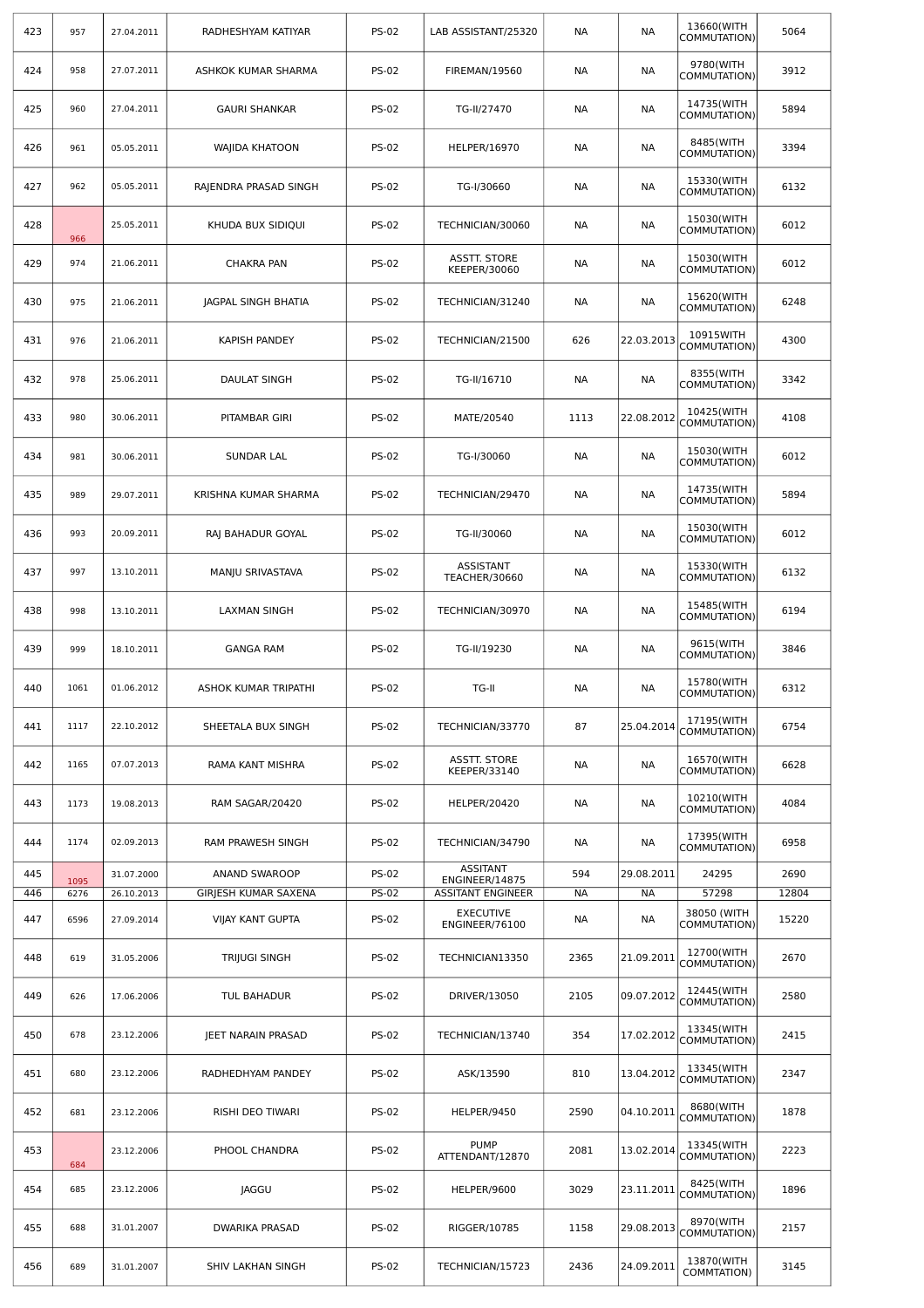| | | | | | | | | | |
|---|---|---|---|---|---|---|---|---|---|
| 423 | 957 | 27.04.2011 | RADHESHYAM KATIYAR | PS-02 | LAB ASSISTANT/25320 | NA | NA | 13660(WITH COMMUTATION) | 5064 |
| 424 | 958 | 27.07.2011 | ASHKOK KUMAR SHARMA | PS-02 | FIREMAN/19560 | NA | NA | 9780(WITH COMMUTATION) | 3912 |
| 425 | 960 | 27.04.2011 | GAURI SHANKAR | PS-02 | TG-II/27470 | NA | NA | 14735(WITH COMMUTATION) | 5894 |
| 426 | 961 | 05.05.2011 | WAJIDA KHATOON | PS-02 | HELPER/16970 | NA | NA | 8485(WITH COMMUTATION) | 3394 |
| 427 | 962 | 05.05.2011 | RAJENDRA PRASAD SINGH | PS-02 | TG-I/30660 | NA | NA | 15330(WITH COMMUTATION) | 6132 |
| 428 | 966 | 25.05.2011 | KHUDA BUX SIDIQUI | PS-02 | TECHNICIAN/30060 | NA | NA | 15030(WITH COMMUTATION) | 6012 |
| 429 | 974 | 21.06.2011 | CHAKRA PAN | PS-02 | ASSTT. STORE KEEPER/30060 | NA | NA | 15030(WITH COMMUTATION) | 6012 |
| 430 | 975 | 21.06.2011 | JAGPAL SINGH BHATIA | PS-02 | TECHNICIAN/31240 | NA | NA | 15620(WITH COMMUTATION) | 6248 |
| 431 | 976 | 21.06.2011 | KAPISH PANDEY | PS-02 | TECHNICIAN/21500 | 626 | 22.03.2013 | 10915WITH COMMUTATION) | 4300 |
| 432 | 978 | 25.06.2011 | DAULAT SINGH | PS-02 | TG-II/16710 | NA | NA | 8355(WITH COMMUTATION) | 3342 |
| 433 | 980 | 30.06.2011 | PITAMBAR GIRI | PS-02 | MATE/20540 | 1113 | 22.08.2012 | 10425(WITH COMMUTATION) | 4108 |
| 434 | 981 | 30.06.2011 | SUNDAR LAL | PS-02 | TG-I/30060 | NA | NA | 15030(WITH COMMUTATION) | 6012 |
| 435 | 989 | 29.07.2011 | KRISHNA KUMAR SHARMA | PS-02 | TECHNICIAN/29470 | NA | NA | 14735(WITH COMMUTATION) | 5894 |
| 436 | 993 | 20.09.2011 | RAJ BAHADUR GOYAL | PS-02 | TG-II/30060 | NA | NA | 15030(WITH COMMUTATION) | 6012 |
| 437 | 997 | 13.10.2011 | MANJU SRIVASTAVA | PS-02 | ASSISTANT TEACHER/30660 | NA | NA | 15330(WITH COMMUTATION) | 6132 |
| 438 | 998 | 13.10.2011 | LAXMAN SINGH | PS-02 | TECHNICIAN/30970 | NA | NA | 15485(WITH COMMUTATION) | 6194 |
| 439 | 999 | 18.10.2011 | GANGA RAM | PS-02 | TG-II/19230 | NA | NA | 9615(WITH COMMUTATION) | 3846 |
| 440 | 1061 | 01.06.2012 | ASHOK KUMAR TRIPATHI | PS-02 | TG-II | NA | NA | 15780(WITH COMMUTATION) | 6312 |
| 441 | 1117 | 22.10.2012 | SHEETALA BUX SINGH | PS-02 | TECHNICIAN/33770 | 87 | 25.04.2014 | 17195(WITH COMMUTATION) | 6754 |
| 442 | 1165 | 07.07.2013 | RAMA KANT MISHRA | PS-02 | ASSTT. STORE KEEPER/33140 | NA | NA | 16570(WITH COMMUTATION) | 6628 |
| 443 | 1173 | 19.08.2013 | RAM SAGAR/20420 | PS-02 | HELPER/20420 | NA | NA | 10210(WITH COMMUTATION) | 4084 |
| 444 | 1174 | 02.09.2013 | RAM PRAWESH SINGH | PS-02 | TECHNICIAN/34790 | NA | NA | 17395(WITH COMMUTATION) | 6958 |
| 445 | 1095 | 31.07.2000 | ANAND SWAROOP | PS-02 | ASSITANT ENGINEER/14875 | 594 | 29.08.2011 | 24295 | 2690 |
| 446 | 6276 | 26.10.2013 | GIRJESH KUMAR SAXENA | PS-02 | ASSITANT ENGINEER | NA | NA | 57298 | 12804 |
| 447 | 6596 | 27.09.2014 | VIJAY KANT GUPTA | PS-02 | EXECUTIVE ENGINEER/76100 | NA | NA | 38050 (WITH COMMUTATION) | 15220 |
| 448 | 619 | 31.05.2006 | TRIJUGI SINGH | PS-02 | TECHNICIAN13350 | 2365 | 21.09.2011 | 12700(WITH COMMUTATION) | 2670 |
| 449 | 626 | 17.06.2006 | TUL BAHADUR | PS-02 | DRIVER/13050 | 2105 | 09.07.2012 | 12445(WITH COMMUTATION) | 2580 |
| 450 | 678 | 23.12.2006 | JEET NARAIN PRASAD | PS-02 | TECHNICIAN/13740 | 354 | 17.02.2012 | 13345(WITH COMMUTATION) | 2415 |
| 451 | 680 | 23.12.2006 | RADHEDHYAM PANDEY | PS-02 | ASK/13590 | 810 | 13.04.2012 | 13345(WITH COMMUTATION) | 2347 |
| 452 | 681 | 23.12.2006 | RISHI DEO TIWARI | PS-02 | HELPER/9450 | 2590 | 04.10.2011 | 8680(WITH COMMUTATION) | 1878 |
| 453 | 684 | 23.12.2006 | PHOOL CHANDRA | PS-02 | PUMP ATTENDANT/12870 | 2081 | 13.02.2014 | 13345(WITH COMMUTATION) | 2223 |
| 454 | 685 | 23.12.2006 | JAGGU | PS-02 | HELPER/9600 | 3029 | 23.11.2011 | 8425(WITH COMMUTATION) | 1896 |
| 455 | 688 | 31.01.2007 | DWARIKA PRASAD | PS-02 | RIGGER/10785 | 1158 | 29.08.2013 | 8970(WITH COMMUTATION) | 2157 |
| 456 | 689 | 31.01.2007 | SHIV LAKHAN SINGH | PS-02 | TECHNICIAN/15723 | 2436 | 24.09.2011 | 13870(WITH COMMTATION) | 3145 |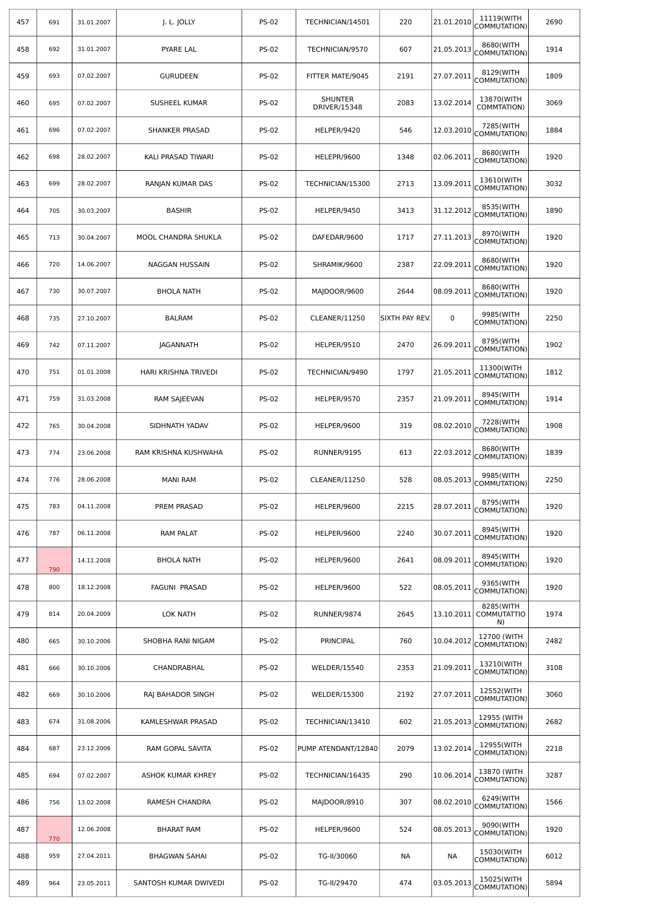| | | | | | | | | | |
|---|---|---|---|---|---|---|---|---|---|
| 457 | 691 | 31.01.2007 | J. L. JOLLY | PS-02 | TECHNICIAN/14501 | 220 | 21.01.2010 | 11119(WITH COMMUTATION) | 2690 |
| 458 | 692 | 31.01.2007 | PYARE LAL | PS-02 | TECHNICIAN/9570 | 607 | 21.05.2013 | 8680(WITH COMMUTATION) | 1914 |
| 459 | 693 | 07.02.2007 | GURUDEEN | PS-02 | FITTER MATE/9045 | 2191 | 27.07.2011 | 8129(WITH COMMUTATION) | 1809 |
| 460 | 695 | 07.02.2007 | SUSHEEL KUMAR | PS-02 | SHUNTER DRIVER/15348 | 2083 | 13.02.2014 | 13870(WITH COMMTATION) | 3069 |
| 461 | 696 | 07.02.2007 | SHANKER PRASAD | PS-02 | HELPER/9420 | 546 | 12.03.2010 | 7285(WITH COMMUTATION) | 1884 |
| 462 | 698 | 28.02.2007 | KALI PRASAD TIWARI | PS-02 | HELEPR/9600 | 1348 | 02.06.2011 | 8680(WITH COMMUTATION) | 1920 |
| 463 | 699 | 28.02.2007 | RANJAN KUMAR DAS | PS-02 | TECHNICIAN/15300 | 2713 | 13.09.2011 | 13610(WITH COMMUTATION) | 3032 |
| 464 | 705 | 30.03.2007 | BASHIR | PS-02 | HELPER/9450 | 3413 | 31.12.2012 | 8535(WITH COMMUTATION) | 1890 |
| 465 | 713 | 30.04.2007 | MOOL CHANDRA SHUKLA | PS-02 | DAFEDAR/9600 | 1717 | 27.11.2013 | 8970(WITH COMMUTATION) | 1920 |
| 466 | 720 | 14.06.2007 | NAGGAN HUSSAIN | PS-02 | SHRAMIK/9600 | 2387 | 22.09.2011 | 8680(WITH COMMUTATION) | 1920 |
| 467 | 730 | 30.07.2007 | BHOLA NATH | PS-02 | MAJDOOR/9600 | 2644 | 08.09.2011 | 8680(WITH COMMUTATION) | 1920 |
| 468 | 735 | 27.10.2007 | BALRAM | PS-02 | CLEANER/11250 | SIXTH PAY REV. | 0 | 9985(WITH COMMUTATION) | 2250 |
| 469 | 742 | 07.11.2007 | JAGANNATH | PS-02 | HELPER/9510 | 2470 | 26.09.2011 | 8795(WITH COMMUTATION) | 1902 |
| 470 | 751 | 01.01.2008 | HARI KRISHNA TRIVEDI | PS-02 | TECHNICIAN/9490 | 1797 | 21.05.2011 | 11300(WITH COMMUTATION) | 1812 |
| 471 | 759 | 31.03.2008 | RAM SAJEEVAN | PS-02 | HELPER/9570 | 2357 | 21.09.2011 | 8945(WITH COMMUTATION) | 1914 |
| 472 | 765 | 30.04.2008 | SIDHNATH YADAV | PS-02 | HELPER/9600 | 319 | 08.02.2010 | 7228(WITH COMMUTATION) | 1908 |
| 473 | 774 | 23.06.2008 | RAM KRISHNA KUSHWAHA | PS-02 | RUNNER/9195 | 613 | 22.03.2012 | 8680(WITH COMMUTATION) | 1839 |
| 474 | 776 | 28.06.2008 | MANI RAM | PS-02 | CLEANER/11250 | 528 | 08.05.2013 | 9985(WITH COMMUTATION) | 2250 |
| 475 | 783 | 04.11.2008 | PREM PRASAD | PS-02 | HELPER/9600 | 2215 | 28.07.2011 | 8795(WITH COMMUTATION) | 1920 |
| 476 | 787 | 06.11.2008 | RAM PALAT | PS-02 | HELPER/9600 | 2240 | 30.07.2011 | 8945(WITH COMMUTATION) | 1920 |
| 477 | 790 | 14.11.2008 | BHOLA NATH | PS-02 | HELPER/9600 | 2641 | 08.09.2011 | 8945(WITH COMMUTATION) | 1920 |
| 478 | 800 | 18.12.2008 | FAGUNI PRASAD | PS-02 | HELPER/9600 | 522 | 08.05.2011 | 9365(WITH COMMUTATION) | 1920 |
| 479 | 814 | 20.04.2009 | LOK NATH | PS-02 | RUNNER/9874 | 2645 | 13.10.2011 | 8285(WITH COMMUTATTION) | 1974 |
| 480 | 665 | 30.10.2006 | SHOBHA RANI NIGAM | PS-02 | PRINCIPAL | 760 | 10.04.2012 | 12700 (WITH COMMUTATION) | 2482 |
| 481 | 666 | 30.10.2006 | CHANDRABHAL | PS-02 | WELDER/15540 | 2353 | 21.09.2011 | 13210(WITH COMMUTATION) | 3108 |
| 482 | 669 | 30.10.2006 | RAJ BAHADOR SINGH | PS-02 | WELDER/15300 | 2192 | 27.07.2011 | 12552(WITH COMMUTATION) | 3060 |
| 483 | 674 | 31.08.2006 | KAMLESHWAR PRASAD | PS-02 | TECHNICIAN/13410 | 602 | 21.05.2013 | 12955 (WITH COMMUTATION) | 2682 |
| 484 | 687 | 23.12.2006 | RAM GOPAL SAVITA | PS-02 | PUMP ATENDANT/12840 | 2079 | 13.02.2014 | 12955(WITH COMMUTATION) | 2218 |
| 485 | 694 | 07.02.2007 | ASHOK KUMAR KHREY | PS-02 | TECHNICIAN/16435 | 290 | 10.06.2014 | 13870 (WITH COMMUTATION) | 3287 |
| 486 | 756 | 13.02.2008 | RAMESH CHANDRA | PS-02 | MAJDOOR/8910 | 307 | 08.02.2010 | 6249(WITH COMMUTATION) | 1566 |
| 487 | 770 | 12.06.2008 | BHARAT RAM | PS-02 | HELPER/9600 | 524 | 08.05.2013 | 9090(WITH COMMUTATION) | 1920 |
| 488 | 959 | 27.04.2011 | BHAGWAN SAHAI | PS-02 | TG-II/30060 | NA | NA | 15030(WITH COMMUTATION) | 6012 |
| 489 | 964 | 23.05.2011 | SANTOSH KUMAR DWIVEDI | PS-02 | TG-II/29470 | 474 | 03.05.2013 | 15025(WITH COMMUTATION) | 5894 |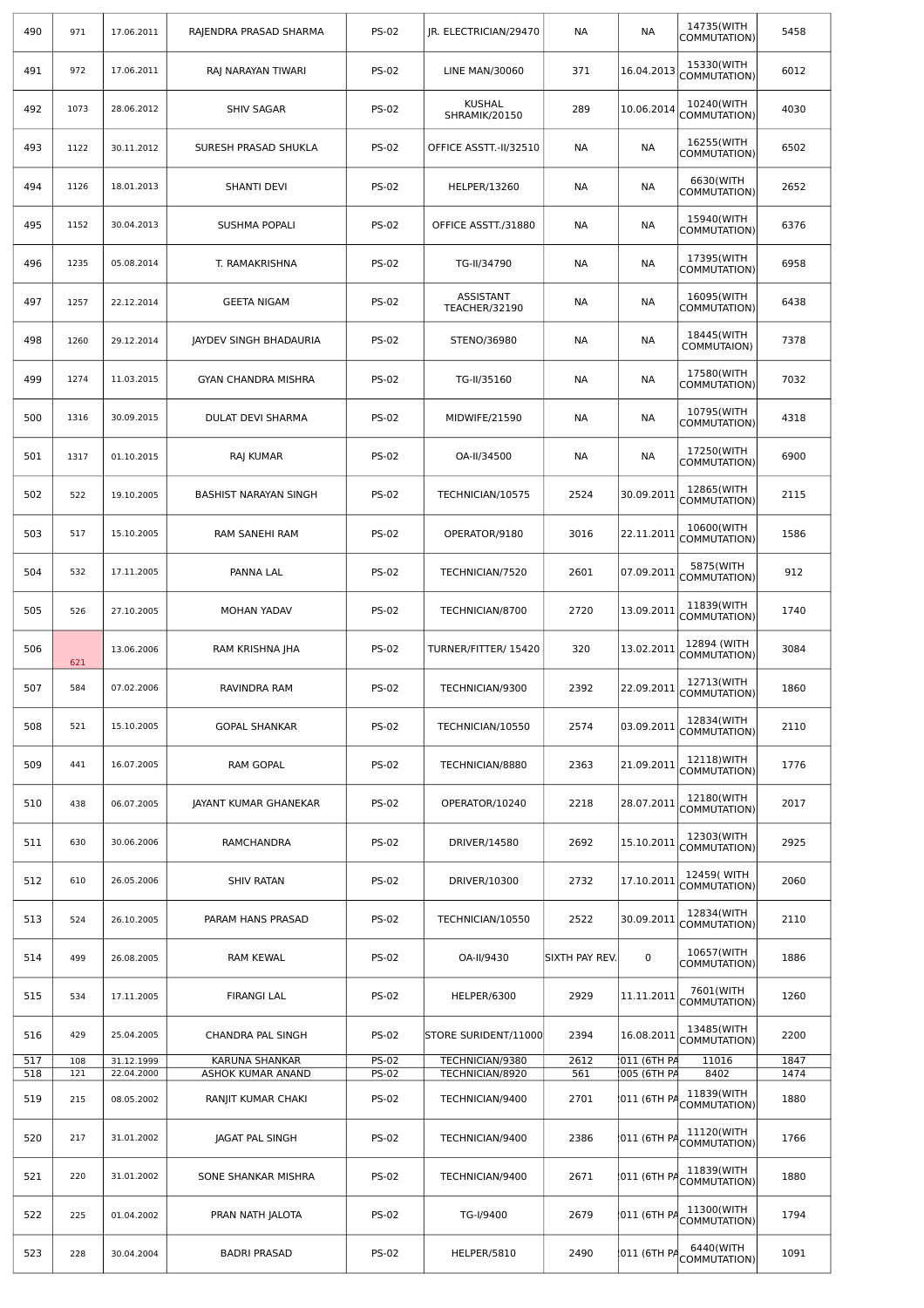| | | | | | | | | | |
|---|---|---|---|---|---|---|---|---|---|
| 490 | 971 | 17.06.2011 | RAJENDRA PRASAD SHARMA | PS-02 | JR. ELECTRICIAN/29470 | NA | NA | 14735(WITH COMMUTATION) | 5458 |
| 491 | 972 | 17.06.2011 | RAJ NARAYAN TIWARI | PS-02 | LINE MAN/30060 | 371 | 16.04.2013 | 15330(WITH COMMUTATION) | 6012 |
| 492 | 1073 | 28.06.2012 | SHIV SAGAR | PS-02 | KUSHAL SHRAMIK/20150 | 289 | 10.06.2014 | 10240(WITH COMMUTATION) | 4030 |
| 493 | 1122 | 30.11.2012 | SURESH PRASAD SHUKLA | PS-02 | OFFICE ASSTT.-II/32510 | NA | NA | 16255(WITH COMMUTATION) | 6502 |
| 494 | 1126 | 18.01.2013 | SHANTI DEVI | PS-02 | HELPER/13260 | NA | NA | 6630(WITH COMMUTATION) | 2652 |
| 495 | 1152 | 30.04.2013 | SUSHMA POPALI | PS-02 | OFFICE ASSTT./31880 | NA | NA | 15940(WITH COMMUTATION) | 6376 |
| 496 | 1235 | 05.08.2014 | T. RAMAKRISHNA | PS-02 | TG-II/34790 | NA | NA | 17395(WITH COMMUTATION) | 6958 |
| 497 | 1257 | 22.12.2014 | GEETA NIGAM | PS-02 | ASSISTANT TEACHER/32190 | NA | NA | 16095(WITH COMMUTATION) | 6438 |
| 498 | 1260 | 29.12.2014 | JAYDEV SINGH BHADAURIA | PS-02 | STENO/36980 | NA | NA | 18445(WITH COMMUTAION) | 7378 |
| 499 | 1274 | 11.03.2015 | GYAN CHANDRA MISHRA | PS-02 | TG-II/35160 | NA | NA | 17580(WITH COMMUTATION) | 7032 |
| 500 | 1316 | 30.09.2015 | DULAT DEVI SHARMA | PS-02 | MIDWIFE/21590 | NA | NA | 10795(WITH COMMUTATION) | 4318 |
| 501 | 1317 | 01.10.2015 | RAJ KUMAR | PS-02 | OA-II/34500 | NA | NA | 17250(WITH COMMUTATION) | 6900 |
| 502 | 522 | 19.10.2005 | BASHIST NARAYAN SINGH | PS-02 | TECHNICIAN/10575 | 2524 | 30.09.2011 | 12865(WITH COMMUTATION) | 2115 |
| 503 | 517 | 15.10.2005 | RAM SANEHI RAM | PS-02 | OPERATOR/9180 | 3016 | 22.11.2011 | 10600(WITH COMMUTATION) | 1586 |
| 504 | 532 | 17.11.2005 | PANNA LAL | PS-02 | TECHNICIAN/7520 | 2601 | 07.09.2011 | 5875(WITH COMMUTATION) | 912 |
| 505 | 526 | 27.10.2005 | MOHAN YADAV | PS-02 | TECHNICIAN/8700 | 2720 | 13.09.2011 | 11839(WITH COMMUTATION) | 1740 |
| 506 | 621 | 13.06.2006 | RAM KRISHNA JHA | PS-02 | TURNER/FITTER/ 15420 | 320 | 13.02.2011 | 12894 (WITH COMMUTATION) | 3084 |
| 507 | 584 | 07.02.2006 | RAVINDRA RAM | PS-02 | TECHNICIAN/9300 | 2392 | 22.09.2011 | 12713(WITH COMMUTATION) | 1860 |
| 508 | 521 | 15.10.2005 | GOPAL SHANKAR | PS-02 | TECHNICIAN/10550 | 2574 | 03.09.2011 | 12834(WITH COMMUTATION) | 2110 |
| 509 | 441 | 16.07.2005 | RAM GOPAL | PS-02 | TECHNICIAN/8880 | 2363 | 21.09.2011 | 12118)WITH COMMUTATION) | 1776 |
| 510 | 438 | 06.07.2005 | JAYANT KUMAR GHANEKAR | PS-02 | OPERATOR/10240 | 2218 | 28.07.2011 | 12180(WITH COMMUTATION) | 2017 |
| 511 | 630 | 30.06.2006 | RAMCHANDRA | PS-02 | DRIVER/14580 | 2692 | 15.10.2011 | 12303(WITH COMMUTATION) | 2925 |
| 512 | 610 | 26.05.2006 | SHIV RATAN | PS-02 | DRIVER/10300 | 2732 | 17.10.2011 | 12459( WITH COMMUTATION) | 2060 |
| 513 | 524 | 26.10.2005 | PARAM HANS PRASAD | PS-02 | TECHNICIAN/10550 | 2522 | 30.09.2011 | 12834(WITH COMMUTATION) | 2110 |
| 514 | 499 | 26.08.2005 | RAM KEWAL | PS-02 | OA-II/9430 | SIXTH PAY REV. | 0 | 10657(WITH COMMUTATION) | 1886 |
| 515 | 534 | 17.11.2005 | FIRANGI LAL | PS-02 | HELPER/6300 | 2929 | 11.11.2011 | 7601(WITH COMMUTATION) | 1260 |
| 516 | 429 | 25.04.2005 | CHANDRA PAL SINGH | PS-02 | STORE SURIDENT/11000 | 2394 | 16.08.2011 | 13485(WITH COMMUTATION) | 2200 |
| 517 | 108 | 31.12.1999 | KARUNA SHANKAR | PS-02 | TECHNICIAN/9380 | 2612 | 011 (6TH PA | 11016 | 1847 |
| 518 | 121 | 22.04.2000 | ASHOK KUMAR ANAND | PS-02 | TECHNICIAN/8920 | 561 | 005 (6TH PA | 8402 | 1474 |
| 519 | 215 | 08.05.2002 | RANJIT KUMAR CHAKI | PS-02 | TECHNICIAN/9400 | 2701 | 011 (6TH PA | 11839(WITH COMMUTATION) | 1880 |
| 520 | 217 | 31.01.2002 | JAGAT PAL SINGH | PS-02 | TECHNICIAN/9400 | 2386 | 011 (6TH PA | 11120(WITH COMMUTATION) | 1766 |
| 521 | 220 | 31.01.2002 | SONE SHANKAR MISHRA | PS-02 | TECHNICIAN/9400 | 2671 | 011 (6TH PA | 11839(WITH COMMUTATION) | 1880 |
| 522 | 225 | 01.04.2002 | PRAN NATH JALOTA | PS-02 | TG-I/9400 | 2679 | 011 (6TH PA | 11300(WITH COMMUTATION) | 1794 |
| 523 | 228 | 30.04.2004 | BADRI PRASAD | PS-02 | HELPER/5810 | 2490 | 011 (6TH PA | 6440(WITH COMMUTATION) | 1091 |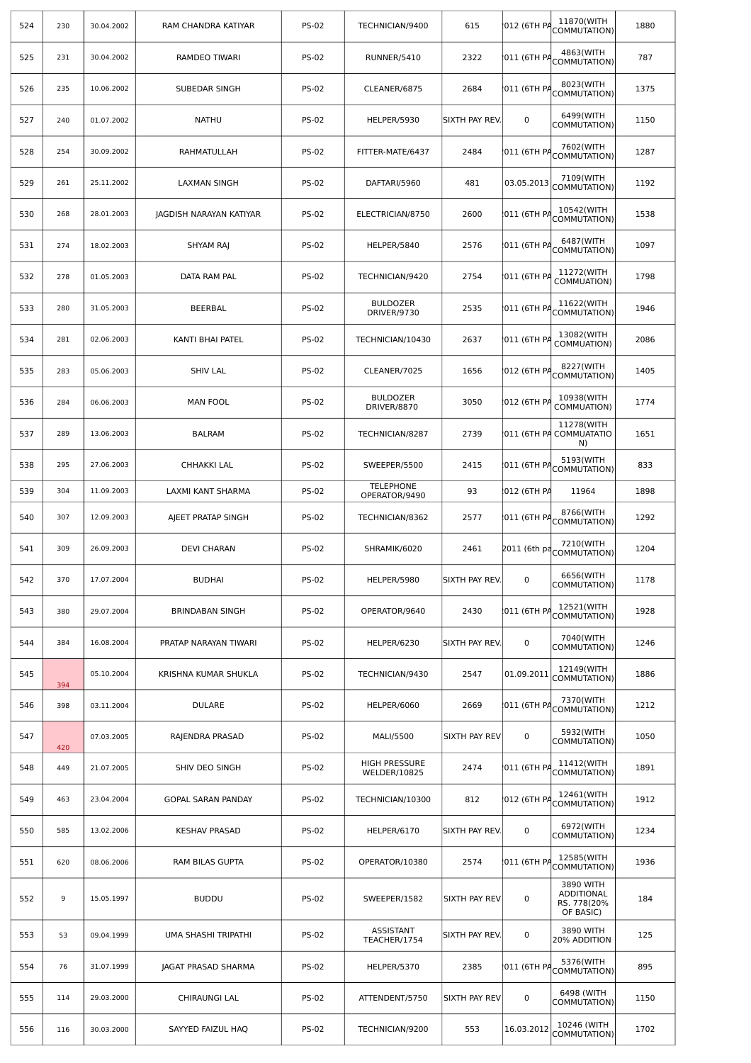| 524 | 230 | 30.04.2002 | RAM CHANDRA KATIYAR | PS-02 | TECHNICIAN/9400 | 615 | 2012 (6TH PA | 11870(WITH COMMUTATION) | 1880 |
|---|---|---|---|---|---|---|---|---|---|
| 525 | 231 | 30.04.2002 | RAMDEO TIWARI | PS-02 | RUNNER/5410 | 2322 | 2011 (6TH PA | 4863(WITH COMMUTATION) | 787 |
| 526 | 235 | 10.06.2002 | SUBEDAR SINGH | PS-02 | CLEANER/6875 | 2684 | 2011 (6TH PA | 8023(WITH COMMUTATION) | 1375 |
| 527 | 240 | 01.07.2002 | NATHU | PS-02 | HELPER/5930 | SIXTH PAY REV. | 0 | 6499(WITH COMMUTATION) | 1150 |
| 528 | 254 | 30.09.2002 | RAHMATULLAH | PS-02 | FITTER-MATE/6437 | 2484 | 2011 (6TH PA | 7602(WITH COMMUTATION) | 1287 |
| 529 | 261 | 25.11.2002 | LAXMAN SINGH | PS-02 | DAFTARI/5960 | 481 | 03.05.2013 | 7109(WITH COMMUTATION) | 1192 |
| 530 | 268 | 28.01.2003 | JAGDISH NARAYAN KATIYAR | PS-02 | ELECTRICIAN/8750 | 2600 | 2011 (6TH PA | 10542(WITH COMMUTATION) | 1538 |
| 531 | 274 | 18.02.2003 | SHYAM RAJ | PS-02 | HELPER/5840 | 2576 | 2011 (6TH PA | 6487(WITH COMMUTATION) | 1097 |
| 532 | 278 | 01.05.2003 | DATA RAM PAL | PS-02 | TECHNICIAN/9420 | 2754 | 2011 (6TH PA | 11272(WITH COMMUATION) | 1798 |
| 533 | 280 | 31.05.2003 | BEERBAL | PS-02 | BULDOZER DRIVER/9730 | 2535 | 2011 (6TH PA | 11622(WITH COMMUTATION) | 1946 |
| 534 | 281 | 02.06.2003 | KANTI BHAI PATEL | PS-02 | TECHNICIAN/10430 | 2637 | 2011 (6TH PA | 13082(WITH COMMUATION) | 2086 |
| 535 | 283 | 05.06.2003 | SHIV LAL | PS-02 | CLEANER/7025 | 1656 | 2012 (6TH PA | 8227(WITH COMMUTATION) | 1405 |
| 536 | 284 | 06.06.2003 | MAN FOOL | PS-02 | BULDOZER DRIVER/8870 | 3050 | 2012 (6TH PA | 10938(WITH COMMUTATION) | 1774 |
| 537 | 289 | 13.06.2003 | BALRAM | PS-02 | TECHNICIAN/8287 | 2739 | 2011 (6TH PA | 11278(WITH COMMUATATION) | 1651 |
| 538 | 295 | 27.06.2003 | CHHAKKI LAL | PS-02 | SWEEPER/5500 | 2415 | 2011 (6TH PA | 5193(WITH COMMUTATION) | 833 |
| 539 | 304 | 11.09.2003 | LAXMI KANT SHARMA | PS-02 | TELEPHONE OPERATOR/9490 | 93 | 2012 (6TH PA | 11964 | 1898 |
| 540 | 307 | 12.09.2003 | AJEET PRATAP SINGH | PS-02 | TECHNICIAN/8362 | 2577 | 2011 (6TH PA | 8766(WITH COMMUTATION) | 1292 |
| 541 | 309 | 26.09.2003 | DEVI CHARAN | PS-02 | SHRAMIK/6020 | 2461 | 2011 (6th pa | 7210(WITH COMMUTATION) | 1204 |
| 542 | 370 | 17.07.2004 | BUDHAI | PS-02 | HELPER/5980 | SIXTH PAY REV. | 0 | 6656(WITH COMMUTATION) | 1178 |
| 543 | 380 | 29.07.2004 | BRINDABAN SINGH | PS-02 | OPERATOR/9640 | 2430 | 2011 (6TH PA | 12521(WITH COMMUTATION) | 1928 |
| 544 | 384 | 16.08.2004 | PRATAP NARAYAN TIWARI | PS-02 | HELPER/6230 | SIXTH PAY REV. | 0 | 7040(WITH COMMUTATION) | 1246 |
| 545 | 394 | 05.10.2004 | KRISHNA KUMAR SHUKLA | PS-02 | TECHNICIAN/9430 | 2547 | 01.09.2011 | 12149(WITH COMMUTATION) | 1886 |
| 546 | 398 | 03.11.2004 | DULARE | PS-02 | HELPER/6060 | 2669 | 2011 (6TH PA | 7370(WITH COMMUTATION) | 1212 |
| 547 | 420 | 07.03.2005 | RAJENDRA PRASAD | PS-02 | MALI/5500 | SIXTH PAY REV | 0 | 5932(WITH COMMUTATION) | 1050 |
| 548 | 449 | 21.07.2005 | SHIV DEO SINGH | PS-02 | HIGH PRESSURE WELDER/10825 | 2474 | 2011 (6TH PA | 11412(WITH COMMUTATION) | 1891 |
| 549 | 463 | 23.04.2004 | GOPAL SARAN PANDAY | PS-02 | TECHNICIAN/10300 | 812 | 2012 (6TH PA | 12461(WITH COMMUTATION) | 1912 |
| 550 | 585 | 13.02.2006 | KESHAV PRASAD | PS-02 | HELPER/6170 | SIXTH PAY REV. | 0 | 6972(WITH COMMUTATION) | 1234 |
| 551 | 620 | 08.06.2006 | RAM BILAS GUPTA | PS-02 | OPERATOR/10380 | 2574 | 2011 (6TH PA | 12585(WITH COMMUTATION) | 1936 |
| 552 | 9 | 15.05.1997 | BUDDU | PS-02 | SWEEPER/1582 | SIXTH PAY REV | 0 | 3890 WITH ADDITIONAL RS. 778(20% OF BASIC) | 184 |
| 553 | 53 | 09.04.1999 | UMA SHASHI TRIPATHI | PS-02 | ASSISTANT TEACHER/1754 | SIXTH PAY REV. | 0 | 3890 WITH 20% ADDITION | 125 |
| 554 | 76 | 31.07.1999 | JAGAT PRASAD SHARMA | PS-02 | HELPER/5370 | 2385 | 2011 (6TH PA | 5376(WITH COMMUTATION) | 895 |
| 555 | 114 | 29.03.2000 | CHIRAUNGI LAL | PS-02 | ATTENDENT/5750 | SIXTH PAY REV | 0 | 6498 (WITH COMMUTATION) | 1150 |
| 556 | 116 | 30.03.2000 | SAYYED FAIZUL HAQ | PS-02 | TECHNICIAN/9200 | 553 | 16.03.2012 | 10246 (WITH COMMUTATION) | 1702 |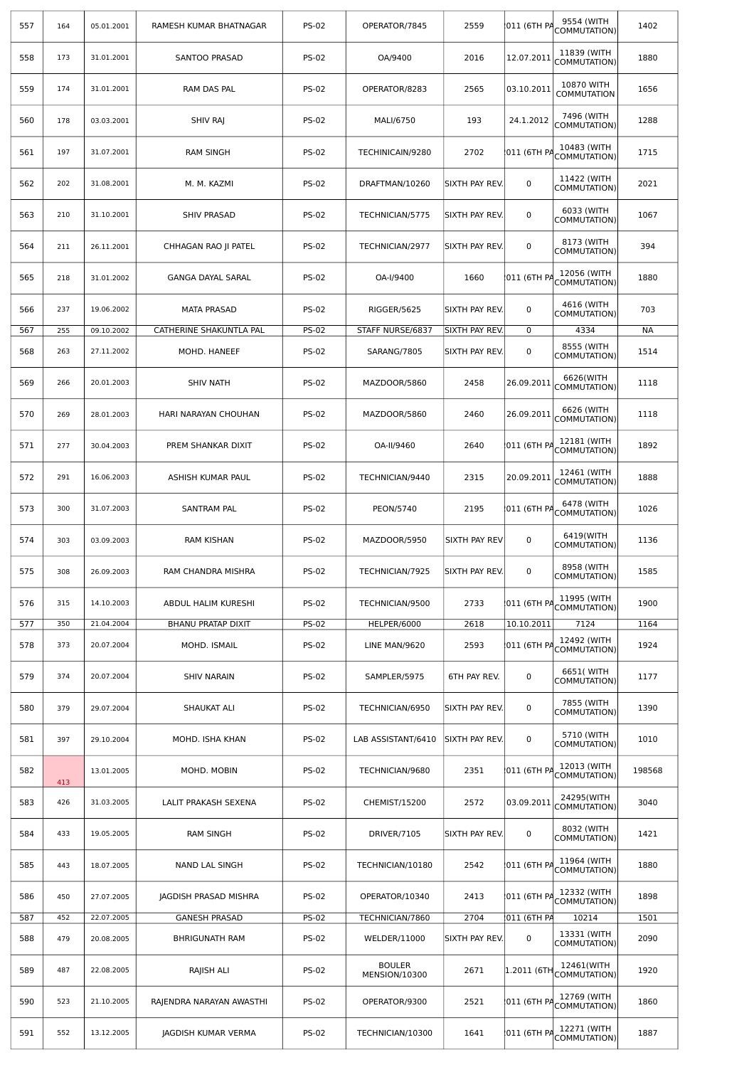| 557 | 164 | 05.01.2001 | RAMESH KUMAR BHATNAGAR | PS-02 | OPERATOR/7845 | 2559 | 011 (6TH PA | 9554 (WITH COMMUTATION) | 1402 |
|---|---|---|---|---|---|---|---|---|---|
| 558 | 173 | 31.01.2001 | SANTOO PRASAD | PS-02 | OA/9400 | 2016 | 12.07.2011 | 11839 (WITH COMMUTATION) | 1880 |
| 559 | 174 | 31.01.2001 | RAM DAS PAL | PS-02 | OPERATOR/8283 | 2565 | 03.10.2011 | 10870 WITH COMMUTATION | 1656 |
| 560 | 178 | 03.03.2001 | SHIV RAJ | PS-02 | MALI/6750 | 193 | 24.1.2012 | 7496 (WITH COMMUTATION) | 1288 |
| 561 | 197 | 31.07.2001 | RAM SINGH | PS-02 | TECHINICAIN/9280 | 2702 | 011 (6TH PA | 10483 (WITH COMMUTATION) | 1715 |
| 562 | 202 | 31.08.2001 | M. M. KAZMI | PS-02 | DRAFTMAN/10260 | SIXTH PAY REV. | 0 | 11422 (WITH COMMUTATION) | 2021 |
| 563 | 210 | 31.10.2001 | SHIV PRASAD | PS-02 | TECHNICIAN/5775 | SIXTH PAY REV. | 0 | 6033 (WITH COMMUTATION) | 1067 |
| 564 | 211 | 26.11.2001 | CHHAGAN RAO JI PATEL | PS-02 | TECHNICIAN/2977 | SIXTH PAY REV. | 0 | 8173 (WITH COMMUTATION) | 394 |
| 565 | 218 | 31.01.2002 | GANGA DAYAL SARAL | PS-02 | OA-I/9400 | 1660 | 011 (6TH PA | 12056 (WITH COMMUTATION) | 1880 |
| 566 | 237 | 19.06.2002 | MATA PRASAD | PS-02 | RIGGER/5625 | SIXTH PAY REV. | 0 | 4616 (WITH COMMUTATION) | 703 |
| 567 | 255 | 09.10.2002 | CATHERINE SHAKUNTLA PAL | PS-02 | STAFF NURSE/6837 | SIXTH PAY REV. | 0 | 4334 | NA |
| 568 | 263 | 27.11.2002 | MOHD. HANEEF | PS-02 | SARANG/7805 | SIXTH PAY REV. | 0 | 8555 (WITH COMMUTATION) | 1514 |
| 569 | 266 | 20.01.2003 | SHIV NATH | PS-02 | MAZDOOR/5860 | 2458 | 26.09.2011 | 6626(WITH COMMUTATION) | 1118 |
| 570 | 269 | 28.01.2003 | HARI NARAYAN CHOUHAN | PS-02 | MAZDOOR/5860 | 2460 | 26.09.2011 | 6626 (WITH COMMUTATION) | 1118 |
| 571 | 277 | 30.04.2003 | PREM SHANKAR DIXIT | PS-02 | OA-II/9460 | 2640 | 011 (6TH PA | 12181 (WITH COMMUTATION) | 1892 |
| 572 | 291 | 16.06.2003 | ASHISH KUMAR PAUL | PS-02 | TECHNICIAN/9440 | 2315 | 20.09.2011 | 12461 (WITH COMMUTATION) | 1888 |
| 573 | 300 | 31.07.2003 | SANTRAM PAL | PS-02 | PEON/5740 | 2195 | 011 (6TH PA | 6478 (WITH COMMUTATION) | 1026 |
| 574 | 303 | 03.09.2003 | RAM KISHAN | PS-02 | MAZDOOR/5950 | SIXTH PAY REV | 0 | 6419(WITH COMMUTATION) | 1136 |
| 575 | 308 | 26.09.2003 | RAM CHANDRA MISHRA | PS-02 | TECHNICIAN/7925 | SIXTH PAY REV. | 0 | 8958 (WITH COMMUTATION) | 1585 |
| 576 | 315 | 14.10.2003 | ABDUL HALIM KURESHI | PS-02 | TECHNICIAN/9500 | 2733 | 011 (6TH PA | 11995 (WITH COMMUTATION) | 1900 |
| 577 | 350 | 21.04.2004 | BHANU PRATAP DIXIT | PS-02 | HELPER/6000 | 2618 | 10.10.2011 | 7124 | 1164 |
| 578 | 373 | 20.07.2004 | MOHD. ISMAIL | PS-02 | LINE MAN/9620 | 2593 | 011 (6TH PA | 12492 (WITH COMMUTATION) | 1924 |
| 579 | 374 | 20.07.2004 | SHIV NARAIN | PS-02 | SAMPLER/5975 | 6TH PAY REV. | 0 | 6651( WITH COMMUTATION) | 1177 |
| 580 | 379 | 29.07.2004 | SHAUKAT ALI | PS-02 | TECHNICIAN/6950 | SIXTH PAY REV. | 0 | 7855 (WITH COMMUTATION) | 1390 |
| 581 | 397 | 29.10.2004 | MOHD. ISHA KHAN | PS-02 | LAB ASSISTANT/6410 | SIXTH PAY REV. | 0 | 5710 (WITH COMMUTATION) | 1010 |
| 582 | 413 | 13.01.2005 | MOHD. MOBIN | PS-02 | TECHNICIAN/9680 | 2351 | 011 (6TH PA | 12013 (WITH COMMUTATION) | 198568 |
| 583 | 426 | 31.03.2005 | LALIT PRAKASH SEXENA | PS-02 | CHEMIST/15200 | 2572 | 03.09.2011 | 24295(WITH COMMUTATION) | 3040 |
| 584 | 433 | 19.05.2005 | RAM SINGH | PS-02 | DRIVER/7105 | SIXTH PAY REV. | 0 | 8032 (WITH COMMUTATION) | 1421 |
| 585 | 443 | 18.07.2005 | NAND LAL SINGH | PS-02 | TECHNICIAN/10180 | 2542 | 011 (6TH PA | 11964 (WITH COMMUTATION) | 1880 |
| 586 | 450 | 27.07.2005 | JAGDISH PRASAD MISHRA | PS-02 | OPERATOR/10340 | 2413 | 011 (6TH PA | 12332 (WITH COMMUTATION) | 1898 |
| 587 | 452 | 22.07.2005 | GANESH PRASAD | PS-02 | TECHNICIAN/7860 | 2704 | 011 (6TH PA | 10214 | 1501 |
| 588 | 479 | 20.08.2005 | BHRIGUNATH RAM | PS-02 | WELDER/11000 | SIXTH PAY REV. | 0 | 13331 (WITH COMMUTATION) | 2090 |
| 589 | 487 | 22.08.2005 | RAJISH ALI | PS-02 | BOULER MENSION/10300 | 2671 | 1.2011 (6TH | 12461(WITH COMMUTATION) | 1920 |
| 590 | 523 | 21.10.2005 | RAJENDRA NARAYAN AWASTHI | PS-02 | OPERATOR/9300 | 2521 | 011 (6TH PA | 12769 (WITH COMMUTATION) | 1860 |
| 591 | 552 | 13.12.2005 | JAGDISH KUMAR VERMA | PS-02 | TECHNICIAN/10300 | 1641 | 011 (6TH PA | 12271 (WITH COMMUTATION) | 1887 |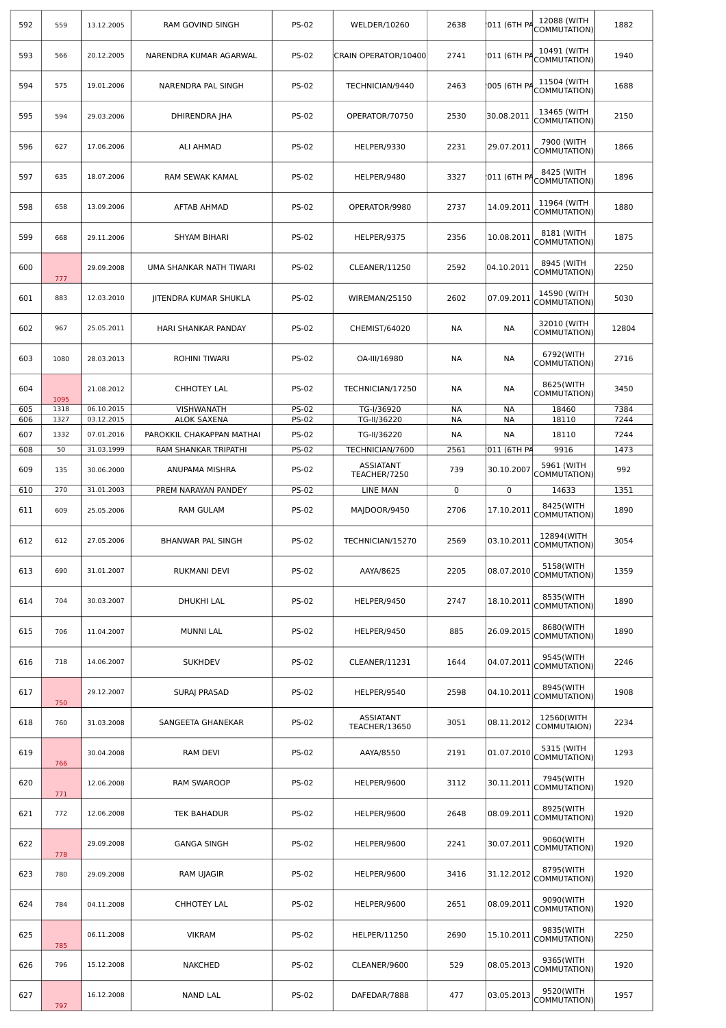| | | | | | | | | | |
|---|---|---|---|---|---|---|---|---|---|
| 592 | 559 | 13.12.2005 | RAM GOVIND SINGH | PS-02 | WELDER/10260 | 2638 | 011 (6TH PA | 12088 (WITH COMMUTATION) | 1882 |
| 593 | 566 | 20.12.2005 | NARENDRA KUMAR AGARWAL | PS-02 | CRAIN OPERATOR/10400 | 2741 | 011 (6TH PA | 10491 (WITH COMMUTATION) | 1940 |
| 594 | 575 | 19.01.2006 | NARENDRA PAL SINGH | PS-02 | TECHNICIAN/9440 | 2463 | 005 (6TH PA | 11504 (WITH COMMUTATION) | 1688 |
| 595 | 594 | 29.03.2006 | DHIRENDRA JHA | PS-02 | OPERATOR/70750 | 2530 | 30.08.2011 | 13465 (WITH COMMUTATION) | 2150 |
| 596 | 627 | 17.06.2006 | ALI AHMAD | PS-02 | HELPER/9330 | 2231 | 29.07.2011 | 7900 (WITH COMMUTATION) | 1866 |
| 597 | 635 | 18.07.2006 | RAM SEWAK KAMAL | PS-02 | HELPER/9480 | 3327 | 011 (6TH PA | 8425 (WITH COMMUTATION) | 1896 |
| 598 | 658 | 13.09.2006 | AFTAB AHMAD | PS-02 | OPERATOR/9980 | 2737 | 14.09.2011 | 11964 (WITH COMMUTATION) | 1880 |
| 599 | 668 | 29.11.2006 | SHYAM BIHARI | PS-02 | HELPER/9375 | 2356 | 10.08.2011 | 8181 (WITH COMMUTATION) | 1875 |
| 600 | 777 | 29.09.2008 | UMA SHANKAR NATH TIWARI | PS-02 | CLEANER/11250 | 2592 | 04.10.2011 | 8945 (WITH COMMUTATION) | 2250 |
| 601 | 883 | 12.03.2010 | JITENDRA KUMAR SHUKLA | PS-02 | WIREMAN/25150 | 2602 | 07.09.2011 | 14590 (WITH COMMUTATION) | 5030 |
| 602 | 967 | 25.05.2011 | HARI SHANKAR PANDAY | PS-02 | CHEMIST/64020 | NA | NA | 32010 (WITH COMMUTATION) | 12804 |
| 603 | 1080 | 28.03.2013 | ROHINI TIWARI | PS-02 | OA-III/16980 | NA | NA | 6792(WITH COMMUTATION) | 2716 |
| 604 | 1095 | 21.08.2012 | CHHOTEY LAL | PS-02 | TECHNICIAN/17250 | NA | NA | 8625(WITH COMMUTATION) | 3450 |
| 605 | 1318 | 06.10.2015 | VISHWANATH | PS-02 | TG-I/36920 | NA | NA | 18460 | 7384 |
| 606 | 1327 | 03.12.2015 | ALOK SAXENA | PS-02 | TG-II/36220 | NA | NA | 18110 | 7244 |
| 607 | 1332 | 07.01.2016 | PAROKKIL CHAKAPPAN MATHAI | PS-02 | TG-II/36220 | NA | NA | 18110 | 7244 |
| 608 | 50 | 31.03.1999 | RAM SHANKAR TRIPATHI | PS-02 | TECHNICIAN/7600 | 2561 | 011 (6TH PA | 9916 | 1473 |
| 609 | 135 | 30.06.2000 | ANUPAMA MISHRA | PS-02 | ASSIATANT TEACHER/7250 | 739 | 30.10.2007 | 5961 (WITH COMMUTATION) | 992 |
| 610 | 270 | 31.01.2003 | PREM NARAYAN PANDEY | PS-02 | LINE MAN | 0 | 0 | 14633 | 1351 |
| 611 | 609 | 25.05.2006 | RAM GULAM | PS-02 | MAJDOOR/9450 | 2706 | 17.10.2011 | 8425(WITH COMMUTATION) | 1890 |
| 612 | 612 | 27.05.2006 | BHANWAR PAL SINGH | PS-02 | TECHNICIAN/15270 | 2569 | 03.10.2011 | 12894(WITH COMMUTATION) | 3054 |
| 613 | 690 | 31.01.2007 | RUKMANI DEVI | PS-02 | AAYA/8625 | 2205 | 08.07.2010 | 5158(WITH COMMUTATION) | 1359 |
| 614 | 704 | 30.03.2007 | DHUKHI LAL | PS-02 | HELPER/9450 | 2747 | 18.10.2011 | 8535(WITH COMMUTATION) | 1890 |
| 615 | 706 | 11.04.2007 | MUNNI LAL | PS-02 | HELPER/9450 | 885 | 26.09.2015 | 8680(WITH COMMUTATION) | 1890 |
| 616 | 718 | 14.06.2007 | SUKHDEV | PS-02 | CLEANER/11231 | 1644 | 04.07.2011 | 9545(WITH COMMUTATION) | 2246 |
| 617 | 750 | 29.12.2007 | SURAJ PRASAD | PS-02 | HELPER/9540 | 2598 | 04.10.2011 | 8945(WITH COMMUTATION) | 1908 |
| 618 | 760 | 31.03.2008 | SANGEETA GHANEKAR | PS-02 | ASSIATANT TEACHER/13650 | 3051 | 08.11.2012 | 12560(WITH COMMUTAION) | 2234 |
| 619 | 766 | 30.04.2008 | RAM DEVI | PS-02 | AAYA/8550 | 2191 | 01.07.2010 | 5315 (WITH COMMUTATION) | 1293 |
| 620 | 771 | 12.06.2008 | RAM SWAROOP | PS-02 | HELPER/9600 | 3112 | 30.11.2011 | 7945(WITH COMMUTATION) | 1920 |
| 621 | 772 | 12.06.2008 | TEK BAHADUR | PS-02 | HELPER/9600 | 2648 | 08.09.2011 | 8925(WITH COMMUTATION) | 1920 |
| 622 | 778 | 29.09.2008 | GANGA SINGH | PS-02 | HELPER/9600 | 2241 | 30.07.2011 | 9060(WITH COMMUTATION) | 1920 |
| 623 | 780 | 29.09.2008 | RAM UJAGIR | PS-02 | HELPER/9600 | 3416 | 31.12.2012 | 8795(WITH COMMUTATION) | 1920 |
| 624 | 784 | 04.11.2008 | CHHOTEY LAL | PS-02 | HELPER/9600 | 2651 | 08.09.2011 | 9090(WITH COMMUTATION) | 1920 |
| 625 | 785 | 06.11.2008 | VIKRAM | PS-02 | HELPER/11250 | 2690 | 15.10.2011 | 9835(WITH COMMUTATION) | 2250 |
| 626 | 796 | 15.12.2008 | NAKCHED | PS-02 | CLEANER/9600 | 529 | 08.05.2013 | 9365(WITH COMMUTATION) | 1920 |
| 627 | 797 | 16.12.2008 | NAND LAL | PS-02 | DAFEDAR/7888 | 477 | 03.05.2013 | 9520(WITH COMMUTATION) | 1957 |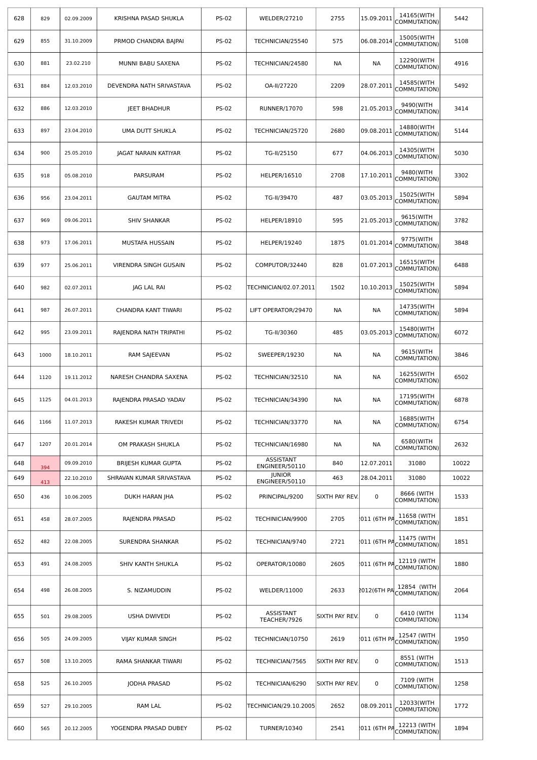| | | | | | | | | | |
|---|---|---|---|---|---|---|---|---|---|
| 628 | 829 | 02.09.2009 | KRISHNA PASAD SHUKLA | PS-02 | WELDER/27210 | 2755 | 15.09.2011 | 14165(WITH COMMUTATION) | 5442 |
| 629 | 855 | 31.10.2009 | PRMOD CHANDRA BAJPAI | PS-02 | TECHNICIAN/25540 | 575 | 06.08.2014 | 15005(WITH COMMUTATION) | 5108 |
| 630 | 881 | 23.02.210 | MUNNI BABU SAXENA | PS-02 | TECHNICIAN/24580 | NA | NA | 12290(WITH COMMUTATION) | 4916 |
| 631 | 884 | 12.03.2010 | DEVENDRA NATH SRIVASTAVA | PS-02 | OA-II/27220 | 2209 | 28.07.2011 | 14585(WITH COMMUTATION) | 5492 |
| 632 | 886 | 12.03.2010 | JEET BHADHUR | PS-02 | RUNNER/17070 | 598 | 21.05.2013 | 9490(WITH COMMUTATION) | 3414 |
| 633 | 897 | 23.04.2010 | UMA DUTT SHUKLA | PS-02 | TECHNICIAN/25720 | 2680 | 09.08.2011 | 14880(WITH COMMUTATION) | 5144 |
| 634 | 900 | 25.05.2010 | JAGAT NARAIN KATIYAR | PS-02 | TG-II/25150 | 677 | 04.06.2013 | 14305(WITH COMMUTATION) | 5030 |
| 635 | 918 | 05.08.2010 | PARSURAM | PS-02 | HELPER/16510 | 2708 | 17.10.2011 | 9480(WITH COMMUTATION) | 3302 |
| 636 | 956 | 23.04.2011 | GAUTAM MITRA | PS-02 | TG-II/39470 | 487 | 03.05.2013 | 15025(WITH COMMUTATION) | 5894 |
| 637 | 969 | 09.06.2011 | SHIV SHANKAR | PS-02 | HELPER/18910 | 595 | 21.05.2013 | 9615(WITH COMMUTATION) | 3782 |
| 638 | 973 | 17.06.2011 | MUSTAFA HUSSAIN | PS-02 | HELPER/19240 | 1875 | 01.01.2014 | 9775(WITH COMMUTATION) | 3848 |
| 639 | 977 | 25.06.2011 | VIRENDRA SINGH GUSAIN | PS-02 | COMPUTOR/32440 | 828 | 01.07.2013 | 16515(WITH COMMUTATION) | 6488 |
| 640 | 982 | 02.07.2011 | JAG LAL RAI | PS-02 | TECHNICIAN/02.07.2011 | 1502 | 10.10.2013 | 15025(WITH COMMUTATION) | 5894 |
| 641 | 987 | 26.07.2011 | CHANDRA KANT TIWARI | PS-02 | LIFT OPERATOR/29470 | NA | NA | 14735(WITH COMMUTATION) | 5894 |
| 642 | 995 | 23.09.2011 | RAJENDRA NATH TRIPATHI | PS-02 | TG-II/30360 | 485 | 03.05.2013 | 15480(WITH COMMUTATION) | 6072 |
| 643 | 1000 | 18.10.2011 | RAM SAJEEVAN | PS-02 | SWEEPER/19230 | NA | NA | 9615(WITH COMMUTATION) | 3846 |
| 644 | 1120 | 19.11.2012 | NARESH CHANDRA SAXENA | PS-02 | TECHNICIAN/32510 | NA | NA | 16255(WITH COMMUTATION) | 6502 |
| 645 | 1125 | 04.01.2013 | RAJENDRA PRASAD YADAV | PS-02 | TECHNICIAN/34390 | NA | NA | 17195(WITH COMMUTATION) | 6878 |
| 646 | 1166 | 11.07.2013 | RAKESH KUMAR TRIVEDI | PS-02 | TECHNICIAN/33770 | NA | NA | 16885(WITH COMMUTATION) | 6754 |
| 647 | 1207 | 20.01.2014 | OM PRAKASH SHUKLA | PS-02 | TECHNICIAN/16980 | NA | NA | 6580(WITH COMMUTATION) | 2632 |
| 648 | 394 | 09.09.2010 | BRIJESH KUMAR GUPTA | PS-02 | ASSISTANT ENGINEER/50110 | 840 | 12.07.2011 | 31080 | 10022 |
| 649 | 413 | 22.10.2010 | SHRAVAN KUMAR SRIVASTAVA | PS-02 | JUNIOR ENGINEER/50110 | 463 | 28.04.2011 | 31080 | 10022 |
| 650 | 436 | 10.06.2005 | DUKH HARAN JHA | PS-02 | PRINCIPAL/9200 | SIXTH PAY REV. | 0 | 8666 (WITH COMMUTATION) | 1533 |
| 651 | 458 | 28.07.2005 | RAJENDRA PRASAD | PS-02 | TECHINICIAN/9900 | 2705 | 2011 (6TH PA | 11658 (WITH COMMUTATION) | 1851 |
| 652 | 482 | 22.08.2005 | SURENDRA SHANKAR | PS-02 | TECHNICIAN/9740 | 2721 | 2011 (6TH PA | 11475 (WITH COMMUTATION) | 1851 |
| 653 | 491 | 24.08.2005 | SHIV KANTH SHUKLA | PS-02 | OPERATOR/10080 | 2605 | 2011 (6TH PA | 12119 (WITH COMMUTATION) | 1880 |
| 654 | 498 | 26.08.2005 | S. NIZAMUDDIN | PS-02 | WELDER/11000 | 2633 | 2012(6TH PA | 12854 (WITH COMMUTATION) | 2064 |
| 655 | 501 | 29.08.2005 | USHA DWIVEDI | PS-02 | ASSISTANT TEACHER/7926 | SIXTH PAY REV. | 0 | 6410 (WITH COMMUTATION) | 1134 |
| 656 | 505 | 24.09.2005 | VIJAY KUMAR SINGH | PS-02 | TECHNICIAN/10750 | 2619 | 2011 (6TH PA | 12547 (WITH COMMUTATION) | 1950 |
| 657 | 508 | 13.10.2005 | RAMA SHANKAR TIWARI | PS-02 | TECHNICIAN/7565 | SIXTH PAY REV. | 0 | 8551 (WITH COMMUTATION) | 1513 |
| 658 | 525 | 26.10.2005 | JODHA PRASAD | PS-02 | TECHNICIAN/6290 | SIXTH PAY REV. | 0 | 7109 (WITH COMMUTATION) | 1258 |
| 659 | 527 | 29.10.2005 | RAM LAL | PS-02 | TECHNICIAN/29.10.2005 | 2652 | 08.09.2011 | 12033(WITH COMMUTATION) | 1772 |
| 660 | 565 | 20.12.2005 | YOGENDRA PRASAD DUBEY | PS-02 | TURNER/10340 | 2541 | 2011 (6TH PA | 12213 (WITH COMMUTATION) | 1894 |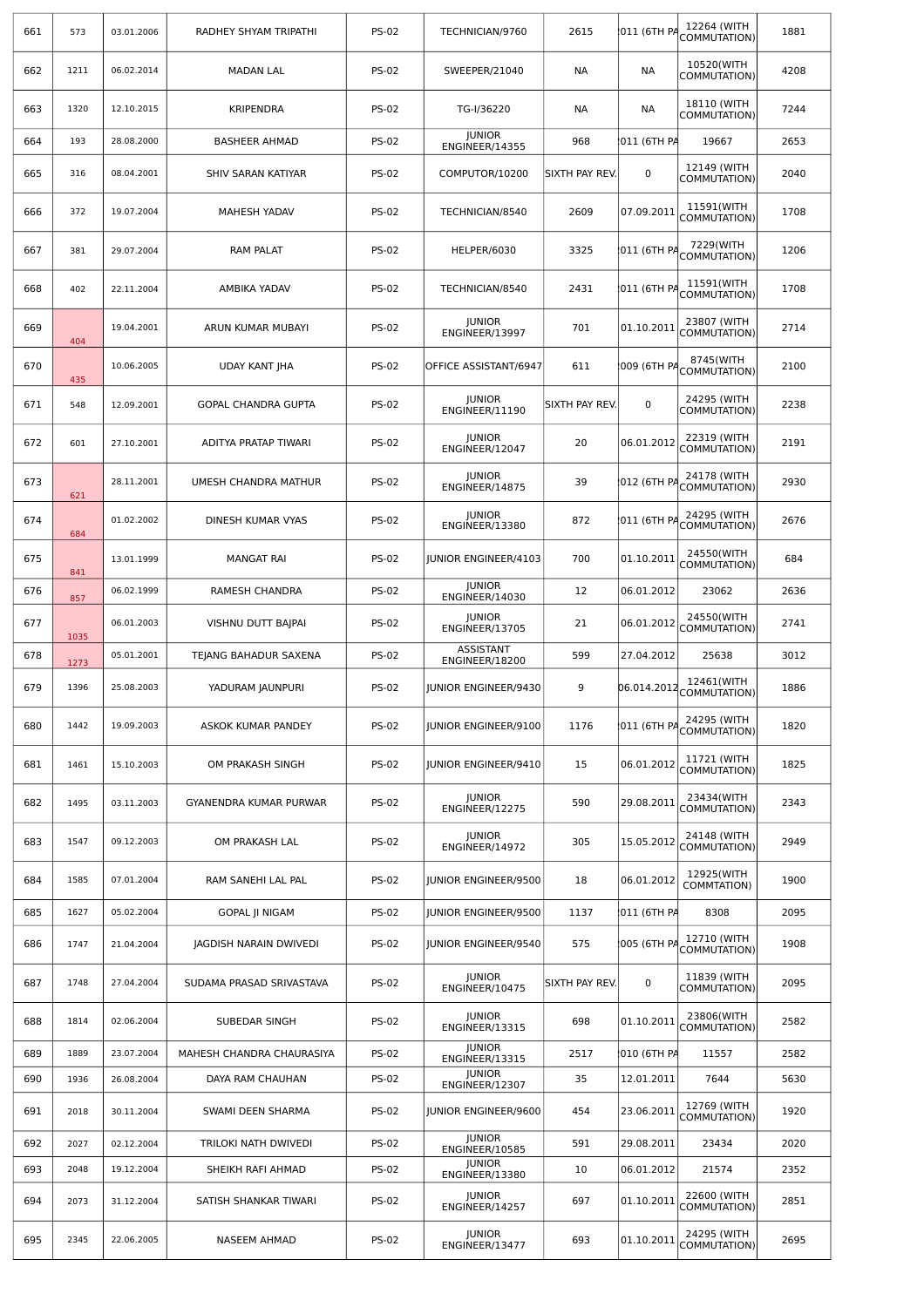| | | | | | | | | | |
|---|---|---|---|---|---|---|---|---|---|
| 661 | 573 | 03.01.2006 | RADHEY SHYAM TRIPATHI | PS-02 | TECHNICIAN/9760 | 2615 | 011 (6TH PA | 12264 (WITH COMMUTATION) | 1881 |
| 662 | 1211 | 06.02.2014 | MADAN LAL | PS-02 | SWEEPER/21040 | NA | NA | 10520(WITH COMMUTATION) | 4208 |
| 663 | 1320 | 12.10.2015 | KRIPENDRA | PS-02 | TG-I/36220 | NA | NA | 18110 (WITH COMMUTATION) | 7244 |
| 664 | 193 | 28.08.2000 | BASHEER AHMAD | PS-02 | JUNIOR ENGINEER/14355 | 968 | 011 (6TH PA | 19667 | 2653 |
| 665 | 316 | 08.04.2001 | SHIV SARAN KATIYAR | PS-02 | COMPUTOR/10200 | SIXTH PAY REV. | 0 | 12149 (WITH COMMUTATION) | 2040 |
| 666 | 372 | 19.07.2004 | MAHESH YADAV | PS-02 | TECHNICIAN/8540 | 2609 | 07.09.2011 | 11591(WITH COMMUTATION) | 1708 |
| 667 | 381 | 29.07.2004 | RAM PALAT | PS-02 | HELPER/6030 | 3325 | 011 (6TH PA | 7229(WITH COMMUTATION) | 1206 |
| 668 | 402 | 22.11.2004 | AMBIKA YADAV | PS-02 | TECHNICIAN/8540 | 2431 | 011 (6TH PA | 11591(WITH COMMUTATION) | 1708 |
| 669 | 404 | 19.04.2001 | ARUN KUMAR MUBAYI | PS-02 | JUNIOR ENGINEER/13997 | 701 | 01.10.2011 | 23807 (WITH COMMUTATION) | 2714 |
| 670 | 435 | 10.06.2005 | UDAY KANT JHA | PS-02 | OFFICE ASSISTANT/6947 | 611 | 009 (6TH PA | 8745(WITH COMMUTATION) | 2100 |
| 671 | 548 | 12.09.2001 | GOPAL CHANDRA GUPTA | PS-02 | JUNIOR ENGINEER/11190 | SIXTH PAY REV. | 0 | 24295 (WITH COMMUTATION) | 2238 |
| 672 | 601 | 27.10.2001 | ADITYA PRATAP TIWARI | PS-02 | JUNIOR ENGINEER/12047 | 20 | 06.01.2012 | 22319 (WITH COMMUTATION) | 2191 |
| 673 | 621 | 28.11.2001 | UMESH CHANDRA MATHUR | PS-02 | JUNIOR ENGINEER/14875 | 39 | 012 (6TH PA | 24178 (WITH COMMUTATION) | 2930 |
| 674 | 684 | 01.02.2002 | DINESH KUMAR VYAS | PS-02 | JUNIOR ENGINEER/13380 | 872 | 011 (6TH PA | 24295 (WITH COMMUTATION) | 2676 |
| 675 | 841 | 13.01.1999 | MANGAT RAI | PS-02 | JUNIOR ENGINEER/4103 | 700 | 01.10.2011 | 24550(WITH COMMUTATION) | 684 |
| 676 | 857 | 06.02.1999 | RAMESH CHANDRA | PS-02 | JUNIOR ENGINEER/14030 | 12 | 06.01.2012 | 23062 | 2636 |
| 677 | 1035 | 06.01.2003 | VISHNU DUTT BAJPAI | PS-02 | JUNIOR ENGINEER/13705 | 21 | 06.01.2012 | 24550(WITH COMMUTATION) | 2741 |
| 678 | 1273 | 05.01.2001 | TEJANG BAHADUR SAXENA | PS-02 | ASSISTANT ENGINEER/18200 | 599 | 27.04.2012 | 25638 | 3012 |
| 679 | 1396 | 25.08.2003 | YADURAM JAUNPURI | PS-02 | JUNIOR ENGINEER/9430 | 9 | 06.014.2012 | 12461(WITH COMMUTATION) | 1886 |
| 680 | 1442 | 19.09.2003 | ASKOK KUMAR PANDEY | PS-02 | JUNIOR ENGINEER/9100 | 1176 | 011 (6TH PA | 24295 (WITH COMMUTATION) | 1820 |
| 681 | 1461 | 15.10.2003 | OM PRAKASH SINGH | PS-02 | JUNIOR ENGINEER/9410 | 15 | 06.01.2012 | 11721 (WITH COMMUTATION) | 1825 |
| 682 | 1495 | 03.11.2003 | GYANENDRA KUMAR PURWAR | PS-02 | JUNIOR ENGINEER/12275 | 590 | 29.08.2011 | 23434(WITH COMMUTATION) | 2343 |
| 683 | 1547 | 09.12.2003 | OM PRAKASH LAL | PS-02 | JUNIOR ENGINEER/14972 | 305 | 15.05.2012 | 24148 (WITH COMMUTATION) | 2949 |
| 684 | 1585 | 07.01.2004 | RAM SANEHI LAL PAL | PS-02 | JUNIOR ENGINEER/9500 | 18 | 06.01.2012 | 12925(WITH COMMTATION) | 1900 |
| 685 | 1627 | 05.02.2004 | GOPAL JI NIGAM | PS-02 | JUNIOR ENGINEER/9500 | 1137 | 011 (6TH PA | 8308 | 2095 |
| 686 | 1747 | 21.04.2004 | JAGDISH NARAIN DWIVEDI | PS-02 | JUNIOR ENGINEER/9540 | 575 | 005 (6TH PA | 12710 (WITH COMMUTATION) | 1908 |
| 687 | 1748 | 27.04.2004 | SUDAMA PRASAD SRIVASTAVA | PS-02 | JUNIOR ENGINEER/10475 | SIXTH PAY REV. | 0 | 11839 (WITH COMMUTATION) | 2095 |
| 688 | 1814 | 02.06.2004 | SUBEDAR SINGH | PS-02 | JUNIOR ENGINEER/13315 | 698 | 01.10.2011 | 23806(WITH COMMUTATION) | 2582 |
| 689 | 1889 | 23.07.2004 | MAHESH CHANDRA CHAURASIYA | PS-02 | JUNIOR ENGINEER/13315 | 2517 | 010 (6TH PA | 11557 | 2582 |
| 690 | 1936 | 26.08.2004 | DAYA RAM CHAUHAN | PS-02 | JUNIOR ENGINEER/12307 | 35 | 12.01.2011 | 7644 | 5630 |
| 691 | 2018 | 30.11.2004 | SWAMI DEEN SHARMA | PS-02 | JUNIOR ENGINEER/9600 | 454 | 23.06.2011 | 12769 (WITH COMMUTATION) | 1920 |
| 692 | 2027 | 02.12.2004 | TRILOKI NATH DWIVEDI | PS-02 | JUNIOR ENGINEER/10585 | 591 | 29.08.2011 | 23434 | 2020 |
| 693 | 2048 | 19.12.2004 | SHEIKH RAFI AHMAD | PS-02 | JUNIOR ENGINEER/13380 | 10 | 06.01.2012 | 21574 | 2352 |
| 694 | 2073 | 31.12.2004 | SATISH SHANKAR TIWARI | PS-02 | JUNIOR ENGINEER/14257 | 697 | 01.10.2011 | 22600 (WITH COMMUTATION) | 2851 |
| 695 | 2345 | 22.06.2005 | NASEEM AHMAD | PS-02 | JUNIOR ENGINEER/13477 | 693 | 01.10.2011 | 24295 (WITH COMMUTATION) | 2695 |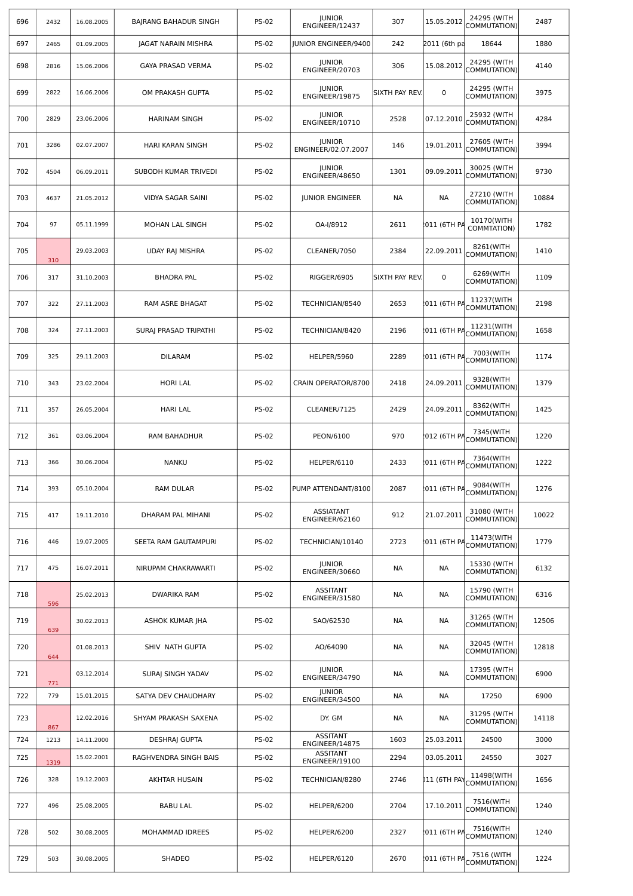| 696 | 2432 | 16.08.2005 | BAJRANG BAHADUR SINGH | PS-02 | JUNIOR ENGINEER/12437 | 307 | 15.05.2012 | 24295 (WITH COMMUTATION) | 2487 |
|---|---|---|---|---|---|---|---|---|---|
| 697 | 2465 | 01.09.2005 | JAGAT NARAIN MISHRA | PS-02 | JUNIOR ENGINEER/9400 | 242 | 2011 (6th pa | 18644 | 1880 |
| 698 | 2816 | 15.06.2006 | GAYA PRASAD VERMA | PS-02 | JUNIOR ENGINEER/20703 | 306 | 15.08.2012 | 24295 (WITH COMMUTATION) | 4140 |
| 699 | 2822 | 16.06.2006 | OM PRAKASH GUPTA | PS-02 | JUNIOR ENGINEER/19875 | SIXTH PAY REV. | 0 | 24295 (WITH COMMUTATION) | 3975 |
| 700 | 2829 | 23.06.2006 | HARINAM SINGH | PS-02 | JUNIOR ENGINEER/10710 | 2528 | 07.12.2010 | 25932 (WITH COMMUTATION) | 4284 |
| 701 | 3286 | 02.07.2007 | HARI KARAN SINGH | PS-02 | JUNIOR ENGINEER/02.07.2007 | 146 | 19.01.2011 | 27605 (WITH COMMUTATION) | 3994 |
| 702 | 4504 | 06.09.2011 | SUBODH KUMAR TRIVEDI | PS-02 | JUNIOR ENGINEER/48650 | 1301 | 09.09.2011 | 30025 (WITH COMMUTATION) | 9730 |
| 703 | 4637 | 21.05.2012 | VIDYA SAGAR SAINI | PS-02 | JUNIOR ENGINEER | NA | NA | 27210 (WITH COMMUTATION) | 10884 |
| 704 | 97 | 05.11.1999 | MOHAN LAL SINGH | PS-02 | OA-I/8912 | 2611 | 011 (6TH PA | 10170(WITH COMMTATION) | 1782 |
| 705 | 310 | 29.03.2003 | UDAY RAJ MISHRA | PS-02 | CLEANER/7050 | 2384 | 22.09.2011 | 8261(WITH COMMUTATION) | 1410 |
| 706 | 317 | 31.10.2003 | BHADRA PAL | PS-02 | RIGGER/6905 | SIXTH PAY REV. | 0 | 6269(WITH COMMUTATION) | 1109 |
| 707 | 322 | 27.11.2003 | RAM ASRE BHAGAT | PS-02 | TECHNICIAN/8540 | 2653 | 011 (6TH PA | 11237(WITH COMMUTATION) | 2198 |
| 708 | 324 | 27.11.2003 | SURAJ PRASAD TRIPATHI | PS-02 | TECHNICIAN/8420 | 2196 | 011 (6TH PA | 11231(WITH COMMUTATION) | 1658 |
| 709 | 325 | 29.11.2003 | DILARAM | PS-02 | HELPER/5960 | 2289 | 011 (6TH PA | 7003(WITH COMMUTATION) | 1174 |
| 710 | 343 | 23.02.2004 | HORI LAL | PS-02 | CRAIN OPERATOR/8700 | 2418 | 24.09.2011 | 9328(WITH COMMUTATION) | 1379 |
| 711 | 357 | 26.05.2004 | HARI LAL | PS-02 | CLEANER/7125 | 2429 | 24.09.2011 | 8362(WITH COMMUTATION) | 1425 |
| 712 | 361 | 03.06.2004 | RAM BAHADHUR | PS-02 | PEON/6100 | 970 | 012 (6TH PA | 7345(WITH COMMUTATION) | 1220 |
| 713 | 366 | 30.06.2004 | NANKU | PS-02 | HELPER/6110 | 2433 | 011 (6TH PA | 7364(WITH COMMUTATION) | 1222 |
| 714 | 393 | 05.10.2004 | RAM DULAR | PS-02 | PUMP ATTENDANT/8100 | 2087 | 011 (6TH PA | 9084(WITH COMMUTATION) | 1276 |
| 715 | 417 | 19.11.2010 | DHARAM PAL MIHANI | PS-02 | ASSIATANT ENGINEER/62160 | 912 | 21.07.2011 | 31080 (WITH COMMUTATION) | 10022 |
| 716 | 446 | 19.07.2005 | SEETA RAM GAUTAMPURI | PS-02 | TECHNICIAN/10140 | 2723 | 011 (6TH PA | 11473(WITH COMMUTATION) | 1779 |
| 717 | 475 | 16.07.2011 | NIRUPAM CHAKRAWARTI | PS-02 | JUNIOR ENGINEER/30660 | NA | NA | 15330 (WITH COMMUTATION) | 6132 |
| 718 | 596 | 25.02.2013 | DWARIKA RAM | PS-02 | ASSITANT ENGINEER/31580 | NA | NA | 15790 (WITH COMMUTATION) | 6316 |
| 719 | 639 | 30.02.2013 | ASHOK KUMAR JHA | PS-02 | SAO/62530 | NA | NA | 31265 (WITH COMMUTATION) | 12506 |
| 720 | 644 | 01.08.2013 | SHIV NATH GUPTA | PS-02 | AO/64090 | NA | NA | 32045 (WITH COMMUTATION) | 12818 |
| 721 | 771 | 03.12.2014 | SURAJ SINGH YADAV | PS-02 | JUNIOR ENGINEER/34790 | NA | NA | 17395 (WITH COMMUTATION) | 6900 |
| 722 | 779 | 15.01.2015 | SATYA DEV CHAUDHARY | PS-02 | JUNIOR ENGINEER/34500 | NA | NA | 17250 | 6900 |
| 723 | 867 | 12.02.2016 | SHYAM PRAKASH SAXENA | PS-02 | DY. GM | NA | NA | 31295 (WITH COMMUTATION) | 14118 |
| 724 | 1213 | 14.11.2000 | DESHRAJ GUPTA | PS-02 | ASSITANT ENGINEER/14875 | 1603 | 25.03.2011 | 24500 | 3000 |
| 725 | 1319 | 15.02.2001 | RAGHVENDRA SINGH BAIS | PS-02 | ASSITANT ENGINEER/19100 | 2294 | 03.05.2011 | 24550 | 3027 |
| 726 | 328 | 19.12.2003 | AKHTAR HUSAIN | PS-02 | TECHNICIAN/8280 | 2746 | 011 (6TH PAY | 11498(WITH COMMUTATION) | 1656 |
| 727 | 496 | 25.08.2005 | BABU LAL | PS-02 | HELPER/6200 | 2704 | 17.10.2011 | 7516(WITH COMMUTATION) | 1240 |
| 728 | 502 | 30.08.2005 | MOHAMMAD IDREES | PS-02 | HELPER/6200 | 2327 | 011 (6TH PA | 7516(WITH COMMUTATION) | 1240 |
| 729 | 503 | 30.08.2005 | SHADEO | PS-02 | HELPER/6120 | 2670 | 011 (6TH PA | 7516 (WITH COMMUTATION) | 1224 |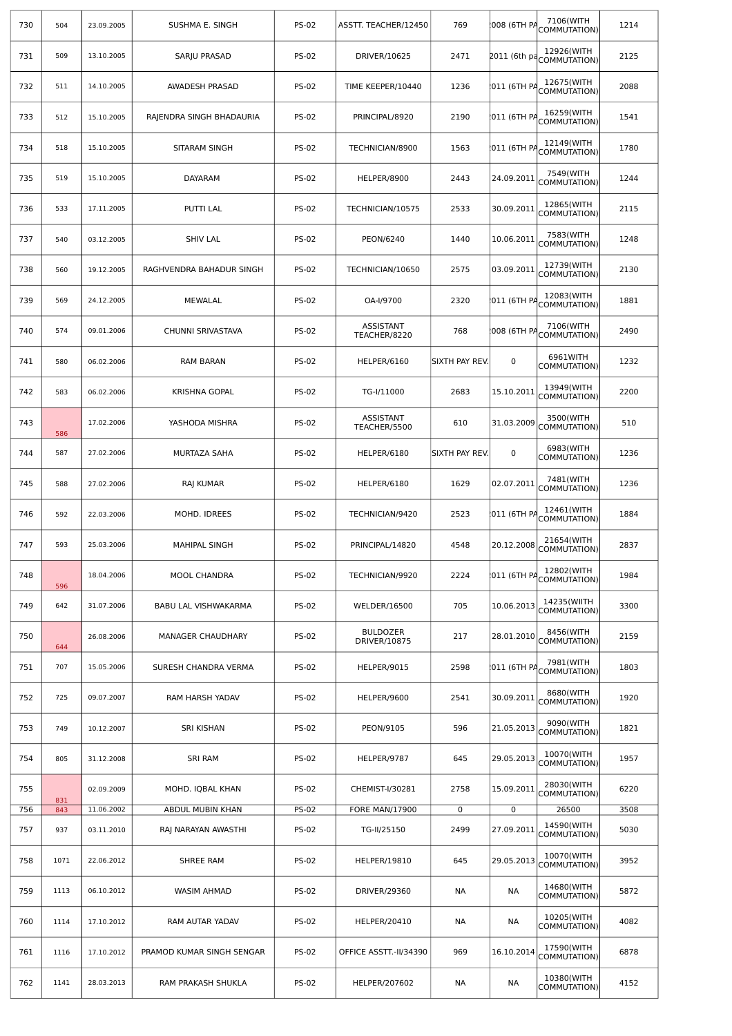| 730 | 504 | 23.09.2005 | SUSHMA E. SINGH | PS-02 | ASSTT. TEACHER/12450 | 769 | 2008 (6TH PA | 7106(WITH COMMUTATION) | 1214 |
|---|---|---|---|---|---|---|---|---|---|
| 731 | 509 | 13.10.2005 | SARJU PRASAD | PS-02 | DRIVER/10625 | 2471 | 2011 (6th pa | 12926(WITH COMMUTATION) | 2125 |
| 732 | 511 | 14.10.2005 | AWADESH PRASAD | PS-02 | TIME KEEPER/10440 | 1236 | 2011 (6TH PA | 12675(WITH COMMUTATION) | 2088 |
| 733 | 512 | 15.10.2005 | RAJENDRA SINGH BHADAURIA | PS-02 | PRINCIPAL/8920 | 2190 | 2011 (6TH PA | 16259(WITH COMMUTATION) | 1541 |
| 734 | 518 | 15.10.2005 | SITARAM SINGH | PS-02 | TECHNICIAN/8900 | 1563 | 2011 (6TH PA | 12149(WITH COMMUTATION) | 1780 |
| 735 | 519 | 15.10.2005 | DAYARAM | PS-02 | HELPER/8900 | 2443 | 24.09.2011 | 7549(WITH COMMUTATION) | 1244 |
| 736 | 533 | 17.11.2005 | PUTTI LAL | PS-02 | TECHNICIAN/10575 | 2533 | 30.09.2011 | 12865(WITH COMMUTATION) | 2115 |
| 737 | 540 | 03.12.2005 | SHIV LAL | PS-02 | PEON/6240 | 1440 | 10.06.2011 | 7583(WITH COMMUTATION) | 1248 |
| 738 | 560 | 19.12.2005 | RAGHVENDRA BAHADUR SINGH | PS-02 | TECHNICIAN/10650 | 2575 | 03.09.2011 | 12739(WITH COMMUTATION) | 2130 |
| 739 | 569 | 24.12.2005 | MEWALAL | PS-02 | OA-I/9700 | 2320 | 2011 (6TH PA | 12083(WITH COMMUTATION) | 1881 |
| 740 | 574 | 09.01.2006 | CHUNNI SRIVASTAVA | PS-02 | ASSISTANT TEACHER/8220 | 768 | 2008 (6TH PA | 7106(WITH COMMUTATION) | 2490 |
| 741 | 580 | 06.02.2006 | RAM BARAN | PS-02 | HELPER/6160 | SIXTH PAY REV. | 0 | 6961WITH COMMUTATION) | 1232 |
| 742 | 583 | 06.02.2006 | KRISHNA GOPAL | PS-02 | TG-I/11000 | 2683 | 15.10.2011 | 13949(WITH COMMUTATION) | 2200 |
| 743 | 586 | 17.02.2006 | YASHODA MISHRA | PS-02 | ASSISTANT TEACHER/5500 | 610 | 31.03.2009 | 3500(WITH COMMUTATION) | 510 |
| 744 | 587 | 27.02.2006 | MURTAZA SAHA | PS-02 | HELPER/6180 | SIXTH PAY REV. | 0 | 6983(WITH COMMUTATION) | 1236 |
| 745 | 588 | 27.02.2006 | RAJ KUMAR | PS-02 | HELPER/6180 | 1629 | 02.07.2011 | 7481(WITH COMMUTATION) | 1236 |
| 746 | 592 | 22.03.2006 | MOHD. IDREES | PS-02 | TECHNICIAN/9420 | 2523 | 2011 (6TH PA | 12461(WITH COMMUTATION) | 1884 |
| 747 | 593 | 25.03.2006 | MAHIPAL SINGH | PS-02 | PRINCIPAL/14820 | 4548 | 20.12.2008 | 21654(WITH COMMUTATION) | 2837 |
| 748 | 596 | 18.04.2006 | MOOL CHANDRA | PS-02 | TECHNICIAN/9920 | 2224 | 2011 (6TH PA | 12802(WITH COMMUTATION) | 1984 |
| 749 | 642 | 31.07.2006 | BABU LAL VISHWAKARMA | PS-02 | WELDER/16500 | 705 | 10.06.2013 | 14235(WIITH COMMUTATION) | 3300 |
| 750 | 644 | 26.08.2006 | MANAGER CHAUDHARY | PS-02 | BULDOZER DRIVER/10875 | 217 | 28.01.2010 | 8456(WITH COMMUTATION) | 2159 |
| 751 | 707 | 15.05.2006 | SURESH CHANDRA VERMA | PS-02 | HELPER/9015 | 2598 | 2011 (6TH PA | 7981(WITH COMMUTATION) | 1803 |
| 752 | 725 | 09.07.2007 | RAM HARSH YADAV | PS-02 | HELPER/9600 | 2541 | 30.09.2011 | 8680(WITH COMMUTATION) | 1920 |
| 753 | 749 | 10.12.2007 | SRI KISHAN | PS-02 | PEON/9105 | 596 | 21.05.2013 | 9090(WITH COMMUTATION) | 1821 |
| 754 | 805 | 31.12.2008 | SRI RAM | PS-02 | HELPER/9787 | 645 | 29.05.2013 | 10070(WITH COMMUTATION) | 1957 |
| 755 | 831 | 02.09.2009 | MOHD. IQBAL KHAN | PS-02 | CHEMIST-I/30281 | 2758 | 15.09.2011 | 28030(WITH COMMUTATION) | 6220 |
| 756 | 843 | 11.06.2002 | ABDUL MUBIN KHAN | PS-02 | FORE MAN/17900 | 0 | 0 | 26500 | 3508 |
| 757 | 937 | 03.11.2010 | RAJ NARAYAN AWASTHI | PS-02 | TG-II/25150 | 2499 | 27.09.2011 | 14590(WITH COMMUTATION) | 5030 |
| 758 | 1071 | 22.06.2012 | SHREE RAM | PS-02 | HELPER/19810 | 645 | 29.05.2013 | 10070(WITH COMMUTATION) | 3952 |
| 759 | 1113 | 06.10.2012 | WASIM AHMAD | PS-02 | DRIVER/29360 | NA | NA | 14680(WITH COMMUTATION) | 5872 |
| 760 | 1114 | 17.10.2012 | RAM AUTAR YADAV | PS-02 | HELPER/20410 | NA | NA | 10205(WITH COMMUTATION) | 4082 |
| 761 | 1116 | 17.10.2012 | PRAMOD KUMAR SINGH SENGAR | PS-02 | OFFICE ASSTT.-II/34390 | 969 | 16.10.2014 | 17590(WITH COMMUTATION) | 6878 |
| 762 | 1141 | 28.03.2013 | RAM PRAKASH SHUKLA | PS-02 | HELPER/207602 | NA | NA | 10380(WITH COMMUTATION) | 4152 |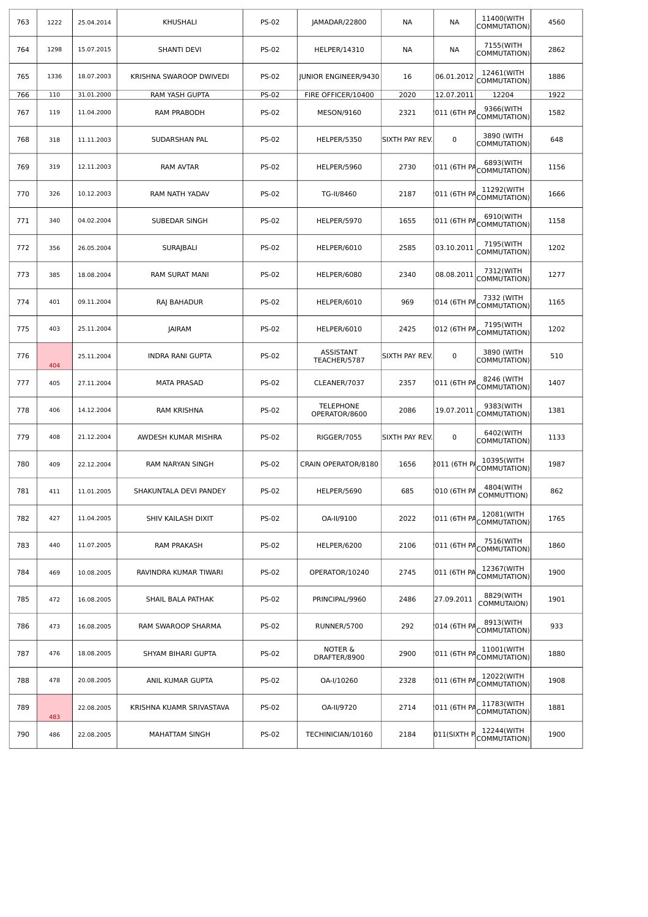| 763 | 1222 | 25.04.2014 | KHUSHALI | PS-02 | JAMADAR/22800 | NA | NA | 11400(WITH COMMUTATION) | 4560 |
|---|---|---|---|---|---|---|---|---|---|
| 764 | 1298 | 15.07.2015 | SHANTI DEVI | PS-02 | HELPER/14310 | NA | NA | 7155(WITH COMMUTATION) | 2862 |
| 765 | 1336 | 18.07.2003 | KRISHNA SWAROOP DWIVEDI | PS-02 | JUNIOR ENGINEER/9430 | 16 | 06.01.2012 | 12461(WITH COMMUTATION) | 1886 |
| 766 | 110 | 31.01.2000 | RAM YASH GUPTA | PS-02 | FIRE OFFICER/10400 | 2020 | 12.07.2011 | 12204 | 1922 |
| 767 | 119 | 11.04.2000 | RAM PRABODH | PS-02 | MESON/9160 | 2321 | 011 (6TH PA | 9366(WITH COMMUTATION) | 1582 |
| 768 | 318 | 11.11.2003 | SUDARSHAN PAL | PS-02 | HELPER/5350 | SIXTH PAY REV. | 0 | 3890 (WITH COMMUTATION) | 648 |
| 769 | 319 | 12.11.2003 | RAM AVTAR | PS-02 | HELPER/5960 | 2730 | 011 (6TH PA | 6893(WITH COMMUTATION) | 1156 |
| 770 | 326 | 10.12.2003 | RAM NATH YADAV | PS-02 | TG-II/8460 | 2187 | 011 (6TH PA | 11292(WITH COMMUTATION) | 1666 |
| 771 | 340 | 04.02.2004 | SUBEDAR SINGH | PS-02 | HELPER/5970 | 1655 | 011 (6TH PA | 6910(WITH COMMUTATION) | 1158 |
| 772 | 356 | 26.05.2004 | SURAJBALI | PS-02 | HELPER/6010 | 2585 | 03.10.2011 | 7195(WITH COMMUTATION) | 1202 |
| 773 | 385 | 18.08.2004 | RAM SURAT MANI | PS-02 | HELPER/6080 | 2340 | 08.08.2011 | 7312(WITH COMMUTATION) | 1277 |
| 774 | 401 | 09.11.2004 | RAJ BAHADUR | PS-02 | HELPER/6010 | 969 | 014 (6TH PA | 7332 (WITH COMMUTATION) | 1165 |
| 775 | 403 | 25.11.2004 | JAIRAM | PS-02 | HELPER/6010 | 2425 | 012 (6TH PA | 7195(WITH COMMUTATION) | 1202 |
| 776 | 404 | 25.11.2004 | INDRA RANI GUPTA | PS-02 | ASSISTANT TEACHER/5787 | SIXTH PAY REV. | 0 | 3890 (WITH COMMUTATION) | 510 |
| 777 | 405 | 27.11.2004 | MATA PRASAD | PS-02 | CLEANER/7037 | 2357 | 011 (6TH PA | 8246 (WITH COMMUTATION) | 1407 |
| 778 | 406 | 14.12.2004 | RAM KRISHNA | PS-02 | TELEPHONE OPERATOR/8600 | 2086 | 19.07.2011 | 9383(WITH COMMUTATION) | 1381 |
| 779 | 408 | 21.12.2004 | AWDESH KUMAR MISHRA | PS-02 | RIGGER/7055 | SIXTH PAY REV. | 0 | 6402(WITH COMMUTATION) | 1133 |
| 780 | 409 | 22.12.2004 | RAM NARYAN SINGH | PS-02 | CRAIN OPERATOR/8180 | 1656 | 2011 (6TH PA | 10395(WITH COMMUTATION) | 1987 |
| 781 | 411 | 11.01.2005 | SHAKUNTALA DEVI PANDEY | PS-02 | HELPER/5690 | 685 | 010 (6TH PA | 4804(WITH COMMUTTION) | 862 |
| 782 | 427 | 11.04.2005 | SHIV KAILASH DIXIT | PS-02 | OA-II/9100 | 2022 | 011 (6TH PA | 12081(WITH COMMUTATION) | 1765 |
| 783 | 440 | 11.07.2005 | RAM PRAKASH | PS-02 | HELPER/6200 | 2106 | 011 (6TH PA | 7516(WITH COMMUTATION) | 1860 |
| 784 | 469 | 10.08.2005 | RAVINDRA KUMAR TIWARI | PS-02 | OPERATOR/10240 | 2745 | 011 (6TH PA | 12367(WITH COMMUTATION) | 1900 |
| 785 | 472 | 16.08.2005 | SHAIL BALA PATHAK | PS-02 | PRINCIPAL/9960 | 2486 | 27.09.2011 | 8829(WITH COMMUTAION) | 1901 |
| 786 | 473 | 16.08.2005 | RAM SWAROOP SHARMA | PS-02 | RUNNER/5700 | 292 | 014 (6TH PA | 8913(WITH COMMUTATION) | 933 |
| 787 | 476 | 18.08.2005 | SHYAM BIHARI GUPTA | PS-02 | NOTER & DRAFTER/8900 | 2900 | 011 (6TH PA | 11001(WITH COMMUTATION) | 1880 |
| 788 | 478 | 20.08.2005 | ANIL KUMAR GUPTA | PS-02 | OA-I/10260 | 2328 | 011 (6TH PA | 12022(WITH COMMUTATION) | 1908 |
| 789 | 483 | 22.08.2005 | KRISHNA KUAMR SRIVASTAVA | PS-02 | OA-II/9720 | 2714 | 011 (6TH PA | 11783(WITH COMMUTATION) | 1881 |
| 790 | 486 | 22.08.2005 | MAHATTAM SINGH | PS-02 | TECHINICIAN/10160 | 2184 | 011(SIXTH P | 12244(WITH COMMUTATION) | 1900 |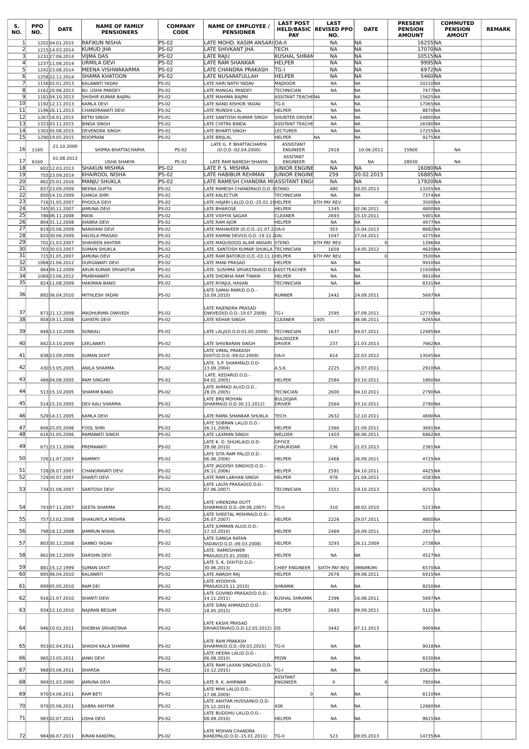| S. NO. | PPO NO. | DATE | NAME OF FAMILY PENSIONERS | COMPANY CODE | NAME OF EMPLOYEE / PENSIONER | LAST POST HELD/BASIC PAY | LAST REVISED PPO NO. | DATE | PRESENT PENSION AMOUNT | COMMUTED PENSION AMOUT | REMARK |
|---|---|---|---|---|---|---|---|---|---|---|---|
| 1 | 1202 | 04.01.2015 | RAFIKUN NISHA | PS-02 | LATE MOHD. KASIM ANSARI | OA-II | NA | NA | 16255 | NA | |
| 2 | 1215 | 14.03.2014 | KUMUD JHA | PS-02 | LATE SHIVKANT JHA | TECH. | NA | NA | 17070 | NA | |
| 3 | 1231 | 27.06.2014 | VIJMA DAS | PS-02 | LATE RAJU | KUSHAL SHRAM | NA | NA | 10515 | NA | |
| 4 | 1237 | 11.08.2014 | URMILA DEVI | PS-02 | LATE RAM SHANKAR | HELPER | NA | NA | 9995 | NA | |
| 5 | 1242 | 23.08.2014 | MEENA VISHWAKARMA | PS-02 | LATE CHANDRA PRAKASH | TG-I | NA | NA | 6972 | NA | |
| 6 | 1258 | 22.12.2014 | SHAMA KHATOON | PS-02 | LATE NUSARATULLAH | HELPER | NA | NA | 5460 | NA | |
| 7 | 1156 | 02.01.2013 | KALAWATI YADAV | PS-02 | LATE HARI NATH YADAV | MAJDOOR | NA | NA | 10210 | NA | |
| 8 | 1162 | 20.06.2013 | KU. USHA PANDEY | PS-02 | LATE MANGAL PANDEY | TECHNICIAN | NA | NA | 7477 | NA | |
| 9 | 1181 | 04.10.2013 | SHISHIR KUMAR BAJPAI | PS-02 | LATE MAHIMA BAJPAI | ASSITANT TEACHER | NA | NA | 15625 | NA | |
| 10 | 1192 | 12.11.2013 | KAMLA DEVI | PS-02 | LATE NAND KISHOR YADAV | TG-II | NA | NA | 17065 | NA | |
| 11 | 1196 | 26.11.2013 | CHANDRAWATI DEVI | PS-02 | LATE MUNSHI LAL | HELPER | NA | NA | 8870 | NA | |
| 12 | 1267 | 16.01.2015 | KETKI SINGH | PS-02 | LATE SANTOSH KUMAR SINGH | SHUNTER DRIVER | NA | NA | 14800 | NA | |
| 13 | 1323 | 03.11.2015 | BINDA SINGH | PS-02 | LATE CHITRA BINDA | ASSITANT TEACHE | NA | NA | 16580 | NA | |
| 14 | 1302 | 05.08.2015 | DEVENDRA SINGH | PS-02 | LATE BHARTI SINGH | LECTURER | NA | NA | 17255 | NA | |
| 15 | 1290 | 19.05.2015 | ROOPRANI | PS-02 | LATE BRIJLAL | HELPER | NA | NA | 9275 | NA | |
| 16 | 1160 | 21.10.2000 | SHIPRA BHATTACHARYA | PS-02 | LATE G. P. BHATTACHARYA (D.O.D.-02.04.2000) | ASSISTANT ENGINEER | 2918 | 10.06.2011 | 15900 | NA | |
| 17 | 6160 | 01.08.2013 | USHA SHAKYA | PS-02 | LATE RAM NARESH SHAKYA | ASSITANT ENGINEER | NA | NA | 28030 | NA | |
| 18 | 602 | 12.03.2013 | SHAKUN MISHRA | PS-02 | LATE P. S. MISHRA | JUNIOR ENGINE | NA | NA | 16080 | NA | |
| 19 | 755 | 23.09.2014 | KHAIROOL NISHA | PS-02 | LATE HABIBUR REHMAN | JUNIOR ENGINE | 259 | 20.02.2015 | 16885 | NA | |
| 20 | 862 | 25.01.2016 | MANJU SHUKLA | PS-02 | LATE RAMESH CHANDRA MI | ASSITANT ENGI | NA | NA | 17920 | NA | |
| 21 | 837 | 23.09.2009 | NEENA GUPTA | PS-02 | LATE RAMESH CHANDRA(D.O.D.-( | STENO | 480 | 03.05.2013 | 13205 | NA | |
| 22 | 850 | 14.10.2009 | GANGA SHRI | PS-02 | LATE KALECTUR | TECHNICIAN | NA | NA | 7374 | NA | |
| 23 | 716 | 31.05.2007 | PHOOLA DEVI | PS-02 | LATE HAJARI LAL(D.O.D.-25.01.19 | HELPER | 6TH PAY REV. | 0 | 3500 | NA | |
| 24 | 745 | 30.11.2007 | JAMUNA DEVI | PS-02 | LATE BHAROSE | HELPER | 1345 | 02.06.2011 | 4800 | NA | |
| 25 | 786 | 06.11.2008 | MAYA | PS-02 | LATE VIDHYA SAGAR | CLEANER | 2693 | 15.10.2011 | 5901 | NA | |
| 26 | 804 | 31.12.2008 | JHABRA DEVI | PS-02 | LATE RAM AJOR | HELPER | NA | NA | 4977 | NA | |
| 27 | 819 | 25.06.2009 | NARAYANI DEVI | PS-02 | LATE MAHAVEER (D.O.D.-21.07.2 | OA-II | 353 | 15.04.2013 | 8682 | NA | |
| 28 | 820 | 30.06.2009 | HAUSLA PRASAD | PS-02 | LATE KAMINI DEVI(D.O.D.-19.12.2 | DAI | 1047 | 27.04.2011 | 4275 | NA | |
| 29 | 701 | 21.03.2007 | SHAHEEN AKHTAR | PS-02 | LATE MAQUSOOD ALAM ANSARI | STENO | 6TH PAY REV. | 0 | 1396 | NA | |
| 30 | 703 | 30.03.2007 | SUMAN SHUKLA | PS-02 | LATE. SANTOSH KUMAR SHUKLA | TECHNICIAN | 1658 | 14.05.2012 | 4620 | NA | |
| 31 | 715 | 31.05.2007 | JAMUNA DEVI | PS-02 | LATE RAM BATOR(D.O.D.-03.11.1 | HELPER | 6TH PAY REV. | 0 | 3500 | NA | |
| 32 | 1068 | 21.06.2012 | DURGAWATI DEVI | PS-02 | LATE MANI PRASAD | HELPER | NA | NA | 9910 | NA | |
| 33 | 864 | 09.12.2009 | ARUN KUMAR SRIVASTAVA | PS-02 | LATE. SUSHMA SRIVASTAVA(D.O.D | ASST.TEACHER | NA | NA | 11930 | NA | |
| 34 | 1069 | 23.06.2012 | PRABHAWATI | PS-02 | LATE SHOBHA RAM TIWARI | HELPER | NA | NA | 9910 | NA | |
| 35 | 824 | 11.08.2009 | HAKIMAN BANO | PS-02 | LATE RIYAJUL HASAN | TECHNICIAN | NA | NA | 8331 | NA | |
| 36 | 892 | 06.04.2010 | MITHLESH YADAV | PS-02 | LATE SAMAI RAM(D.O.D.-10.09.2010) | RUNNER | 2442 | 24.09.2011 | 5697 | NA | |
| 37 | 873 | 21.12.2009 | MADHURIMA DWIVEDI | PS-02 | LATE RAJENDRA PRASAD DWIVEDI(D.O.D.-19.07.2008) | TG-I | 2595 | 07.09.2011 | 12770 | NA | |
| 38 | 858 | 19.11.2008 | GAYATRI DEVI | PS-02 | LATE KEHAR SINGH | CLEANER | 1405 | 06.06.2011 | 9265 | NA | |
| 39 | 848 | 13.10.2009 | SONKALI | PS-02 | LATE LALJI(D.O.D-01.05.2009) | TECHNICIAN | 1637 | 04.07.2011 | 12485 | NA | |
| 40 | 842 | 13.10.2009 | LEELAWATI | PS-02 | LATE SHIVBARAN SINGH | BULDOZER DRIVER | 237 | 21.03.2013 | 7662 | NA | |
| 41 | 838 | 23.09.2009 | SUMAN DIXIT | PS-02 | LATE VIMAL PRAKASH DIXIT(D.O.D.-09.02.2009) | OA-II | 614 | 22.03.2012 | 13045 | NA | |
| 42 | 430 | 13.05.2005 | ANILA SHARMA | PS-02 | LATE. S.P. SHARMA(D.O.D-13.09.2004) | A.S.K. | 2225 | 29.07.2011 | 2910 | NA | |
| 43 | 466 | 04.08.2005 | RAM SINGARI | PS-02 | LATE. KEDAR(D.O.D.-04.01.2005) | HELPER | 2584 | 03.10.2011 | 1860 | NA | |
| 44 | 513 | 15.10.2005 | SHAMIM BANO | PS-02 | LATE AHMAD ALI(D.O.D.-28.05.2005) | TECNICIAN | 2600 | 04.10.2011 | 2790 | NA | |
| 45 | 514 | 15.10.2005 | DEV KALI SHARMA | PS-02 | LATE BRIJ MOHAN SHARMA(D.O.D-30.11.2012) | BULDOJAR DRIVER | 2564 | 03.10.2011 | 2790 | NA | |
| 46 | 529 | 14.11.2005 | KAMLA DEVI | PS-02 | LATE RAMA SHANKAR SHUKLA | TECH. | 2632 | 12.10.2011 | 4690 | NA | |
| 47 | 606 | 25.05.2006 | FOOL SHRI | PS-02 | LATE SOBRAN LAL(D.O.D.-26.11.2009) | HELPER | 2360 | 21.09.2011 | 3691 | NA | |
| 48 | 616 | 31.05.2006 | RAMAWATI SINGH | PS-02 | LATE LAXMAN SINGH | WELDER | 1403 | 06.06.2011 | 6862 | NA | |
| 49 | 671 | 23.11.2006 | PREMAWATI | PS-02 | LATE K. D. SHUKLA(D.O.D-28.08.2010) | OFFICE CHAUKIDAR | 236 | 21.03.2013 | 2381 | NA | |
| 50 | 726 | 11.07.2007 | RAMPATI | PS-02 | LATE SITA RAM PAL(D.O.D.-06.06.2006) | HELPER | 2468 | 26.09.2011 | 4725 | NA | |
| 51 | 728 | 26.07.2007 | CHANDRAVATI DEVI | PS-02 | LATE JAGDISH SINGH(D.O.D.-26.11.2006) | HELPER | 2591 | 04.10.2011 | 4425 | NA | |
| 52 | 729 | 30.07.2007 | SHANTI DEVI | PS-02 | LATE RAM LAKHAN SINGH | HELPER | 978 | 21.04.2011 | 4583 | NA | |
| 53 | 734 | 31.08.2007 | SANTOSH DEVI | PS-02 | LATE LALTA PRASAD(D.O.D.-07.06.2007) | TECHNICIAN | 1551 | 19.10.2013 | 9255 | NA | |
| 54 | 743 | 07.11.2007 | GEETA SHARMA | PS-02 | LATE VIRENDRA DUTT SHARMA(D.O.D.-09.06.2007) | TG-II | 310 | 08.02.2010 | 5213 | NA | |
| 55 | 757 | 13.02.2008 | SHAKUNTLA MISHRA | PS-02 | LATE SHEETAL MISHRA(D.O.D.-26.07.2007) | HELPER | 2226 | 29.07.2011 | 4800 | NA | |
| 56 | 798 | 18.12.2008 | JAMIRUN NISHA | PS-02 | LATE JUMMAN ALI(D.O.D.-17.10.2010) | HELPER | 2469 | 26.09.2011 | 2937 | NA | |
| 57 | 803 | 30.12.2008 | SANNO YADAV | PS-02 | LATE GANGA RATAN YADAV(D.O.D.-09.03.2008) | HELPER | 3293 | 26.11.2009 | 2738 | NA | |
| 58 | 861 | 09.12.2009 | DARSHN DEVI | PS-02 | LATE. RAMESHWER PRASAD(25.01.2008) | HELPER | NA | NA | 4527 | NA | |
| 59 | 881 | 15.12.1999 | SUMAN DIXIT | PS-02 | LATE S. K. DIXIT(D.O.D.-30.06.2013) | CHIEF ENGINEER | SIXTH PAY REV. | (MINIMUM) | 6570 | NA | |
| 60 | 895 | 06.04.2010 | KALAWATI | PS-02 | LATE AWADH RAJ | HELPER | 2678 | 09.08.2011 | 6915 | NA | |
| 61 | 899 | 05.05.2010 | RAM DEI | PS-02 | LATE AYODHYA PRASAD(25.11.2010) | SHRAMIK | NA | NA | 8250 | NA | |
| 62 | 916 | 21.07.2010 | SHANTI DEVI | PS-02 | LATE GOVIND PRASAD(D.O.D.-14.11.2011) | KUSHAL SHRAMIK | 2396 | 16.08.2011 | 5697 | NA | |
| 63 | 934 | 12.10.2010 | NAJIRAN BEGUM | PS-02 | LATE SIRAJ AHMAD(D.O.D.-18.05.2015) | HELPER | 2683 | 09.09.2011 | 5121 | NA | |
| 64 | 946 | 10.02.2011 | SHOBHA SRIVASTAVA | PS-02 | LATE KASHI PRASAD SRIVASTAVA(D.O.D-12.05.2012) | OS | 3442 | 07.11.2013 | 9909 | NA | |
| 65 | 953 | 02.04.2011 | SHASHI KALA SHARMA | PS-02 | LATE RAM PRAKASH SHARMA(D.O.D.-09.03.2015) | TG-II | NA | NA | 9018 | NA | |
| 66 | 965 | 23.05.2011 | JANKI DEVI | PS-02 | LATE HEERA LAL(D.O.D.-06.08.2010) | PEON | NA | NA | 8330 | NA | |
| 67 | 968 | 03.06.2011 | SHARDA | PS-02 | LATE RAM LAXAN SINGH(D.O.D-10.12.2015) | TG-I | NA | NA | 15620 | NA | |
| 68 | 969 | 31.03.2000 | JAMUNA DEVI | PS-02 | LATE R. K. AHIRWAR | ASSITANT ENGINEER | 0 | 0 | 7850 | NA | |
| 69 | 970 | 14.06.2011 | RAM BETI | PS-02 | LATE MIHI LAL(D.O.D.-17.08.2009) | 0 | NA | NA | 8110 | NA | |
| 70 | 979 | 25.06.2011 | SABRA AKHTAR | PS-02 | LATE AKHTAR HUSSAIN(D.O.D-25.12.2010) | ASK | NA | NA | 12660 | NA | |
| 71 | 983 | 02.07.2011 | USHA DEVI | PS-02 | LATE BUDDHU LAL(D.O.D.-08.09.2010) | HELPER | NA | NA | 9615 | NA | |
| 72 | 984 | 06.07.2011 | KIRAN KANDPAL | PS-02 | LATE MOHAN CHANDRA KANDPAL(D.O.D.-15.01.2011) | TG-II | 523 | 08.05.2013 | 14735 | NA | |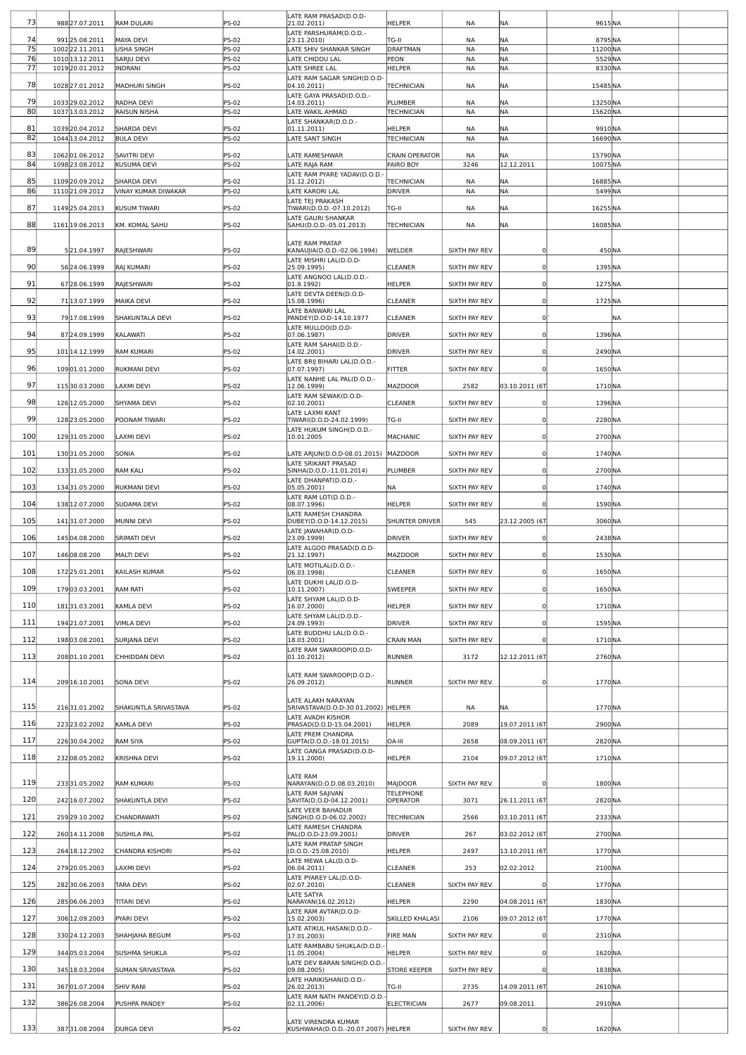| 73 | 988 | 27.07.2011 | RAM DULARI | PS-02 | LATE RAM PRASAD(D.O.D-21.02.2011) | HELPER | NA | NA | 9615 | NA | |
|---|---|---|---|---|---|---|---|---|---|---|---|
| 74 | 991 | 25.08.2011 | MAYA DEVI | PS-02 | LATE PARSHURAM(D.O.D.-23.11.2010) | TG-II | NA | NA | 8795 | NA | |
| 75 | 1002 | 22.11.2011 | USHA SINGH | PS-02 | LATE SHIV SHANKAR SINGH | DRAFTMAN | NA | NA | 11200 | NA | |
| 76 | 1010 | 13.12.2011 | SARJU DEVI | PS-02 | LATE CHIDDU LAL | PEON | NA | NA | 5529 | NA | |
| 77 | 1019 | 20.01.2012 | INDRANI | PS-02 | LATE SHREE LAL | HELPER | NA | NA | 8330 | NA | |
| 78 | 1028 | 27.01.2012 | MADHURI SINGH | PS-02 | LATE RAM SAGAR SINGH(D.O.D-04.10.2011) | TECHNICIAN | NA | NA | 15485 | NA | |
| 79 | 1033 | 29.02.2012 | RADHA DEVI | PS-02 | LATE GAYA PRASAD(D.O.D.-14.03.2011) | PLUMBER | NA | NA | 13250 | NA | |
| 80 | 1037 | 13.03.2012 | RAISUN NISHA | PS-02 | LATE WAKIL AHMAD | TECHNICIAN | NA | NA | 15620 | NA | |
| 81 | 1039 | 20.04.2012 | SHARDA DEVI | PS-02 | LATE SHANKAR(D.O.D.-01.11.2011) | HELPER | NA | NA | 9910 | NA | |
| 82 | 1044 | 13.04.2012 | BULA DEVI | PS-02 | LATE SANT SINGH | TECHNICIAN | NA | NA | 16690 | NA | |
| 83 | 1062 | 01.06.2012 | SAVITRI DEVI | PS-02 | LATE RAMESHWAR | CRAIN OPERATOR | NA | NA | 15790 | NA | |
| 84 | 1098 | 23.08.2012 | KUSUMA DEVI | PS-02 | LATE RAJA RAM | FAIRO BOY | 3246 | 12.12.2011 | 10075 | NA | |
| 85 | 1109 | 20.09.2012 | SHARDA DEVI | PS-02 | LATE RAM PYARE YADAV(D.O.D.-31.12.2012) | TECHNICIAN | NA | NA | 16885 | NA | |
| 86 | 1110 | 21.09.2012 | VINAY KUMAR DIWAKAR | PS-02 | LATE KARORI LAL | DRIVER | NA | NA | 5499 | NA | |
| 87 | 1149 | 25.04.2013 | KUSUM TIWARI | PS-02 | LATE TEJ PRAKASH TIWARI(D.O.D.-07.10.2012) | TG-II | NA | NA | 16255 | NA | |
| 88 | 1161 | 19.06.2013 | KM. KOMAL SAHU | PS-02 | LATE GAURI SHANKAR SAHU(D.O.D.-05.01.2013) | TECHNICIAN | NA | NA | 16085 | NA | |
| 89 | 5 | 21.04.1997 | RAJESHWARI | PS-02 | LATE RAM PRATAP KANAUJIA(D.O.D.-02.06.1994) | WELDER | SIXTH PAY REV | 0 | 450 | NA | |
| 90 | 56 | 24.06.1999 | RAJ KUMARI | PS-02 | LATE MISHRI LAL(D.O.D-25.09.1995) | CLEANER | SIXTH PAY REV | 0 | 1395 | NA | |
| 91 | 67 | 28.06.1999 | RAJESHWARI | PS-02 | LATE ANGNOO LAL(D.O.D.-01.9.1992) | HELPER | SIXTH PAY REV | 0 | 1275 | NA | |
| 92 | 71 | 13.07.1999 | MAIKA DEVI | PS-02 | LATE DEVTA DEEN(D.O.D-15.08.1996) | CLEANER | SIXTH PAY REV | 0 | 1725 | NA | |
| 93 | 79 | 17.08.1999 | SHAKUNTALA DEVI | PS-02 | LATE BANWARI LAL PANDEY(D.O.D-14.10.1977 | CLEANER | SIXTH PAY REV | 0 | | NA | |
| 94 | 87 | 24.09.1999 | KALAWATI | PS-02 | LATE MULLOO(D.O.D-07.06.1987) | DRIVER | SIXTH PAY REV | 0 | 1396 | NA | |
| 95 | 101 | 14.12.1999 | RAM KUMARI | PS-02 | LATE RAM SAHAI(D.O.D.-14.02.2001) | DRIVER | SIXTH PAY REV | 0 | 2490 | NA | |
| 96 | 109 | 01.01.2000 | RUKMANI DEVI | PS-02 | LATE BRIJ BIHARI LAL(D.O.D.-07.07.1997) | FITTER | SIXTH PAY REV | 0 | 1650 | NA | |
| 97 | 115 | 30.03.2000 | LAXMI DEVI | PS-02 | LATE NANHE LAL PAL(D.O.D.-12.06.1999) | MAZDOOR | 2582 | 03.10.2011 (6T | 1710 | NA | |
| 98 | 126 | 12.05.2000 | SHYAMA DEVI | PS-02 | LATE RAM SEWAK(D.O.D-02.10.2001) | CLEANER | SIXTH PAY REV | 0 | 1396 | NA | |
| 99 | 128 | 23.05.2000 | POONAM TIWARI | PS-02 | LATE LAXMI KANT TIWARI(D.O.D-24.02.1999) | TG-II | SIXTH PAY REV | 0 | 2280 | NA | |
| 100 | 129 | 31.05.2000 | LAXMI DEVI | PS-02 | LATE HUKUM SINGH(D.O.D.-10.01.2005 | MACHANIC | SIXTH PAY REV | 0 | 2700 | NA | |
| 101 | 130 | 31.05.2000 | SONIA | PS-02 | LATE ARJUN(D.O.D-08.01.2015) | MAZDOOR | SIXTH PAY REV | 0 | 1740 | NA | |
| 102 | 133 | 31.05.2000 | RAM KALI | PS-02 | LATE SRIKANT PRASAD SINHA(D.O.D.-11.01.2014) | PLUMBER | SIXTH PAY REV | 0 | 2700 | NA | |
| 103 | 134 | 31.05.2000 | RUKMANI DEVI | PS-02 | LATE DHANPAT(D.O.D.-05.05.2001) | NA | SIXTH PAY REV | 0 | 1740 | NA | |
| 104 | 138 | 12.07.2000 | SUDAMA DEVI | PS-02 | LATE RAM LOT(D.O.D.-08.07.1996) | HELPER | SIXTH PAY REV | 0 | 1590 | NA | |
| 105 | 141 | 31.07.2000 | MUNNI DEVI | PS-02 | LATE RAMESH CHANDRA DUBEY(D.O.D-14.12.2015) | SHUNTER DRIVER | 545 | 23.12.2005 (6T | 3060 | NA | |
| 106 | 145 | 04.08.2000 | SRIMATI DEVI | PS-02 | LATE JAWAHAR(D.O.D-23.09.1999) | DRIVER | SIXTH PAY REV | 0 | 2438 | NA | |
| 107 | 146 | 08.08.200 | MALTI DEVI | PS-02 | LATE ALGOO PRASAD(D.O.D-21.12.1997) | MAZDOOR | SIXTH PAY REV | 0 | 1530 | NA | |
| 108 | 172 | 25.01.2001 | KAILASH KUMAR | PS-02 | LATE MOTILAL(D.O.D.-06.03.1998) | CLEANER | SIXTH PAY REV | 0 | 1650 | NA | |
| 109 | 179 | 03.03.2001 | RAM RATI | PS-02 | LATE DUKHI LAL(D.O.D-10.11.2007) | SWEEPER | SIXTH PAY REV | 0 | 1650 | NA | |
| 110 | 181 | 31.03.2001 | KAMLA DEVI | PS-02 | LATE SHYAM LAL(D.O.D-16.07.2000) | HELPER | SIXTH PAY REV | 0 | 1710 | NA | |
| 111 | 194 | 21.07.2001 | VIMLA DEVI | PS-02 | LATE SHYAM LAL(D.O.D.-24.09.1993) | DRIVER | SIXTH PAY REV | 0 | 1595 | NA | |
| 112 | 198 | 03.08.2001 | SURJANA DEVI | PS-02 | LATE BUDDHU LAL(D.O.D.-18.03.2001) | CRAIN MAN | SIXTH PAY REV | 0 | 1710 | NA | |
| 113 | 208 | 01.10.2001 | CHHIDDAN DEVI | PS-02 | LATE RAM SWAROOP(D.O.D-01.10.2012) | RUNNER | 3172 | 12.12.2011 (6T | 2760 | NA | |
| 114 | 209 | 16.10.2001 | SONA DEVI | PS-02 | LATE RAM SWAROOP(D.O.D.-26.09.2012) | RUNNER | SIXTH PAY REV. | 0 | 1770 | NA | |
| 115 | 216 | 31.01.2002 | SHAKUNTLA SRIVASTAVA | PS-02 | LATE ALAKH NARAYAN SRIVASTAVA(D.O.D-30.01.2002) | HELPER | NA | NA | 1770 | NA | |
| 116 | 223 | 23.02.2002 | KAMLA DEVI | PS-02 | LATE AVADH KISHOR PRASAD(D.O.D-15.04.2001) | HELPER | 2089 | 19.07.2011 (6T | 2900 | NA | |
| 117 | 226 | 30.04.2002 | RAM SIYA | PS-02 | LATE PREM CHANDRA GUPTA(D.O.D.-18.01.2015) | OA-III | 2658 | 08.09.2011 (6T | 2820 | NA | |
| 118 | 232 | 08.05.2002 | KRISHNA DEVI | PS-02 | LATE GANGA PRASAD(D.O.D-19.11.2000) | HELPER | 2104 | 09.07.2012 (6T | 1710 | NA | |
| 119 | 233 | 31.05.2002 | RAM KUMARI | PS-02 | LATE RAM NARAYAN(D.O.D.08.03.2010) | MAJDOOR | SIXTH PAY REV. | 0 | 1800 | NA | |
| 120 | 242 | 16.07.2002 | SHAKUNTLA DEVI | PS-02 | LATE RAM SAJIVAN SAVITA(D.O.D-04.12.2001) | TELEPHONE OPERATOR | 3071 | 26.11.2011 (6T | 2820 | NA | |
| 121 | 259 | 29.10.2002 | CHANDRAWATI | PS-02 | LATE VEER BAHADUR SINGH(D.O.D-06.02.2002) | TECHNICIAN | 2566 | 03.10.2011 (6T | 2333 | NA | |
| 122 | 260 | 14.11.2008 | SUSHILA PAL | PS-02 | LATE RAMESH CHANDRA PAL(D.O.D-23.09.2001) | DRIVER | 267 | 03.02.2012 (6T | 2700 | NA | |
| 123 | 264 | 18.12.2002 | CHANDRA KISHORI | PS-02 | LATE RAM PRATAP SINGH (D.O.D.-25.08.2010) | HELPER | 2497 | 13.10.2011 (6T | 1770 | NA | |
| 124 | 279 | 20.05.2003 | LAXMI DEVI | PS-02 | LATE MEWA LAL(D.O.D-06.04.2011) | CLEANER | 253 | 02.02.2012 | 2100 | NA | |
| 125 | 282 | 30.06.2003 | TARA DEVI | PS-02 | LATE PYAREY LAL(D.O.D-02.07.2010) | CLEANER | SIXTH PAY REV. | 0 | 1770 | NA | |
| 126 | 285 | 06.06.2003 | TITARI DEVI | PS-02 | LATE SATYA NARAYAN(16.02.2012) | HELPER | 2290 | 04.08.2011 (6T | 1830 | NA | |
| 127 | 306 | 12.09.2003 | PYARI DEVI | PS-02 | LATE RAM AVTAR(D.O.D-15.02.2003) | SKILLED KHALASI | 2106 | 09.07.2012 (6T | 1770 | NA | |
| 128 | 330 | 24.12.2003 | SHAHJAHA BEGUM | PS-02 | LATE ATIKUL HASAN(D.O.D.-17.01.2003) | FIRE MAN | SIXTH PAY REV. | 0 | 2310 | NA | |
| 129 | 344 | 05.03.2004 | SUSHMA SHUKLA | PS-02 | LATE RAMBABU SHUKLA(D.O.D.-11.05.2004) | HELPER | SIXTH PAY REV. | 0 | 1620 | NA | |
| 130 | 345 | 18.03.2004 | SUMAN SRIVASTAVA | PS-02 | LATE DEV BARAN SINGH(D.O.D.-09.08.2005) | STORE KEEPER | SIXTH PAY REV | 0 | 1838 | NA | |
| 131 | 367 | 01.07.2004 | SHIV RANI | PS-02 | LATE HARIKISHAN(D.O.D.-26.02.2013) | TG-II | 2735 | 14.09.2011 (6T | 2610 | NA | |
| 132 | 386 | 26.08.2004 | PUSHPA PANDEY | PS-02 | LATE RAM NATH PANDEY(D.O.D.-02.11.2006) | ELECTRICIAN | 2677 | 09.08.2011 | 2910 | NA | |
| 133 | 387 | 31.08.2004 | DURGA DEVI | PS-02 | LATE VIRENDRA KUMAR KUSHWAHA(D.O.D.-20.07.2007) | HELPER | SIXTH PAY REV. | 0 | 1620 | NA | |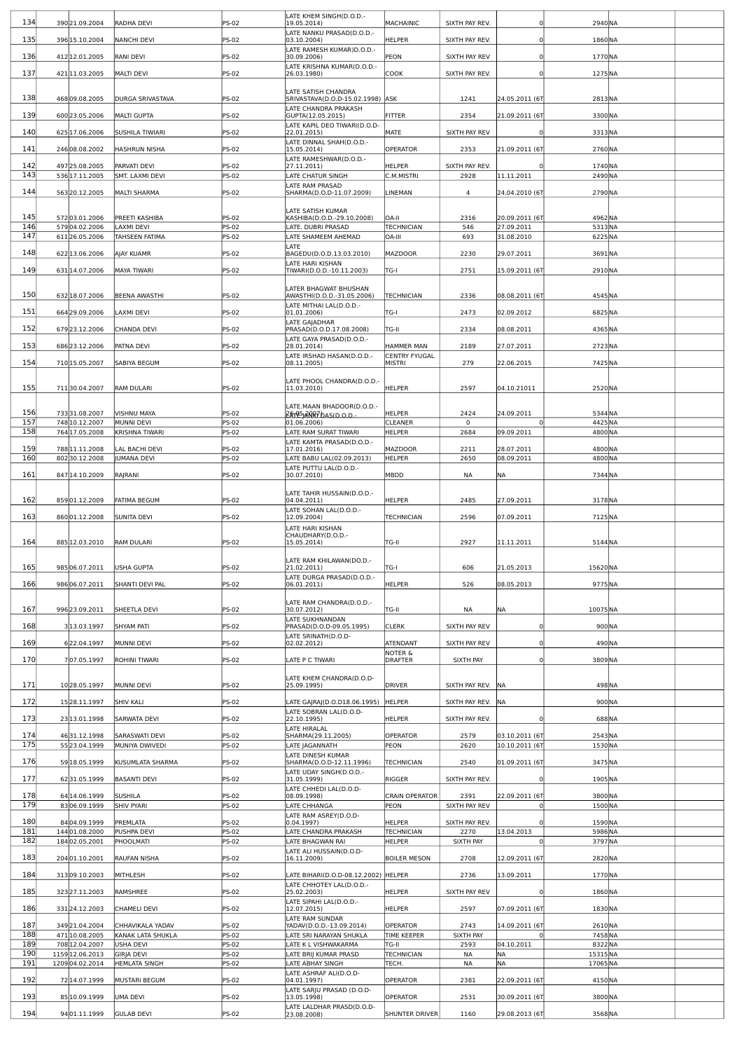| | | | | | | | | | | |
|---|---|---|---|---|---|---|---|---|---|---|
| 134 | 390 | 21.09.2004 | RADHA DEVI | PS-02 | LATE KHEM SINGH(D.O.D.-19.05.2014) | MACHAINIC | SIXTH PAY REV. | 0 | 2940 | NA |
| 135 | 396 | 15.10.2004 | NANCHI DEVI | PS-02 | LATE NANKU PRASAD(D.O.D.-03.10.2004) | HELPER | SIXTH PAY REV. | 0 | 1860 | NA |
| 136 | 412 | 12.01.2005 | RANI DEVI | PS-02 | LATE RAMESH KUMAR)D.O.D.-30.09.2006) | PEON | SIXTH PAY REV | 0 | 1770 | NA |
| 137 | 421 | 11.03.2005 | MALTI DEVI | PS-02 | LATE KRISHNA KUMAR(D.O.D.-26.03.1980) | COOK | SIXTH PAY REV. | 0 | 1275 | NA |
| 138 | 468 | 09.08.2005 | DURGA SRIVASTAVA | PS-02 | LATE SATISH CHANDRA SRIVASTAVA(D.O.D-15.02.1998) | ASK | 1241 | 24.05.2011 (6T | 2813 | NA |
| 139 | 600 | 23.05.2006 | MALTI GUPTA | PS-02 | LATE CHANDRA PRAKASH GUPTA(12.05.2015) | FITTER | 2354 | 21.09.2011 (6T | 3300 | NA |
| 140 | 625 | 17.06.2006 | SUSHILA TIWARI | PS-02 | LATE KAPIL DEO TIWARI(D.O.D-22.01.2015) | MATE | SIXTH PAY REV | 0 | 3313 | NA |
| 141 | 246 | 08.08.2002 | HASHRUN NISHA | PS-02 | LATE DINNAL SHAH(D.O.D.-15.05.2014) | OPERATOR | 2353 | 21.09.2011 (6T | 2760 | NA |
| 142 | 497 | 25.08.2005 | PARVATI DEVI | PS-02 | LATE RAMESHWAR(D.O.D.-27.11.2011) | HELPER | SIXTH PAY REV. | 0 | 1740 | NA |
| 143 | 536 | 17.11.2005 | SMT. LAXMI DEVI | PS-02 | LATE CHATUR SINGH | C.M.MISTRI | 2928 | 11.11.2011 | 2490 | NA |
| 144 | 563 | 20.12.2005 | MALTI SHARMA | PS-02 | LATE RAM PRASAD SHARMA(D.O.D-11.07.2009) | LINEMAN | 4 | 24.04.2010 (6T | 2790 | NA |
| 145 | 572 | 03.01.2006 | PREETI KASHIBA | PS-02 | LATE SATISH KUMAR KASHIBA(D.O.D.-29.10.2008) | OA-II | 2316 | 20.09.2011 (6T | 4962 | NA |
| 146 | 579 | 04.02.2006 | LAXMI DEVI | PS-02 | LATE. DUBRI PRASAD | TECHNICIAN | 546 | 27.09.2011 | 5313 | NA |
| 147 | 611 | 26.05.2006 | TAHSEEN FATIMA | PS-02 | LATE SHAMEEM AHEMAD | OA-III | 693 | 31.08.2010 | 6225 | NA |
| 148 | 622 | 13.06.2006 | AJAY KUAMR | PS-02 | LATE BAGEDU(D.O.D.13.03.2010) | MAZDOOR | 2230 | 29.07.2011 | 3691 | NA |
| 149 | 631 | 14.07.2006 | MAYA TIWARI | PS-02 | LATE HARI KISHAN TIWARI(D.O.D.-10.11.2003) | TG-I | 2751 | 15.09.2011 (6T | 2910 | NA |
| 150 | 632 | 18.07.2006 | BEENA AWASTHI | PS-02 | LATER BHAGWAT BHUSHAN AWASTHI(D.O.D.-31.05.2006) | TECHNICIAN | 2336 | 08.08.2011 (6T | 4545 | NA |
| 151 | 664 | 29.09.2006 | LAXMI DEVI | PS-02 | LATE MITHAI LAL(D.O.D.-01.01.2006) | TG-I | 2473 | 02.09.2012 | 6825 | NA |
| 152 | 679 | 23.12.2006 | CHANDA DEVI | PS-02 | LATE GAJADHAR PRASAD(D.O.D.17.08.2008) | TG-II | 2334 | 08.08.2011 | 4365 | NA |
| 153 | 686 | 23.12.2006 | PATNA DEVI | PS-02 | LATE GAYA PRASAD(D.O.D.-28.01.2014) | HAMMER MAN | 2189 | 27.07.2011 | 2723 | NA |
| 154 | 710 | 15.05.2007 | SABIYA BEGUM | PS-02 | LATE IRSHAD HASAN(D.O.D.-08.11.2005) | CENTRY FYUGAL MISTRI | 279 | 22.06.2015 | 7425 | NA |
| 155 | 711 | 30.04.2007 | RAM DULARI | PS-02 | LATE PHOOL CHANDRA(D.O.D.-11.03.2010) | HELPER | 2597 | 04.10.21011 | 2520 | NA |
| 156 | 733 | 31.08.2007 | VISHNU MAYA | PS-02 | LATE.MAAN BHADOOR(D.O.D.-24.05.2007) | HELPER | 2424 | 24.09.2011 | 5344 | NA |
| 157 | 748 | 10.12.2007 | MUNNI DEVI | PS-02 | LATE RAM DAS(D.O.D.-01.06.2006) | CLEANER | 0 | 0 | 4425 | NA |
| 158 | 764 | 17.05.2008 | KRISHNA TIWARI | PS-02 | LATE RAM SURAT TIWARI | HELPER | 2684 | 09.09.2011 | 4800 | NA |
| 159 | 788 | 11.11.2008 | LAL BACHI DEVI | PS-02 | LATE KAMTA PRASAD(D.O.D.-17.01.2016) | MAZDOOR | 2211 | 28.07.2011 | 4800 | NA |
| 160 | 802 | 30.12.2008 | JUMANA DEVI | PS-02 | LATE BABU LAL(02.09.2013) | HELPER | 2650 | 08.09.2011 | 4800 | NA |
| 161 | 847 | 14.10.2009 | RAJRANI | PS-02 | LATE PUTTU LAL(D.O.D.-30.07.2010) | MBDD | NA | NA | 7344 | NA |
| 162 | 859 | 01.12.2009 | FATIMA BEGUM | PS-02 | LATE TAHIR HUSSAIN(D.O.D.-04.04.2011) | HELPER | 2485 | 27.09.2011 | 3178 | NA |
| 163 | 860 | 01.12.2008 | SUNITA DEVI | PS-02 | LATE SOHAN LAL(D.O.D.-12.09.2004) | TECHNICIAN | 2596 | 07.09.2011 | 7125 | NA |
| 164 | 885 | 12.03.2010 | RAM DULARI | PS-02 | LATE HARI KISHAN CHAUDHARY(D.O.D.-15.05.2014) | TG-II | 2927 | 11.11.2011 | 5144 | NA |
| 165 | 985 | 06.07.2011 | USHA GUPTA | PS-02 | LATE RAM KHILAWAN(DO.D.-21.02.2011) | TG-I | 606 | 21.05.2013 | 15620 | NA |
| 166 | 986 | 06.07.2011 | SHANTI DEVI PAL | PS-02 | LATE DURGA PRASAD(D.O.D.-06.01.2011) | HELPER | 526 | 08.05.2013 | 9775 | NA |
| 167 | 996 | 23.09.2011 | SHEETLA DEVI | PS-02 | LATE RAM CHANDRA(D.O.D.-30.07.2012) | TG-II | NA | NA | 10075 | NA |
| 168 | 3 | 13.03.1997 | SHYAM PATI | PS-02 | LATE SUKHNANDAN PRASAD(D.O.D-09.05.1995) | CLERK | SIXTH PAY REV | 0 | 900 | NA |
| 169 | 6 | 22.04.1997 | MUNNI DEVI | PS-02 | LATE SRINATH(D.O.D-02.02.2012) | ATENDANT | SIXTH PAY REV | 0 | 490 | NA |
| 170 | 7 | 07.05.1997 | ROHINI TIWARI | PS-02 | LATE P C TIWARI | NOTER & DRAFTER | SIXTH PAY | 0 | 3809 | NA |
| 171 | 10 | 28.05.1997 | MUNNI DEVI | PS-02 | LATE KHEM CHANDRA(D.O.D-25.09.1995) | DRIVER | SIXTH PAY REV. | NA | 498 | NA |
| 172 | 15 | 28.11.1997 | SHIV KALI | PS-02 | LATE GAJRAJ(D.O.D18.06.1995) | HELPER | SIXTH PAY REV. | NA | 900 | NA |
| 173 | 23 | 13.01.1998 | SARWATA DEVI | PS-02 | LATE SOBRAN LAL(D.O.D-22.10.1995) | HELPER | SIXTH PAY REV. | 0 | 688 | NA |
| 174 | 46 | 31.12.1998 | SARASWATI DEVI | PS-02 | LATE HIRALAL SHARMA(29.11.2005) | OPERATOR | 2579 | 03.10.2011 (6T | 2543 | NA |
| 175 | 55 | 23.04.1999 | MUNIYA DWIVEDI | PS-02 | LATE JAGANNATH | PEON | 2620 | 10.10.2011 (6T | 1530 | NA |
| 176 | 59 | 18.05.1999 | KUSUMLATA SHARMA | PS-02 | LATE DINESH KUMAR SHARMA(D.O.D-12.11.1996) | TECHNICIAN | 2540 | 01.09.2011 (6T | 3475 | NA |
| 177 | 62 | 31.05.1999 | BASANTI DEVI | PS-02 | LATE UDAY SINGH(D.O.D.-31.05.1999) | RIGGER | SIXTH PAY REV. | 0 | 1905 | NA |
| 178 | 64 | 14.06.1999 | SUSHILA | PS-02 | LATE CHHEDI LAL(D.O.D-08.09.1998) | CRAIN OPERATOR | 2391 | 22.09.2011 (6T | 3800 | NA |
| 179 | 83 | 06.09.1999 | SHIV PYARI | PS-02 | LATE CHHANGA | PEON | SIXTH PAY REV | 0 | 1500 | NA |
| 180 | 84 | 04.09.1999 | PREMLATA | PS-02 | LATE RAM ASREY(D.O.D-0.04.1997) | HELPER | SIXTH PAY REV. | 0 | 1590 | NA |
| 181 | 144 | 01.08.2000 | PUSHPA DEVI | PS-02 | LATE CHANDRA PRAKASH | TECHNICIAN | 2270 | 13.04.2013 | 5986 | NA |
| 182 | 184 | 02.05.2001 | PHOOLMATI | PS-02 | LATE BHAGWAN RAI | HELPER | SIXTH PAY | 0 | 3797 | NA |
| 183 | 204 | 01.10.2001 | RAUFAN NISHA | PS-02 | LATE ALI HUSSAIN(D.O.D-16.11.2009) | BOILER MESON | 2708 | 12.09.2011 (6T | 2820 | NA |
| 184 | 313 | 09.10.2003 | MITHLESH | PS-02 | LATE BIHARI(D.O.D-08.12.2002) | HELPER | 2736 | 13.09.2011 | 1770 | NA |
| 185 | 323 | 27.11.2003 | RAMSHREE | PS-02 | LATE CHHOTEY LAL(D.O.D.-25.02.2003) | HELPER | SIXTH PAY REV | 0 | 1860 | NA |
| 186 | 331 | 24.12.2003 | CHAMELI DEVI | PS-02 | LATE SIPAHI LAL(D.O.D.-12.07.2015) | HELPER | 2597 | 07.09.2011 (6T | 1830 | NA |
| 187 | 349 | 21.04.2004 | CHHAVIKALA YADAV | PS-02 | LATE RAM SUNDAR YADAV(D.O.D.-13.09.2014) | OPERATOR | 2743 | 14.09.2011 (6T | 2610 | NA |
| 188 | 471 | 10.08.2005 | KANAK LATA SHUKLA | PS-02 | LATE SRI NARAYAN SHUKLA | TIME KEEPER | SIXTH PAY | 0 | 7458 | NA |
| 189 | 708 | 12.04.2007 | USHA DEVI | PS-02 | LATE K L VISHWAKARMA | TG-II | 2593 | 04.10.2011 | 8322 | NA |
| 190 | 1159 | 12.06.2013 | GIRJA DEVI | PS-02 | LATE BRIJ KUMAR PRASD | TECHNICIAN | NA | NA | 15315 | NA |
| 191 | 1209 | 04.02.2014 | HEMLATA SINGH | PS-02 | LATE ABHAY SINGH | TECH. | NA | NA | 17065 | NA |
| 192 | 72 | 14.07.1999 | MUSTARI BEGUM | PS-02 | LATE ASHRAF ALI(D.O.D-04.01.1997) | OPERATOR | 2381 | 22.09.2011 (6T | 4150 | NA |
| 193 | 85 | 10.09.1999 | UMA DEVI | PS-02 | LATE SARJU PRASAD (D.O.D-13.05.1998) | OPERATOR | 2531 | 30.09.2011 (6T | 3800 | NA |
| 194 | 94 | 01.11.1999 | GULAB DEVI | PS-02 | LATE LALDHAR PRASD(D.O.D-23.08.2008) | SHUNTER DRIVER | 1160 | 29.08.2013 (6T | 3568 | NA |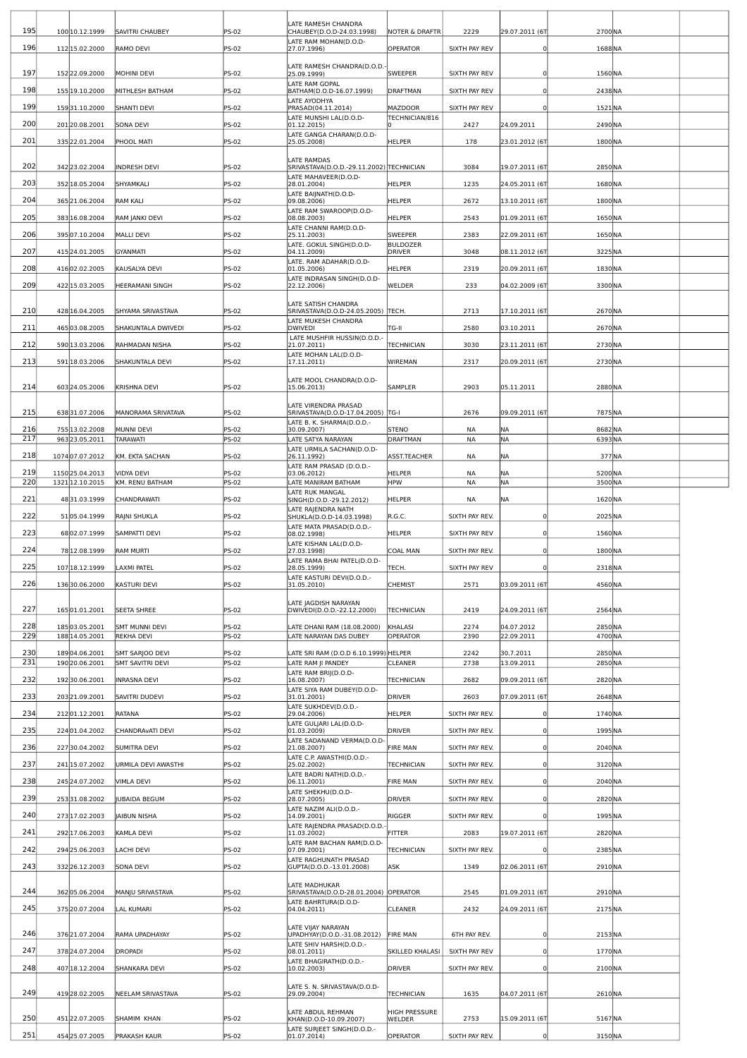| | | | | | | | | | | |
|---|---|---|---|---|---|---|---|---|---|---|
| 195 | 100 | 10.12.1999 | SAVITRI CHAUBEY | PS-02 | LATE RAMESH CHANDRA CHAUBEY(D.O.D-24.03.1998) | NOTER & DRAFTR | 2229 | 29.07.2011 (6T | 2700 | NA |
| 196 | 112 | 15.02.2000 | RAMO DEVI | PS-02 | LATE RAM MOHAN(D.O.D-27.07.1996) | OPERATOR | SIXTH PAY REV | 0 | 1688 | NA |
| 197 | 152 | 22.09.2000 | MOHINI DEVI | PS-02 | LATE RAMESH CHANDRA(D.O.D.-25.09.1999) | SWEEPER | SIXTH PAY REV | 0 | 1560 | NA |
| 198 | 155 | 19.10.2000 | MITHLESH BATHAM | PS-02 | LATE RAM GOPAL BATHAM(D.O.D-16.07.1999) | DRAFTMAN | SIXTH PAY REV | 0 | 2438 | NA |
| 199 | 159 | 31.10.2000 | SHANTI DEVI | PS-02 | LATE AYODHYA PRASAD(04.11.2014) | MAZDOOR | SIXTH PAY REV | 0 | 1521 | NA |
| 200 | 201 | 20.08.2001 | SONA DEVI | PS-02 | LATE MUNSHI LAL(D.O.D-01.12.2015) | TECHNICIAN/8160 | 2427 | 24.09.2011 | 2490 | NA |
| 201 | 335 | 22.01.2004 | PHOOL MATI | PS-02 | LATE GANGA CHARAN(D.O.D-25.05.2008) | HELPER | 178 | 23.01.2012 (6T | 1800 | NA |
| 202 | 342 | 23.02.2004 | INDRESH DEVI | PS-02 | LATE RAMDAS SRIVASTAVA(D.O.D.-29.11.2002) | TECHNICIAN | 3084 | 19.07.2011 (6T | 2850 | NA |
| 203 | 352 | 18.05.2004 | SHYAMKALI | PS-02 | LATE MAHAVEER(D.O.D-28.01.2004) | HELPER | 1235 | 24.05.2011 (6T | 1680 | NA |
| 204 | 365 | 21.06.2004 | RAM KALI | PS-02 | LATE BAIJNATH(D.O.D-09.08.2006) | HELPER | 2672 | 13.10.2011 (6T | 1800 | NA |
| 205 | 383 | 16.08.2004 | RAM JANKI DEVI | PS-02 | LATE RAM SWAROOP(D.O.D-08.08.2003) | HELPER | 2543 | 01.09.2011 (6T | 1650 | NA |
| 206 | 395 | 07.10.2004 | MALLI DEVI | PS-02 | LATE CHANNI RAM(D.O.D-25.11.2003) | SWEEPER | 2383 | 22.09.2011 (6T | 1650 | NA |
| 207 | 415 | 24.01.2005 | GYANMATI | PS-02 | LATE. GOKUL SINGH(D.O.D-04.11.2009) | BULDOZER DRIVER | 3048 | 08.11.2012 (6T | 3225 | NA |
| 208 | 416 | 02.02.2005 | KAUSALYA DEVI | PS-02 | LATE. RAM ADAHAR(D.O.D-01.05.2006) | HELPER | 2319 | 20.09.2011 (6T | 1830 | NA |
| 209 | 422 | 15.03.2005 | HEERAMANI SINGH | PS-02 | LATE INDRASAN SINGH(D.O.D-22.12.2006) | WELDER | 233 | 04.02.2009 (6T | 3300 | NA |
| 210 | 428 | 16.04.2005 | SHYAMA SRIVASTAVA | PS-02 | LATE SATISH CHANDRA SRIVASTAVA(D.O.D-24.05.2005) | TECH. | 2713 | 17.10.2011 (6T | 2670 | NA |
| 211 | 465 | 03.08.2005 | SHAKUNTALA DWIVEDI | PS-02 | LATE MUKESH CHANDRA DWIVEDI | TG-II | 2580 | 03.10.2011 | 2670 | NA |
| 212 | 590 | 13.03.2006 | RAHMADAN NISHA | PS-02 | LATE MUSHFIR HUSSIN(D.O.D.-21.07.2011) | TECHNICIAN | 3030 | 23.11.2011 (6T | 2730 | NA |
| 213 | 591 | 18.03.2006 | SHAKUNTALA DEVI | PS-02 | LATE MOHAN LAL(D.O.D-17.11.2011) | WIREMAN | 2317 | 20.09.2011 (6T | 2730 | NA |
| 214 | 603 | 24.05.2006 | KRISHNA DEVI | PS-02 | LATE MOOL CHANDRA(D.O.D-15.06.2013) | SAMPLER | 2903 | 05.11.2011 | 2880 | NA |
| 215 | 638 | 31.07.2006 | MANORAMA SRIVATAVA | PS-02 | LATE VIRENDRA PRASAD SRIVASTAVA(D.O.D-17.04.2005) | TG-I | 2676 | 09.09.2011 (6T | 7875 | NA |
| 216 | 755 | 13.02.2008 | MUNNI DEVI | PS-02 | LATE B. K. SHARMA(D.O.D.-30.09.2007) | STENO | NA | NA | 8682 | NA |
| 217 | 963 | 23.05.2011 | TARAWATI | PS-02 | LATE SATYA NARAYAN | DRAFTMAN | NA | NA | 6393 | NA |
| 218 | 1074 | 07.07.2012 | KM. EKTA SACHAN | PS-02 | LATE URMILA SACHAN(D.O.D-26.11.1992) | ASST.TEACHER | NA | NA | 377 | NA |
| 219 | 1150 | 25.04.2013 | VIDYA DEVI | PS-02 | LATE RAM PRASAD (D.O.D.-03.06.2012) | HELPER | NA | NA | 5200 | NA |
| 220 | 1321 | 12.10.2015 | KM. RENU BATHAM | PS-02 | LATE MANIRAM BATHAM | HPW | NA | NA | 3500 | NA |
| 221 | 48 | 31.03.1999 | CHANDRAWATI | PS-02 | LATE RUK MANGAL SINGH(D.O.D.-29.12.2012) | HELPER | NA | NA | 1620 | NA |
| 222 | 51 | 05.04.1999 | RAJNI SHUKLA | PS-02 | LATE RAJENDRA NATH SHUKLA(D.O.D-14.03.1998) | R.G.C. | SIXTH PAY REV. | 0 | 2025 | NA |
| 223 | 68 | 02.07.1999 | SAMPATTI DEVI | PS-02 | LATE MATA PRASAD(D.O.D.-08.02.1998) | HELPER | SIXTH PAY REV | 0 | 1560 | NA |
| 224 | 78 | 12.08.1999 | RAM MURTI | PS-02 | LATE KISHAN LAL(D.O.D-27.03.1998) | COAL MAN | SIXTH PAY REV. | 0 | 1800 | NA |
| 225 | 107 | 18.12.1999 | LAXMI PATEL | PS-02 | LATE RAMA BHAI PATEL(D.O.D-28.05.1999) | TECH. | SIXTH PAY REV | 0 | 2318 | NA |
| 226 | 136 | 30.06.2000 | KASTURI DEVI | PS-02 | LATE KASTURI DEVI(D.O.D.-31.05.2010) | CHEMIST | 2571 | 03.09.2011 (6T | 4560 | NA |
| 227 | 165 | 01.01.2001 | SEETA SHREE | PS-02 | LATE JAGDISH NARAYAN DWIVEDI(D.O.D.-22.12.2000) | TECHNICIAN | 2419 | 24.09.2011 (6T | 2564 | NA |
| 228 | 185 | 03.05.2001 | SMT MUNNI DEVI | PS-02 | LATE DHANI RAM (18.08.2000) | KHALASI | 2274 | 04.07.2012 | 2850 | NA |
| 229 | 188 | 14.05.2001 | REKHA DEVI | PS-02 | LATE NARAYAN DAS DUBEY | OPERATOR | 2390 | 22.09.2011 | 4700 | NA |
| 230 | 189 | 04.06.2001 | SMT SARJOO DEVI | PS-02 | LATE SRI RAM (D.O.D 6.10.1999) | HELPER | 2242 | 30.7.2011 | 2850 | NA |
| 231 | 190 | 20.06.2001 | SMT SAVITRI DEVI | PS-02 | LATE RAM JI PANDEY | CLEANER | 2738 | 13.09.2011 | 2850 | NA |
| 232 | 192 | 30.06.2001 | INRASNA DEVI | PS-02 | LATE RAM BRIJ(D.O.D-16.08.2007) | TECHNICIAN | 2682 | 09.09.2011 (6T | 2820 | NA |
| 233 | 203 | 21.09.2001 | SAVITRI DUDEVI | PS-02 | LATE SIYA RAM DUBEY(D.O.D-31.01.2001) | DRIVER | 2603 | 07.09.2011 (6T | 2648 | NA |
| 234 | 212 | 01.12.2001 | RATANA | PS-02 | LATE SUKHDEV(D.O.D.-29.04.2006) | HELPER | SIXTH PAY REV. | 0 | 1740 | NA |
| 235 | 224 | 01.04.2002 | CHANDRAvATI DEVI | PS-02 | LATE GULJARI LAL(D.O.D-01.03.2009) | DRIVER | SIXTH PAY REV. | 0 | 1995 | NA |
| 236 | 227 | 30.04.2002 | SUMITRA DEVI | PS-02 | LATE SADANAND VERMA(D.O.D-21.08.2007) | FIRE MAN | SIXTH PAY REV. | 0 | 2040 | NA |
| 237 | 241 | 15.07.2002 | URMILA DEVI AWASTHI | PS-02 | LATE C.P. AWASTHI(D.O.D.-25.02.2002) | TECHNICIAN | SIXTH PAY REV. | 0 | 3120 | NA |
| 238 | 245 | 24.07.2002 | VIMLA DEVI | PS-02 | LATE BADRI NATH(D.O.D.-06.11.2001) | FIRE MAN | SIXTH PAY REV. | 0 | 2040 | NA |
| 239 | 253 | 31.08.2002 | JUBAIDA BEGUM | PS-02 | LATE SHEKHU(D.O.D-28.07.2005) | DRIVER | SIXTH PAY REV. | 0 | 2820 | NA |
| 240 | 273 | 17.02.2003 | JAIBUN NISHA | PS-02 | LATE NAZIM ALI(D.O.D.-14.09.2001) | RIGGER | SIXTH PAY REV. | 0 | 1995 | NA |
| 241 | 292 | 17.06.2003 | KAMLA DEVI | PS-02 | LATE RAJENDRA PRASAD(D.O.D.-11.03.2002) | FITTER | 2083 | 19.07.2011 (6T | 2820 | NA |
| 242 | 294 | 25.06.2003 | LACHI DEVI | PS-02 | LATE RAM BACHAN RAM(D.O.D-07.09.2001) | TECHNICIAN | SIXTH PAY REV. | 0 | 2385 | NA |
| 243 | 332 | 26.12.2003 | SONA DEVI | PS-02 | LATE RAGHUNATH PRASAD GUPTA(D.O.D.-13.01.2008) | ASK | 1349 | 02.06.2011 (6T | 2910 | NA |
| 244 | 362 | 05.06.2004 | MANJU SRIVASTAVA | PS-02 | LATE MADHUKAR SRIVASTAVA(D.O.D-28.01.2004) | OPERATOR | 2545 | 01.09.2011 (6T | 2910 | NA |
| 245 | 375 | 20.07.2004 | LAL KUMARI | PS-02 | LATE BAHRTURA(D.O.D-04.04.2011) | CLEANER | 2432 | 24.09.2011 (6T | 2175 | NA |
| 246 | 376 | 21.07.2004 | RAMA UPADHAYAY | PS-02 | LATE VIJAY NARAYAN UPADHYAY(D.O.D.-31.08.2012) | FIRE MAN | 6TH PAY REV. | 0 | 2153 | NA |
| 247 | 378 | 24.07.2004 | DROPADI | PS-02 | LATE SHIV HARSH(D.O.D.-08.01.2011) | SKILLED KHALASI | SIXTH PAY REV | 0 | 1770 | NA |
| 248 | 407 | 18.12.2004 | SHANKARA DEVI | PS-02 | LATE BHAGIRATH(D.O.D.-10.02.2003) | DRIVER | SIXTH PAY REV. | 0 | 2100 | NA |
| 249 | 419 | 28.02.2005 | NEELAM SRIVASTAVA | PS-02 | LATE S. N. SRIVASTAVA(D.O.D-29.09.2004) | TECHNICIAN | 1635 | 04.07.2011 (6T | 2610 | NA |
| 250 | 451 | 22.07.2005 | SHAMIM KHAN | PS-02 | LATE ABDUL REHMAN KHAN(D.O.D-10.09.2007) | HIGH PRESSURE WELDER | 2753 | 15.09.2011 (6T | 5167 | NA |
| 251 | 454 | 25.07.2005 | PRAKASH KAUR | PS-02 | LATE SURJEET SINGH(D.O.D.-01.07.2014) | OPERATOR | SIXTH PAY REV. | 0 | 3150 | NA |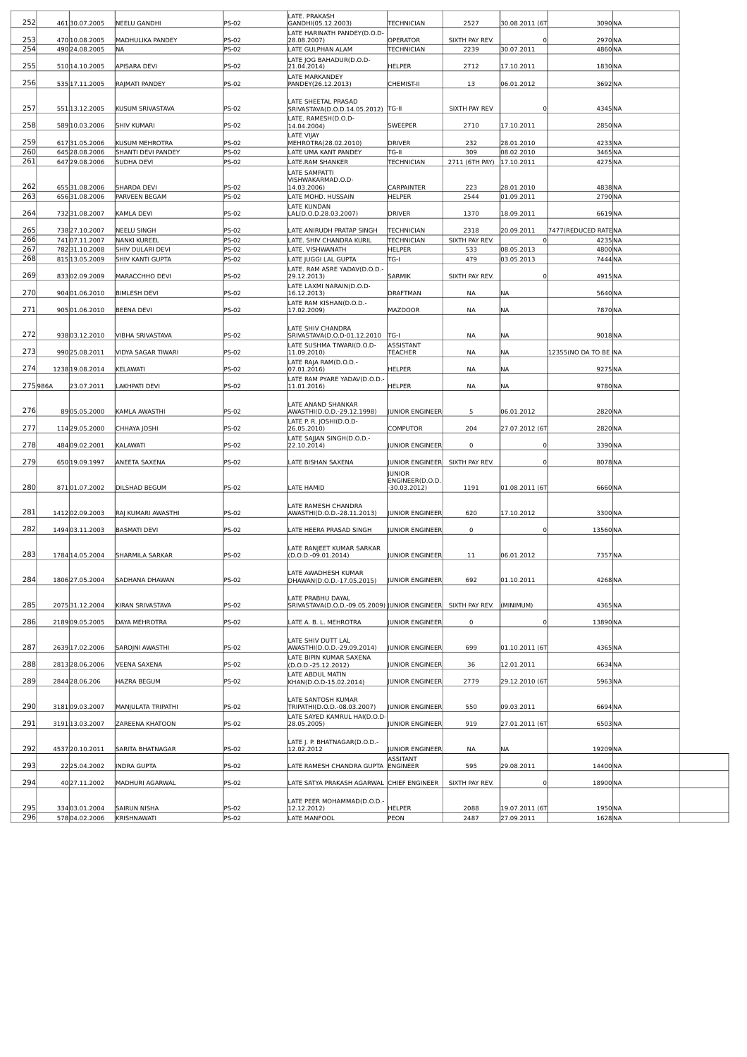| | | | | | | | | | | | |
|---|---|---|---|---|---|---|---|---|---|---|---|
| 252 | 461 | 30.07.2005 | NEELU GANDHI | PS-02 | LATE. PRAKASH GANDHI(05.12.2003) | TECHNICIAN | 2527 | 30.08.2011 (6T | 3090 | NA | |
| 253 | 470 | 10.08.2005 | MADHULIKA PANDEY | PS-02 | LATE HARINATH PANDEY(D.O.D-28.08.2007) | OPERATOR | SIXTH PAY REV. | 0 | 2970 | NA | |
| 254 | 490 | 24.08.2005 | NA | PS-02 | LATE GULPHAN ALAM | TECHNICIAN | 2239 | 30.07.2011 | 4860 | NA | |
| 255 | 510 | 14.10.2005 | APISARA DEVI | PS-02 | LATE JOG BAHADUR(D.O.D-21.04.2014) | HELPER | 2712 | 17.10.2011 | 1830 | NA | |
| 256 | 535 | 17.11.2005 | RAJMATI PANDEY | PS-02 | LATE MARKANDEY PANDEY(26.12.2013) | CHEMIST-II | 13 | 06.01.2012 | 3692 | NA | |
| 257 | 551 | 13.12.2005 | KUSUM SRIVASTAVA | PS-02 | LATE SHEETAL PRASAD SRIVASTAVA(D.O.D.14.05.2012) | TG-II | SIXTH PAY REV | 0 | 4345 | NA | |
| 258 | 589 | 10.03.2006 | SHIV KUMARI | PS-02 | LATE. RAMESH(D.O.D-14.04.2004) | SWEEPER | 2710 | 17.10.2011 | 2850 | NA | |
| 259 | 617 | 31.05.2006 | KUSUM MEHROTRA | PS-02 | LATE VIJAY MEHROTRA(28.02.2010) | DRIVER | 232 | 28.01.2010 | 4233 | NA | |
| 260 | 645 | 28.08.2006 | SHANTI DEVI PANDEY | PS-02 | LATE UMA KANT PANDEY | TG-II | 309 | 08.02.2010 | 3465 | NA | |
| 261 | 647 | 29.08.2006 | SUDHA DEVI | PS-02 | LATE.RAM SHANKER | TECHNICIAN | 2711 (6TH PAY) | 17.10.2011 | 4275 | NA | |
| 262 | 655 | 31.08.2006 | SHARDA DEVI | PS-02 | LATE SAMPATTI VISHWAKARMAD.O.D-14.03.2006) | CARPAINTER | 223 | 28.01.2010 | 4838 | NA | |
| 263 | 656 | 31.08.2006 | PARVEEN BEGAM | PS-02 | LATE MOHD. HUSSAIN | HELPER | 2544 | 01.09.2011 | 2790 | NA | |
| 264 | 732 | 31.08.2007 | KAMLA DEVI | PS-02 | LATE KUNDAN LAL(D.O.D.28.03.2007) | DRIVER | 1370 | 18.09.2011 | 6619 | NA | |
| 265 | 738 | 27.10.2007 | NEELU SINGH | PS-02 | LATE ANIRUDH PRATAP SINGH | TECHNICIAN | 2318 | 20.09.2011 | 7477(REDUCED RATE | NA | |
| 266 | 741 | 07.11.2007 | NANKI KUREEL | PS-02 | LATE. SHIV CHANDRA KURIL | TECHNICIAN | SIXTH PAY REV. | 0 | 4235 | NA | |
| 267 | 782 | 31.10.2008 | SHIV DULARI DEVI | PS-02 | LATE. VISHWANATH | HELPER | 533 | 08.05.2013 | 4800 | NA | |
| 268 | 815 | 13.05.2009 | SHIV KANTI GUPTA | PS-02 | LATE JUGGI LAL GUPTA | TG-I | 479 | 03.05.2013 | 7444 | NA | |
| 269 | 833 | 02.09.2009 | MARACCHHO DEVI | PS-02 | LATE. RAM ASRE YADAV(D.O.D.-29.12.2013) | SARMIK | SIXTH PAY REV. | 0 | 4915 | NA | |
| 270 | 904 | 01.06.2010 | BIMLESH DEVI | PS-02 | LATE LAXMI NARAIN(D.O.D-16.12.2013) | DRAFTMAN | NA | NA | 5640 | NA | |
| 271 | 905 | 01.06.2010 | BEENA DEVI | PS-02 | LATE RAM KISHAN(D.O.D.-17.02.2009) | MAZDOOR | NA | NA | 7870 | NA | |
| 272 | 938 | 03.12.2010 | VIBHA SRIVASTAVA | PS-02 | LATE SHIV CHANDRA SRIVASTAVA(D.O.D-01.12.2010 | TG-I | NA | NA | 9018 | NA | |
| 273 | 990 | 25.08.2011 | VIDYA SAGAR TIWARI | PS-02 | LATE SUSHMA TIWARI(D.O.D-11.09.2010) | ASSISTANT TEACHER | NA | NA | 12355(NO DA TO BE | NA | |
| 274 | 1238 | 19.08.2014 | KELAWATI | PS-02 | LATE RAJA RAM(D.O.D.-07.01.2016) | HELPER | NA | NA | 9275 | NA | |
| 275 | 986A | 23.07.2011 | LAKHPATI DEVI | PS-02 | LATE RAM PYARE YADAV(D.O.D.-11.01.2016) | HELPER | NA | NA | 9780 | NA | |
| 276 | 89 | 05.05.2000 | KAMLA AWASTHI | PS-02 | LATE ANAND SHANKAR AWASTHI(D.O.D.-29.12.1998) | JUNIOR ENGINEER | 5 | 06.01.2012 | 2820 | NA | |
| 277 | 114 | 29.05.2000 | CHHAYA JOSHI | PS-02 | LATE P. R. JOSHI(D.O.D-26.05.2010) | COMPUTOR | 204 | 27.07.2012 (6T | 2820 | NA | |
| 278 | 484 | 09.02.2001 | KALAWATI | PS-02 | LATE SAJJAN SINGH(D.O.D.-22.10.2014) | JUNIOR ENGINEER | 0 | 0 | 3390 | NA | |
| 279 | 650 | 19.09.1997 | ANEETA SAXENA | PS-02 | LATE BISHAN SAXENA | JUNIOR ENGINEER | SIXTH PAY REV. | 0 | 8078 | NA | |
| 280 | 871 | 01.07.2002 | DILSHAD BEGUM | PS-02 | LATE HAMID | JUNIOR ENGINEER(D.O.D.-30.03.2012) | 1191 | 01.08.2011 (6T | 6660 | NA | |
| 281 | 1412 | 02.09.2003 | RAJ KUMARI AWASTHI | PS-02 | LATE RAMESH CHANDRA AWASTHI(D.O.D.-28.11.2013) | JUNIOR ENGINEER | 620 | 17.10.2012 | 3300 | NA | |
| 282 | 1494 | 03.11.2003 | BASMATI DEVI | PS-02 | LATE HEERA PRASAD SINGH | JUNIOR ENGINEER | 0 | 0 | 13560 | NA | |
| 283 | 1784 | 14.05.2004 | SHARMILA SARKAR | PS-02 | LATE RANJEET KUMAR SARKAR (D.O.D.-09.01.2014) | JUNIOR ENGINEER | 11 | 06.01.2012 | 7357 | NA | |
| 284 | 1806 | 27.05.2004 | SADHANA DHAWAN | PS-02 | LATE AWADHESH KUMAR DHAWAN(D.O.D.-17.05.2015) | JUNIOR ENGINEER | 692 | 01.10.2011 | 4268 | NA | |
| 285 | 2075 | 31.12.2004 | KIRAN SRIVASTAVA | PS-02 | LATE PRABHU DAYAL SRIVASTAVA(D.O.D.-09.05.2009) | JUNIOR ENGINEER | SIXTH PAY REV. | (MINIMUM) | 4365 | NA | |
| 286 | 2189 | 09.05.2005 | DAYA MEHROTRA | PS-02 | LATE A. B. L. MEHROTRA | JUNIOR ENGINEER | 0 | 0 | 13890 | NA | |
| 287 | 2639 | 17.02.2006 | SAROJNI AWASTHI | PS-02 | LATE SHIV DUTT LAL AWASTHI(D.O.D.-29.09.2014) | JUNIOR ENGINEER | 699 | 01.10.2011 (6T | 4365 | NA | |
| 288 | 2813 | 28.06.2006 | VEENA SAXENA | PS-02 | LATE BIPIN KUMAR SAXENA (D.O.D.-25.12.2012) | JUNIOR ENGINEER | 36 | 12.01.2011 | 6634 | NA | |
| 289 | 2844 | 28.06.206 | HAZRA BEGUM | PS-02 | LATE ABDUL MATIN KHAN(D.O.D-15.02.2014) | JUNIOR ENGINEER | 2779 | 29.12.2010 (6T | 5963 | NA | |
| 290 | 3181 | 09.03.2007 | MANJULATA TRIPATHI | PS-02 | LATE SANTOSH KUMAR TRIPATHI(D.O.D.-08.03.2007) | JUNIOR ENGINEER | 550 | 09.03.2011 | 6694 | NA | |
| 291 | 3191 | 13.03.2007 | ZAREENA KHATOON | PS-02 | LATE SAYED KAMRUL HAI(D.O.D-28.05.2005) | JUNIOR ENGINEER | 919 | 27.01.2011 (6T | 6503 | NA | |
| 292 | 4537 | 20.10.2011 | SARITA BHATNAGAR | PS-02 | LATE J. P. BHATNAGAR(D.O.D.-12.02.2012 | JUNIOR ENGINEER | NA | NA | 19209 | NA | |
| 293 | 22 | 25.04.2002 | INDRA GUPTA | PS-02 | LATE RAMESH CHANDRA GUPTA | ASSITANT ENGINEER | 595 | 29.08.2011 | 14400 | NA | |
| 294 | 40 | 27.11.2002 | MADHURI AGARWAL | PS-02 | LATE SATYA PRAKASH AGARWAL | CHIEF ENGINEER | SIXTH PAY REV. | 0 | 18900 | NA | |
| 295 | 334 | 03.01.2004 | SAIRUN NISHA | PS-02 | LATE PEER MOHAMMAD(D.O.D.-12.12.2012) | HELPER | 2088 | 19.07.2011 (6T | 1950 | NA | |
| 296 | 578 | 04.02.2006 | KRISHNAWATI | PS-02 | LATE MANFOOL | PEON | 2487 | 27.09.2011 | 1628 | NA | |